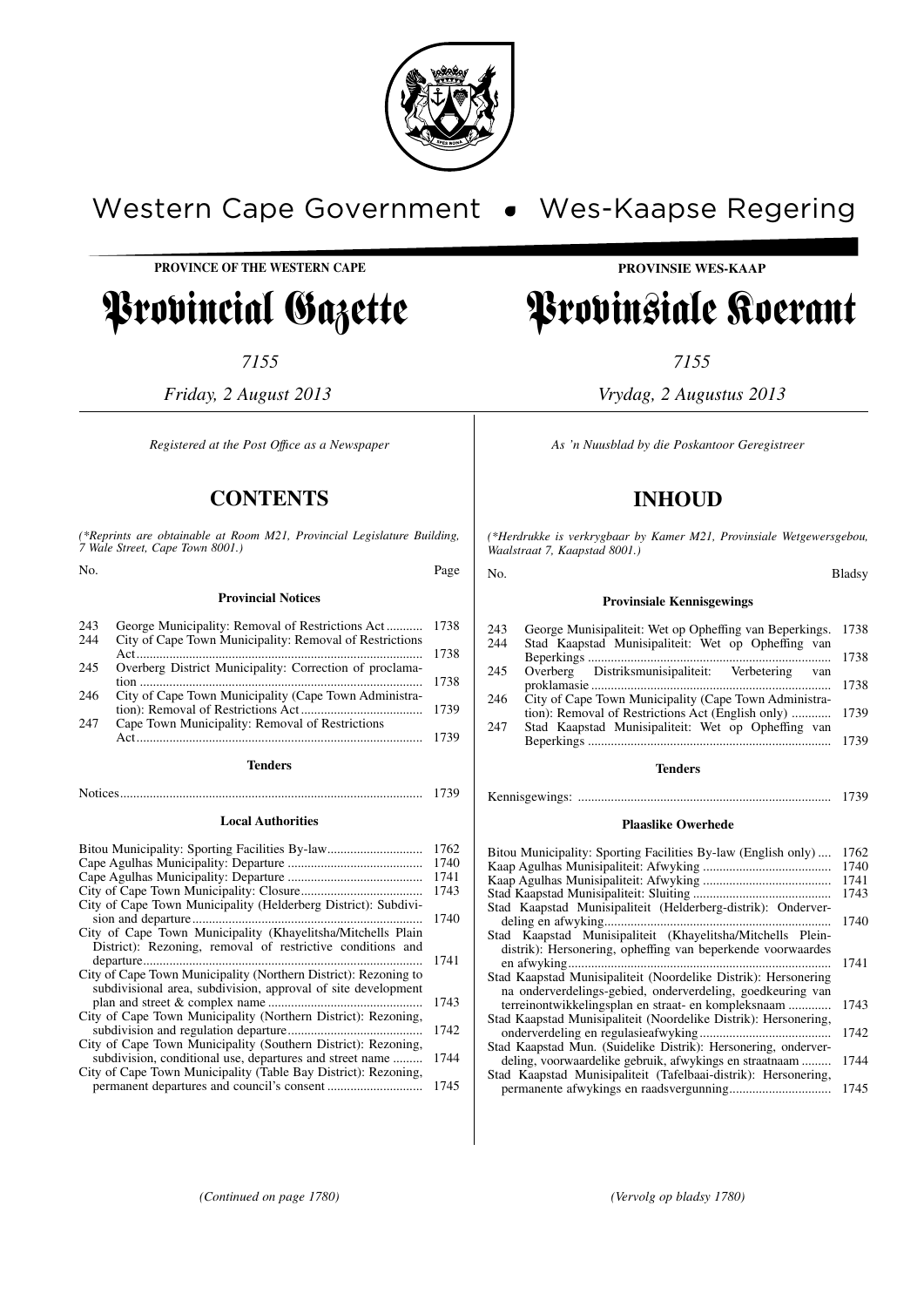Western Cape Government • Wes-Kaapse Regering

**PROVINCE OF THE WESTERN CAPE**

# Provincial Gazette

*7155*

*Friday, 2 August 2013*

*Registered at the Post Office as a Newspaper*

## CONTENTS

*(\*Reprints are obtainable at Room M21, Provincial Legislature Building, 7 Wale Street, Cape Town 8001.)*

| No. | | Page |
|---|---|---|
| | **Provincial Notices** | |
| 243 | George Municipality: Removal of Restrictions Act | 1738 |
| 244 | City of Cape Town Municipality: Removal of Restrictions Act | 1738 |
| 245 | Overberg District Municipality: Correction of proclamation | 1738 |
| 246 | City of Cape Town Municipality (Cape Town Administration): Removal of Restrictions Act | 1739 |
| 247 | Cape Town Municipality: Removal of Restrictions Act | 1739 |
| | **Tenders** | |
| | Notices | 1739 |
| | **Local Authorities** | |
| | Bitou Municipality: Sporting Facilities By-law | 1762 |
| | Cape Agulhas Municipality: Departure | 1740 |
| | Cape Agulhas Municipality: Departure | 1741 |
| | City of Cape Town Municipality: Closure | 1743 |
| | City of Cape Town Municipality (Helderberg District): Subdivision and departure | 1740 |
| | City of Cape Town Municipality (Khayelitsha/Mitchells Plain District): Rezoning, removal of restrictive conditions and departure | 1741 |
| | City of Cape Town Municipality (Northern District): Rezoning to subdivisional area, subdivision, approval of site development plan and street & complex name | 1743 |
| | City of Cape Town Municipality (Northern District): Rezoning, subdivision and regulation departure | 1742 |
| | City of Cape Town Municipality (Southern District): Rezoning, subdivision, conditional use, departures and street name | 1744 |
| | City of Cape Town Municipality (Table Bay District): Rezoning, permanent departures and council's consent | 1745 |

*(Continued on page 1780)*

**PROVINSIE WES-KAAP**

# Provinsiale Koerant

*7155*

*Vrydag, 2 Augustus 2013*

*As 'n Nuusblad by die Poskantoor Geregistreer*

## INHOUD

*(\*Herdrukke is verkrygbaar by Kamer M21, Provinsiale Wetgewersgebou, Waalstraat 7, Kaapstad 8001.)*

| No. | | Bladsy |
|---|---|---|
| | **Provinsiale Kennisgewings** | |
| 243 | George Munisipaliteit: Wet op Opheffing van Beperkings. | 1738 |
| 244 | Stad Kaapstad Munisipaliteit: Wet op Opheffing van Beperkings | 1738 |
| 245 | Overberg Distriksmunisipaliteit: Verbetering van proklamasie | 1738 |
| 246 | City of Cape Town Municipality (Cape Town Administration): Removal of Restrictions Act (English only) | 1739 |
| 247 | Stad Kaapstad Munisipaliteit: Wet op Opheffing van Beperkings | 1739 |
| | **Tenders** | |
| | Kennisgewings: | 1739 |
| | **Plaaslike Owerhede** | |
| | Bitou Municipality: Sporting Facilities By-law (English only) | 1762 |
| | Kaap Agulhas Munisipaliteit: Afwyking | 1740 |
| | Kaap Agulhas Munisipaliteit: Afwyking | 1741 |
| | Stad Kaapstad Munisipaliteit: Sluiting | 1743 |
| | Stad Kaapstad Munisipaliteit (Helderberg-distrik): Onderverdeling en afwyking | 1740 |
| | Stad Kaapstad Munisipaliteit (Khayelitsha/Mitchells Pleindistrik): Hersonering, opheffing van beperkende voorwaardes en afwyking | 1741 |
| | Stad Kaapstad Munisipaliteit (Noordelike Distrik): Hersonering na onderverdelings-gebied, onderverdeling, goedkeuring van terreinontwikkelingsplan en straat- en kompleksnaam | 1743 |
| | Stad Kaapstad Munisipaliteit (Noordelike Distrik): Hersonering, onderverdeling en regulasieafwyking | 1742 |
| | Stad Kaapstad Mun. (Suidelike Distrik): Hersonering, onderverdeling, voorwaardelike gebruik, afwykings en straatnaam | 1744 |
| | Stad Kaapstad Munisipaliteit (Tafelbaai-distrik): Hersonering, permanente afwykings en raadsvergunning | 1745 |

*(Vervolg op bladsy 1780)*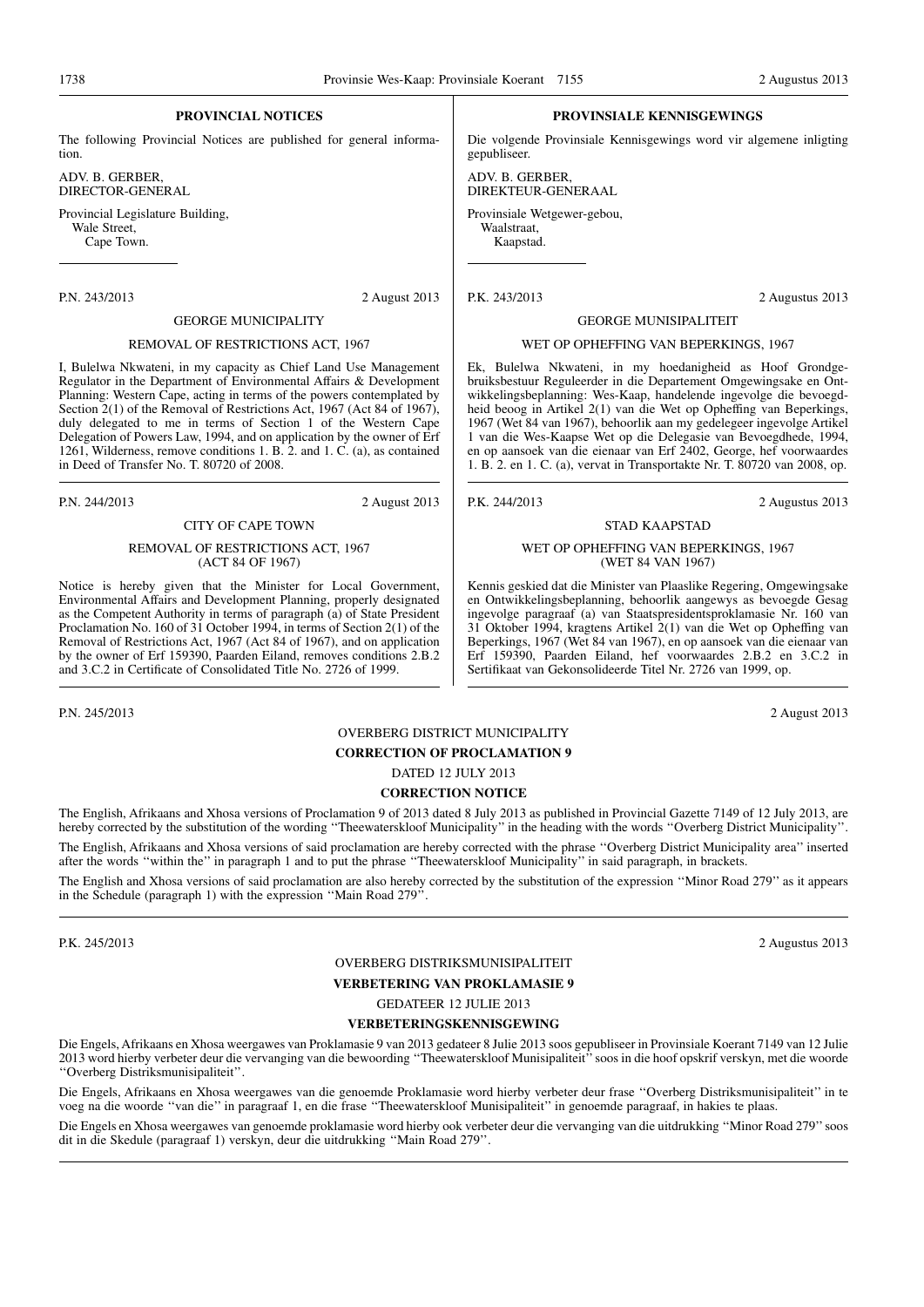## PROVINCIAL NOTICES

The following Provincial Notices are published for general information.

ADV. B. GERBER,
DIRECTOR-GENERAL

Provincial Legislature Building,
Wale Street,
Cape Town.

P.N. 243/2013 — 2 August 2013

### GEORGE MUNICIPALITY

### REMOVAL OF RESTRICTIONS ACT, 1967

I, Bulelwa Nkwateni, in my capacity as Chief Land Use Management Regulator in the Department of Environmental Affairs & Development Planning: Western Cape, acting in terms of the powers contemplated by Section 2(1) of the Removal of Restrictions Act, 1967 (Act 84 of 1967), duly delegated to me in terms of Section 1 of the Western Cape Delegation of Powers Law, 1994, and on application by the owner of Erf 1261, Wilderness, remove conditions 1. B. 2. and 1. C. (a), as contained in Deed of Transfer No. T. 80720 of 2008.

P.N. 244/2013 — 2 August 2013

### CITY OF CAPE TOWN

### REMOVAL OF RESTRICTIONS ACT, 1967 (ACT 84 OF 1967)

Notice is hereby given that the Minister for Local Government, Environmental Affairs and Development Planning, properly designated as the Competent Authority in terms of paragraph (a) of State President Proclamation No. 160 of 31 October 1994, in terms of Section 2(1) of the Removal of Restrictions Act, 1967 (Act 84 of 1967), and on application by the owner of Erf 159390, Paarden Eiland, removes conditions 2.B.2 and 3.C.2 in Certificate of Consolidated Title No. 2726 of 1999.

## PROVINSIALE KENNISGEWINGS

Die volgende Provinsiale Kennisgewings word vir algemene inligting gepubliseer.

ADV. B. GERBER,
DIREKTEUR-GENERAAL

Provinsiale Wetgewer-gebou,
Waalstraat,
Kaapstad.

P.K. 243/2013 — 2 Augustus 2013

### GEORGE MUNISIPALITEIT

### WET OP OPHEFFING VAN BEPERKINGS, 1967

Ek, Bulelwa Nkwateni, in my hoedanigheid as Hoof Grondgebruiksbestuur Reguleerder in die Departement Omgewingsake en Ontwikkelingsbeplanning: Wes-Kaap, handelende ingevolge die bevoegdheid beoog in Artikel 2(1) van die Wet op Opheffing van Beperkings, 1967 (Wet 84 van 1967), behoorlik aan my gedelegeer ingevolge Artikel 1 van die Wes-Kaapse Wet op die Delegasie van Bevoegdhede, 1994, en op aansoek van die eienaar van Erf 2402, George, hef voorwaardes 1. B. 2. en 1. C. (a), vervat in Transportakte Nr. T. 80720 van 2008, op.

P.K. 244/2013 — 2 Augustus 2013

### STAD KAAPSTAD

### WET OP OPHEFFING VAN BEPERKINGS, 1967 (WET 84 VAN 1967)

Kennis geskied dat die Minister van Plaaslike Regering, Omgewingsake en Ontwikkelingsbeplanning, behoorlik aangewys as bevoegde Gesag ingevolge paragraaf (a) van Staatspresidentsproklamasie Nr. 160 van 31 Oktober 1994, kragtens Artikel 2(1) van die Wet op Opheffing van Beperkings, 1967 (Wet 84 van 1967), en op aansoek van die eienaar van Erf 159390, Paarden Eiland, hef voorwaardes 2.B.2 en 3.C.2 in Sertifikaat van Gekonsolideerde Titel Nr. 2726 van 1999, op.

P.N. 245/2013 — 2 August 2013

### OVERBERG DISTRICT MUNICIPALITY

### **CORRECTION OF PROCLAMATION 9**

DATED 12 JULY 2013

### **CORRECTION NOTICE**

The English, Afrikaans and Xhosa versions of Proclamation 9 of 2013 dated 8 July 2013 as published in Provincial Gazette 7149 of 12 July 2013, are hereby corrected by the substitution of the wording ''Theewaterskloof Municipality'' in the heading with the words ''Overberg District Municipality''.

The English, Afrikaans and Xhosa versions of said proclamation are hereby corrected with the phrase ''Overberg District Municipality area'' inserted after the words ''within the'' in paragraph 1 and to put the phrase ''Theewaterskloof Municipality'' in said paragraph, in brackets.

The English and Xhosa versions of said proclamation are also hereby corrected by the substitution of the expression ''Minor Road 279'' as it appears in the Schedule (paragraph 1) with the expression ''Main Road 279''.

P.K. 245/2013 — 2 Augustus 2013

### OVERBERG DISTRIKSMUNISIPALITEIT

### **VERBETERING VAN PROKLAMASIE 9**

GEDATEER 12 JULIE 2013

### **VERBETERINGSKENNISGEWING**

Die Engels, Afrikaans en Xhosa weergawes van Proklamasie 9 van 2013 gedateer 8 Julie 2013 soos gepubliseer in Provinsiale Koerant 7149 van 12 Julie 2013 word hierby verbeter deur die vervanging van die bewoording ''Theewaterskloof Munisipaliteit'' soos in die hoof opskrif verskyn, met die woorde ''Overberg Distriksmunisipaliteit''.

Die Engels, Afrikaans en Xhosa weergawes van die genoemde Proklamasie word hierby verbeter deur frase ''Overberg Distriksmunisipaliteit'' in te voeg na die woorde ''van die'' in paragraaf 1, en die frase ''Theewaterskloof Munisipaliteit'' in genoemde paragraaf, in hakies te plaas.

Die Engels en Xhosa weergawes van genoemde proklamasie word hierby ook verbeter deur die vervanging van die uitdrukking ''Minor Road 279'' soos dit in die Skedule (paragraaf 1) verskyn, deur die uitdrukking ''Main Road 279''.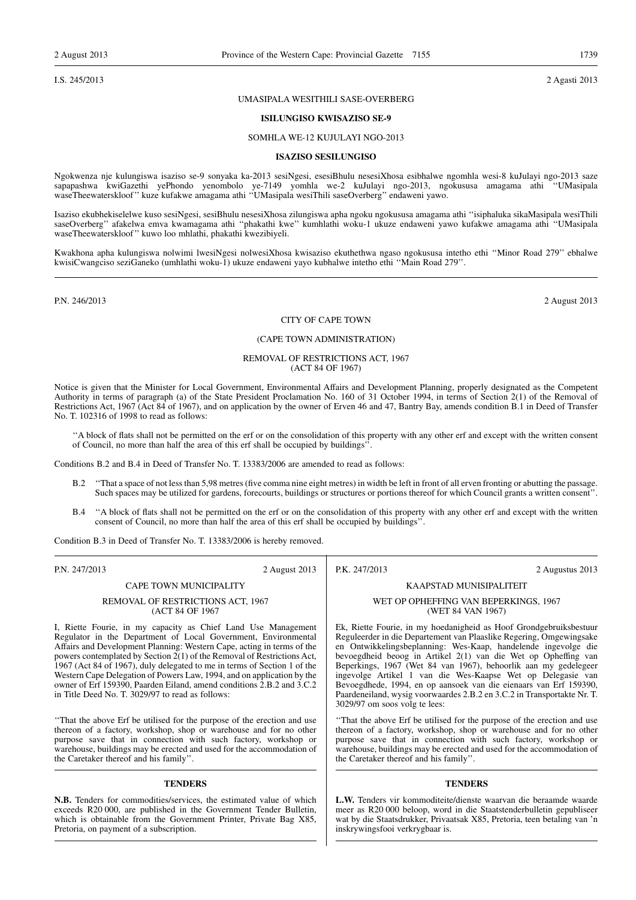I.S. 245/2013 2 Agasti 2013

UMASIPALA WESITHILI SASE-OVERBERG

**ISILUNGISO KWISAZISO SE-9**

SOMHLA WE-12 KUJULAYI NGO-2013

**ISAZISO SESILUNGISO**

Ngokwenza nje kulungiswa isaziso se-9 sonyaka ka-2013 sesiNgesi, esesiBhulu nesesiXhosa esibhalwe ngomhla wesi-8 kuJulayi ngo-2013 saze sapapashwa kwiGazethi yePhondo yenombolo ye-7149 yomhla we-2 kuJulayi ngo-2013, ngokususa amagama athi ''UMasipala waseTheewaterskloof'' kuze kufakwe amagama athi ''UMasipala wesiThili saseOverberg'' endaweni yawo.

Isaziso ekubhekiselelwe kuso sesiNgesi, sesiBhulu nesesiXhosa zilungiswa apha ngoku ngokususa amagama athi ''isiphaluka sikaMasipala wesiThili saseOverberg'' afakelwa emva kwamagama athi ''phakathi kwe'' kumhlathi woku-1 ukuze endaweni yawo kufakwe amagama athi ''UMasipala waseTheewaterskloof'' kuwo loo mhlathi, phakathi kwezibiyeli.

Kwakhona apha kulungiswa nolwimi lwesiNgesi nolwesiXhosa kwisaziso ekuthethwa ngaso ngokususa intetho ethi ''Minor Road 279'' ebhalwe kwisiCwangciso seziGaneko (umhlathi woku-1) ukuze endaweni yayo kubhalwe intetho ethi ''Main Road 279''.

---

P.N. 246/2013 2 August 2013

CITY OF CAPE TOWN

(CAPE TOWN ADMINISTRATION)

REMOVAL OF RESTRICTIONS ACT, 1967
(ACT 84 OF 1967)

Notice is given that the Minister for Local Government, Environmental Affairs and Development Planning, properly designated as the Competent Authority in terms of paragraph (a) of the State President Proclamation No. 160 of 31 October 1994, in terms of Section 2(1) of the Removal of Restrictions Act, 1967 (Act 84 of 1967), and on application by the owner of Erven 46 and 47, Bantry Bay, amends condition B.1 in Deed of Transfer No. T. 102316 of 1998 to read as follows:

> ''A block of flats shall not be permitted on the erf or on the consolidation of this property with any other erf and except with the written consent of Council, no more than half the area of this erf shall be occupied by buildings''.

Conditions B.2 and B.4 in Deed of Transfer No. T. 13383/2006 are amended to read as follows:

> B.2 ''That a space of not less than 5,98 metres (five comma nine eight metres) in width be left in front of all erven fronting or abutting the passage. Such spaces may be utilized for gardens, forecourts, buildings or structures or portions thereof for which Council grants a written consent''.
>
> B.4 ''A block of flats shall not be permitted on the erf or on the consolidation of this property with any other erf and except with the written consent of Council, no more than half the area of this erf shall be occupied by buildings''.

Condition B.3 in Deed of Transfer No. T. 13383/2006 is hereby removed.

---

P.N. 247/2013 2 August 2013

CAPE TOWN MUNICIPALITY

REMOVAL OF RESTRICTIONS ACT, 1967
(ACT 84 OF 1967

I, Riette Fourie, in my capacity as Chief Land Use Management Regulator in the Department of Local Government, Environmental Affairs and Development Planning: Western Cape, acting in terms of the powers contemplated by Section 2(1) of the Removal of Restrictions Act, 1967 (Act 84 of 1967), duly delegated to me in terms of Section 1 of the Western Cape Delegation of Powers Law, 1994, and on application by the owner of Erf 159390, Paarden Eiland, amend conditions 2.B.2 and 3.C.2 in Title Deed No. T. 3029/97 to read as follows:

''That the above Erf be utilised for the purpose of the erection and use thereon of a factory, workshop, shop or warehouse and for no other purpose save that in connection with such factory, workshop or warehouse, buildings may be erected and used for the accommodation of the Caretaker thereof and his family''.

---

P.K. 247/2013 2 Augustus 2013

KAAPSTAD MUNISIPALITEIT

WET OP OPHEFFING VAN BEPERKINGS, 1967
(WET 84 VAN 1967)

Ek, Riette Fourie, in my hoedanigheid as Hoof Grondgebruiksbestuur Reguleerder in die Departement van Plaaslike Regering, Omgewingsake en Ontwikkelingsbeplanning: Wes-Kaap, handelende ingevolge die bevoegdheid beoog in Artikel 2(1) van die Wet op Opheffing van Beperkings, 1967 (Wet 84 van 1967), behoorlik aan my gedelegeer ingevolge Artikel 1 van die Wes-Kaapse Wet op Delegasie van Bevoegdhede, 1994, en op aansoek van die eienaars van Erf 159390, Paardeneiland, wysig voorwaardes 2.B.2 en 3.C.2 in Transportakte Nr. T. 3029/97 om soos volg te lees:

''That the above Erf be utilised for the purpose of the erection and use thereon of a factory, workshop, shop or warehouse and for no other purpose save that in connection with such factory, workshop or warehouse, buildings may be erected and used for the accommodation of the Caretaker thereof and his family''.

---

**TENDERS**

**N.B.** Tenders for commodities/services, the estimated value of which exceeds R20 000, are published in the Government Tender Bulletin, which is obtainable from the Government Printer, Private Bag X85, Pretoria, on payment of a subscription.

---

**TENDERS**

**L.W.** Tenders vir kommoditeite/dienste waarvan die beraamde waarde meer as R20 000 beloop, word in die Staatstenderbulletin gepubliseer wat by die Staatsdrukker, Privaatsak X85, Pretoria, teen betaling van 'n inskrywingsfooi verkrygbaar is.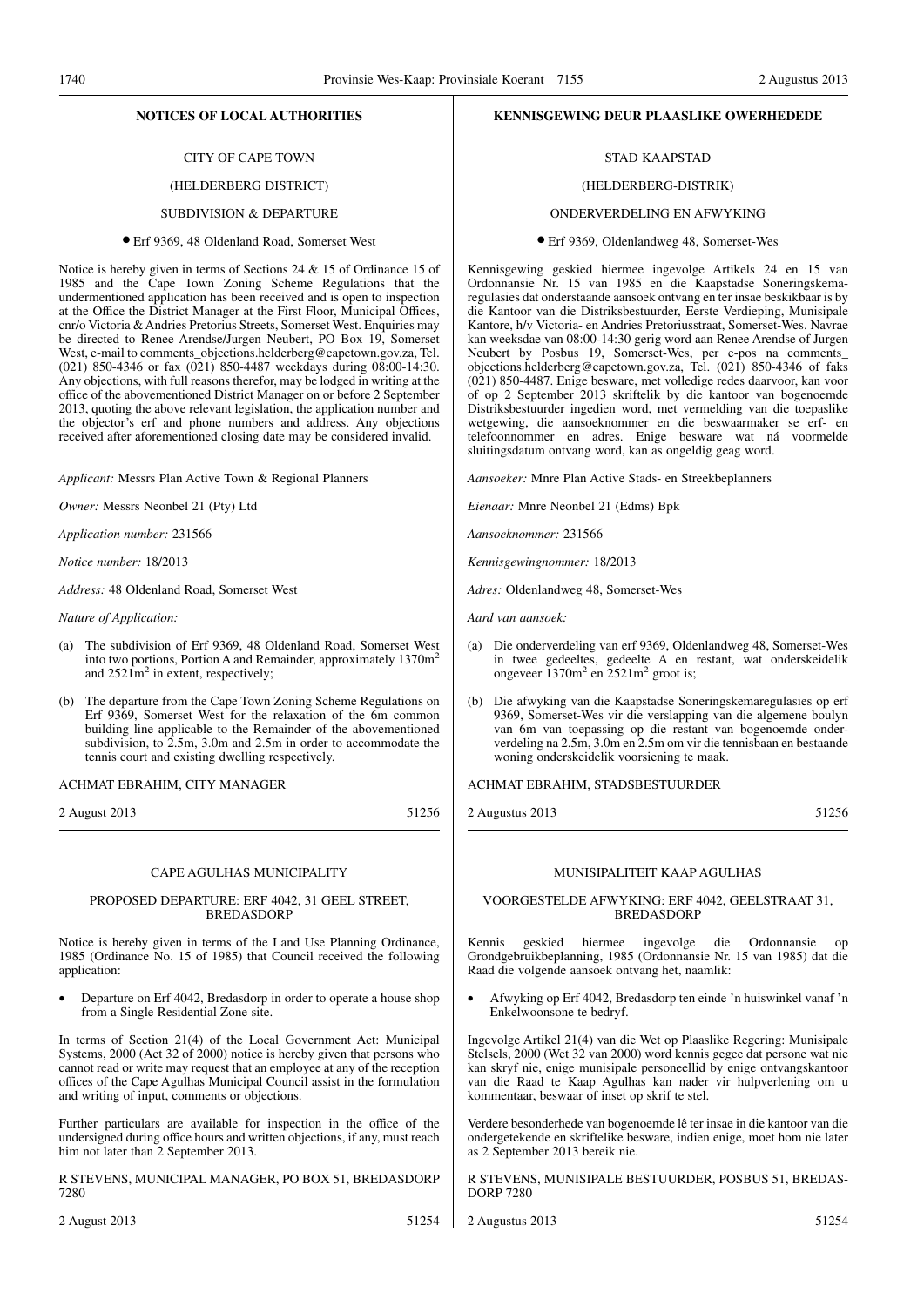## NOTICES OF LOCAL AUTHORITIES

CITY OF CAPE TOWN

(HELDERBERG DISTRICT)

SUBDIVISION & DEPARTURE

- Erf 9369, 48 Oldenland Road, Somerset West

Notice is hereby given in terms of Sections 24 & 15 of Ordinance 15 of 1985 and the Cape Town Zoning Scheme Regulations that the undermentioned application has been received and is open to inspection at the Office the District Manager at the First Floor, Municipal Offices, cnr/o Victoria & Andries Pretorius Streets, Somerset West. Enquiries may be directed to Renee Arendse/Jurgen Neubert, PO Box 19, Somerset West, e-mail to comments_objections.helderberg@capetown.gov.za, Tel. (021) 850-4346 or fax (021) 850-4487 weekdays during 08:00-14:30. Any objections, with full reasons therefor, may be lodged in writing at the office of the abovementioned District Manager on or before 2 September 2013, quoting the above relevant legislation, the application number and the objector's erf and phone numbers and address. Any objections received after aforementioned closing date may be considered invalid.

*Applicant:* Messrs Plan Active Town & Regional Planners

*Owner:* Messrs Neonbel 21 (Pty) Ltd

*Application number:* 231566

*Notice number:* 18/2013

*Address:* 48 Oldenland Road, Somerset West

*Nature of Application:*

(a) The subdivision of Erf 9369, 48 Oldenland Road, Somerset West into two portions, Portion A and Remainder, approximately 1370m$^2$ and 2521m$^2$ in extent, respectively;

(b) The departure from the Cape Town Zoning Scheme Regulations on Erf 9369, Somerset West for the relaxation of the 6m common building line applicable to the Remainder of the abovementioned subdivision, to 2.5m, 3.0m and 2.5m in order to accommodate the tennis court and existing dwelling respectively.

ACHMAT EBRAHIM, CITY MANAGER

2 August 2013 51256

## KENNISGEWING DEUR PLAASLIKE OWERHEDE

STAD KAAPSTAD

(HELDERBERG-DISTRIK)

ONDERVERDELING EN AFWYKING

- Erf 9369, Oldenlandweg 48, Somerset-Wes

Kennisgewing geskied hiermee ingevolge Artikels 24 en 15 van Ordonnansie Nr. 15 van 1985 en die Kaapstadse Soneringskemaregulasies dat onderstaande aansoek ontvang en ter insae beskikbaar is by die Kantoor van die Distriksbestuurder, Eerste Verdieping, Munisipale Kantore, h/v Victoria- en Andries Pretoriusstraat, Somerset-Wes. Navrae kan weeksdae van 08:00-14:30 gerig word aan Renee Arendse of Jurgen Neubert by Posbus 19, Somerset-Wes, per e-pos na comments_objections.helderberg@capetown.gov.za, Tel. (021) 850-4346 of faks (021) 850-4487. Enige besware, met volledige redes daarvoor, kan voor of op 2 September 2013 skriftelik by die kantoor van bogenoemde Distriksbestuurder ingedien word, met vermelding van die toepaslike wetgewing, die aansoeknommer en die beswaarmaker se erf- en telefoonnommer en adres. Enige besware wat ná voormelde sluitingsdatum ontvang word, kan as ongeldig geag word.

*Aansoeker:* Mnre Plan Active Stads- en Streekbeplanners

*Eienaar:* Mnre Neonbel 21 (Edms) Bpk

*Aansoeknommer:* 231566

*Kennisgewingnommer:* 18/2013

*Adres:* Oldenlandweg 48, Somerset-Wes

*Aard van aansoek:*

(a) Die onderverdeling van erf 9369, Oldenlandweg 48, Somerset-Wes in twee gedeeltes, gedeelte A en restant, wat onderskeidelik ongeveer 1370m$^2$ en 2521m$^2$ groot is;

(b) Die afwyking van die Kaapstadse Soneringskemaregulasies op erf 9369, Somerset-Wes vir die verslapping van die algemene boulyn van 6m van toepassing op die restant van bogenoemde onderverdeling na 2.5m, 3.0m en 2.5m om vir die tennisbaan en bestaande woning onderskeidelik voorsiening te maak.

ACHMAT EBRAHIM, STADSBESTUURDER

2 Augustus 2013 51256

---

CAPE AGULHAS MUNICIPALITY

PROPOSED DEPARTURE: ERF 4042, 31 GEEL STREET, BREDASDORP

Notice is hereby given in terms of the Land Use Planning Ordinance, 1985 (Ordinance No. 15 of 1985) that Council received the following application:

- Departure on Erf 4042, Bredasdorp in order to operate a house shop from a Single Residential Zone site.

In terms of Section 21(4) of the Local Government Act: Municipal Systems, 2000 (Act 32 of 2000) notice is hereby given that persons who cannot read or write may request that an employee at any of the reception offices of the Cape Agulhas Municipal Council assist in the formulation and writing of input, comments or objections.

Further particulars are available for inspection in the office of the undersigned during office hours and written objections, if any, must reach him not later than 2 September 2013.

R STEVENS, MUNICIPAL MANAGER, PO BOX 51, BREDASDORP 7280

2 August 2013 51254

MUNISIPALITEIT KAAP AGULHAS

VOORGESTELDE AFWYKING: ERF 4042, GEELSTRAAT 31, BREDASDORP

Kennis geskied hiermee ingevolge die Ordonnansie op Grondgebruikbeplanning, 1985 (Ordonnansie Nr. 15 van 1985) dat die Raad die volgende aansoek ontvang het, naamlik:

- Afwyking op Erf 4042, Bredasdorp ten einde 'n huiswinkel vanaf 'n Enkelwoonsone te bedryf.

Ingevolge Artikel 21(4) van die Wet op Plaaslike Regering: Munisipale Stelsels, 2000 (Wet 32 van 2000) word kennis gegee dat persone wat nie kan skryf nie, enige munisipale personeellid by enige ontvangskantoor van die Raad te Kaap Agulhas kan nader vir hulpverlening om u kommentaar, beswaar of inset op skrif te stel.

Verdere besonderhede van bogenoemde lê ter insae in die kantoor van die ondergetekende en skriftelike besware, indien enige, moet hom nie later as 2 September 2013 bereik nie.

R STEVENS, MUNISIPALE BESTUURDER, POSBUS 51, BREDASDORP 7280

2 Augustus 2013 51254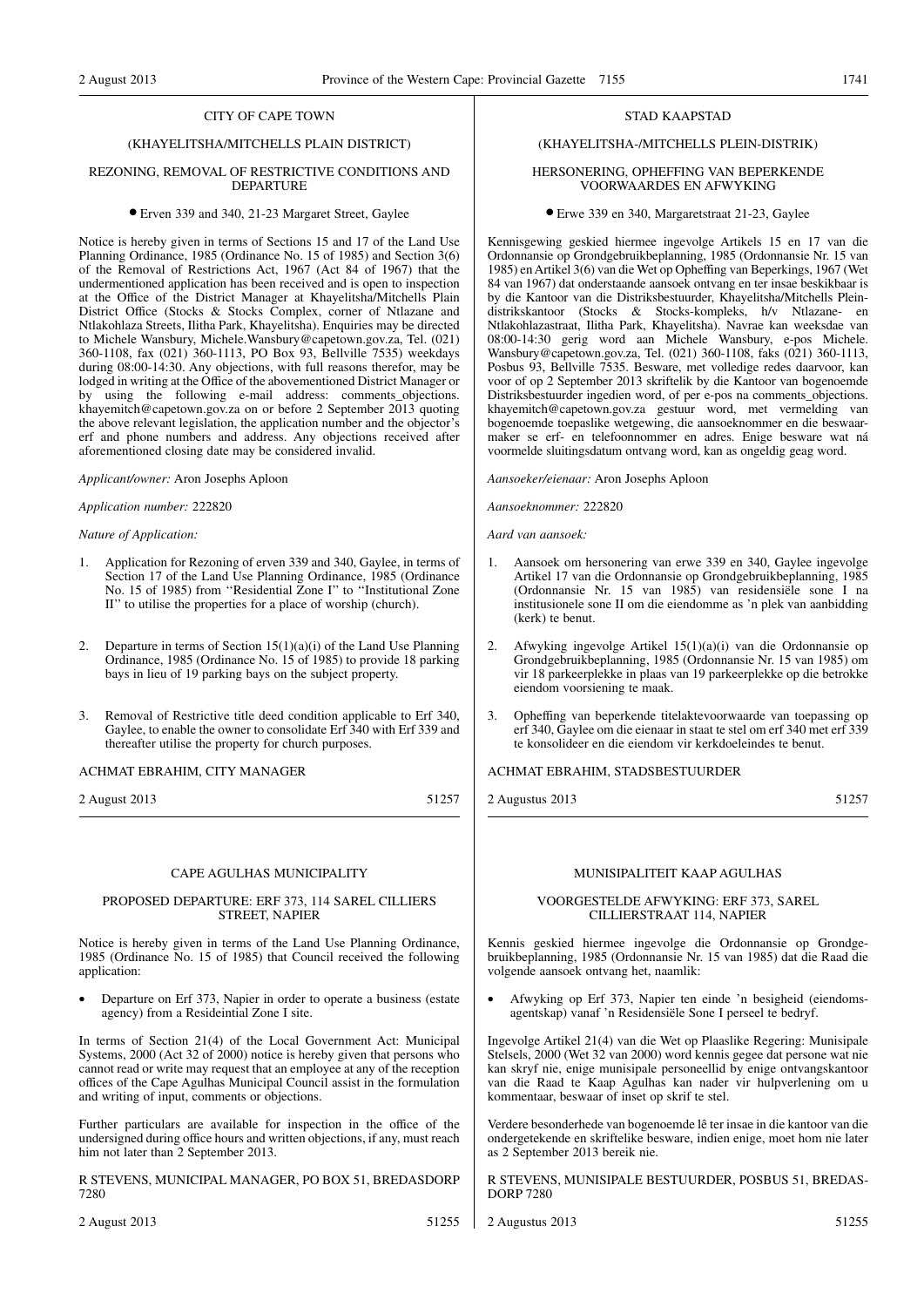CITY OF CAPE TOWN

(KHAYELITSHA/MITCHELLS PLAIN DISTRICT)

REZONING, REMOVAL OF RESTRICTIVE CONDITIONS AND DEPARTURE

● Erven 339 and 340, 21-23 Margaret Street, Gaylee

Notice is hereby given in terms of Sections 15 and 17 of the Land Use Planning Ordinance, 1985 (Ordinance No. 15 of 1985) and Section 3(6) of the Removal of Restrictions Act, 1967 (Act 84 of 1967) that the undermentioned application has been received and is open to inspection at the Office of the District Manager at Khayelitsha/Mitchells Plain District Office (Stocks & Stocks Complex, corner of Ntlazane and Ntlakohlaza Streets, Ilitha Park, Khayelitsha). Enquiries may be directed to Michele Wansbury, Michele.Wansbury@capetown.gov.za, Tel. (021) 360-1108, fax (021) 360-1113, PO Box 93, Bellville 7535) weekdays during 08:00-14:30. Any objections, with full reasons therefor, may be lodged in writing at the Office of the abovementioned District Manager or by using the following e-mail address: comments_objections.khayemitch@capetown.gov.za on or before 2 September 2013 quoting the above relevant legislation, the application number and the objector's erf and phone numbers and address. Any objections received after aforementioned closing date may be considered invalid.

*Applicant/owner:* Aron Josephs Aploon

*Application number:* 222820

*Nature of Application:*

1. Application for Rezoning of erven 339 and 340, Gaylee, in terms of Section 17 of the Land Use Planning Ordinance, 1985 (Ordinance No. 15 of 1985) from ''Residential Zone I'' to ''Institutional Zone II'' to utilise the properties for a place of worship (church).

2. Departure in terms of Section 15(1)(a)(i) of the Land Use Planning Ordinance, 1985 (Ordinance No. 15 of 1985) to provide 18 parking bays in lieu of 19 parking bays on the subject property.

3. Removal of Restrictive title deed condition applicable to Erf 340, Gaylee, to enable the owner to consolidate Erf 340 with Erf 339 and thereafter utilise the property for church purposes.

ACHMAT EBRAHIM, CITY MANAGER

2 August 2013 51257

---

STAD KAAPSTAD

(KHAYELITSHA-/MITCHELLS PLEIN-DISTRIK)

HERSONERING, OPHEFFING VAN BEPERKENDE VOORWAARDES EN AFWYKING

● Erwe 339 en 340, Margaretstraat 21-23, Gaylee

Kennisgewing geskied hiermee ingevolge Artikels 15 en 17 van die Ordonnansie op Grondgebruikbeplanning, 1985 (Ordonnansie Nr. 15 van 1985) en Artikel 3(6) van die Wet op Opheffing van Beperkings, 1967 (Wet 84 van 1967) dat onderstaande aansoek ontvang en ter insae beskikbaar is by die Kantoor van die Distriksbestuurder, Khayelitsha/Mitchells Pleindistrikskantoor (Stocks & Stocks-kompleks, h/v Ntlazane- en Ntlakohlazastraat, Ilitha Park, Khayelitsha). Navrae kan weeksdae van 08:00-14:30 gerig word aan Michele Wansbury, e-pos Michele.Wansbury@capetown.gov.za, Tel. (021) 360-1108, faks (021) 360-1113, Posbus 93, Bellville 7535. Besware, met volledige redes daarvoor, kan voor of op 2 September 2013 skriftelik by die Kantoor van bogenoemde Distriksbestuurder ingedien word, of per e-pos na comments_objections.khayemitch@capetown.gov.za gestuur word, met vermelding van bogenoemde toepaslike wetgewing, die aansoeknommer en die beswaarmaker se erf- en telefoonnommer en adres. Enige besware wat ná voormelde sluitingsdatum ontvang word, kan as ongeldig geag word.

*Aansoeker/eienaar:* Aron Josephs Aploon

*Aansoeknommer:* 222820

*Aard van aansoek:*

1. Aansoek om hersonering van erwe 339 en 340, Gaylee ingevolge Artikel 17 van die Ordonnansie op Grondgebruikbeplanning, 1985 (Ordonnansie Nr. 15 van 1985) van residensiële sone I na institusionele sone II om die eiendomme as 'n plek van aanbidding (kerk) te benut.

2. Afwyking ingevolge Artikel 15(1)(a)(i) van die Ordonnansie op Grondgebruikbeplanning, 1985 (Ordonnansie Nr. 15 van 1985) om vir 18 parkeerplekke in plaas van 19 parkeerplekke op die betrokke eiendom voorsiening te maak.

3. Opheffing van beperkende titelaktevoorwaarde van toepassing op erf 340, Gaylee om die eienaar in staat te stel om erf 340 met erf 339 te konsolideer en die eiendom vir kerkdoeleindes te benut.

ACHMAT EBRAHIM, STADSBESTUURDER

2 Augustus 2013 51257

---

CAPE AGULHAS MUNICIPALITY

PROPOSED DEPARTURE: ERF 373, 114 SAREL CILLIERS STREET, NAPIER

Notice is hereby given in terms of the Land Use Planning Ordinance, 1985 (Ordinance No. 15 of 1985) that Council received the following application:

- Departure on Erf 373, Napier in order to operate a business (estate agency) from a Resideintial Zone I site.

In terms of Section 21(4) of the Local Government Act: Municipal Systems, 2000 (Act 32 of 2000) notice is hereby given that persons who cannot read or write may request that an employee at any of the reception offices of the Cape Agulhas Municipal Council assist in the formulation and writing of input, comments or objections.

Further particulars are available for inspection in the office of the undersigned during office hours and written objections, if any, must reach him not later than 2 September 2013.

R STEVENS, MUNICIPAL MANAGER, PO BOX 51, BREDASDORP 7280

2 August 2013 51255

---

MUNISIPALITEIT KAAP AGULHAS

VOORGESTELDE AFWYKING: ERF 373, SAREL CILLIERSTRAAT 114, NAPIER

Kennis geskied hiermee ingevolge die Ordonnansie op Grondgebruikbeplanning, 1985 (Ordonnansie Nr. 15 van 1985) dat die Raad die volgende aansoek ontvang het, naamlik:

- Afwyking op Erf 373, Napier ten einde 'n besigheid (eiendomsagentskap) vanaf 'n Residensiële Sone I perseel te bedryf.

Ingevolge Artikel 21(4) van die Wet op Plaaslike Regering: Munisipale Stelsels, 2000 (Wet 32 van 2000) word kennis gegee dat persone wat nie kan skryf nie, enige munisipale personeellid by enige ontvangskantoor van die Raad te Kaap Agulhas kan nader vir hulpverlening om u kommentaar, beswaar of inset op skrif te stel.

Verdere besonderhede van bogenoemde lê ter insae in die kantoor van die ondergetekende en skriftelike besware, indien enige, moet hom nie later as 2 September 2013 bereik nie.

R STEVENS, MUNISIPALE BESTUURDER, POSBUS 51, BREDASDORP 7280

2 Augustus 2013 51255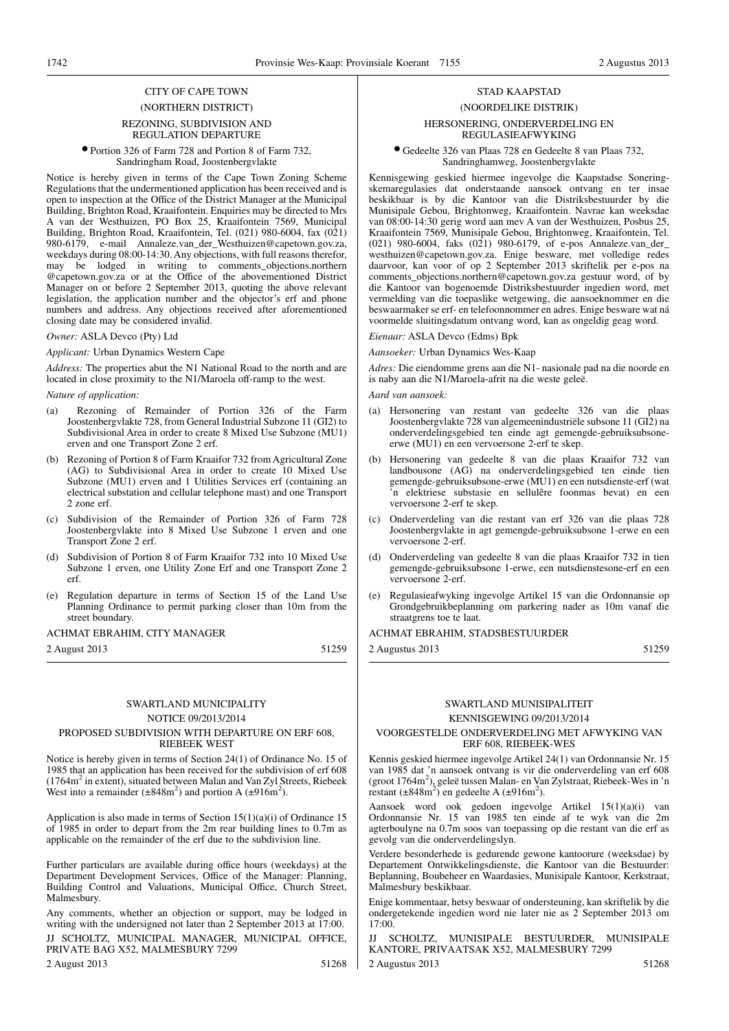## CITY OF CAPE TOWN

### (NORTHERN DISTRICT)

### REZONING, SUBDIVISION AND REGULATION DEPARTURE

● Portion 326 of Farm 728 and Portion 8 of Farm 732, Sandringham Road, Joostenbergvlakte

Notice is hereby given in terms of the Cape Town Zoning Scheme Regulations that the undermentioned application has been received and is open to inspection at the Office of the District Manager at the Municipal Building, Brighton Road, Kraaifontein. Enquiries may be directed to Mrs A van der Westhuizen, PO Box 25, Kraaifontein 7569, Municipal Building, Brighton Road, Kraaifontein, Tel. (021) 980-6004, fax (021) 980-6179, e-mail Annaleze.van_der_Westhuizen@capetown.gov.za, weekdays during 08:00-14:30. Any objections, with full reasons therefor, may be lodged in writing to comments_objections.northern @capetown.gov.za or at the Office of the abovementioned District Manager on or before 2 September 2013, quoting the above relevant legislation, the application number and the objector's erf and phone numbers and address. Any objections received after aforementioned closing date may be considered invalid.

*Owner:* ASLA Devco (Pty) Ltd

*Applicant:* Urban Dynamics Western Cape

*Address:* The properties abut the N1 National Road to the north and are located in close proximity to the N1/Maroela off-ramp to the west.

*Nature of application:*

(a) Rezoning of Remainder of Portion 326 of the Farm Joostenbergvlakte 728, from General Industrial Subzone 11 (GI2) to Subdivisional Area in order to create 8 Mixed Use Subzone (MU1) erven and one Transport Zone 2 erf.

(b) Rezoning of Portion 8 of Farm Kraaifor 732 from Agricultural Zone (AG) to Subdivisional Area in order to create 10 Mixed Use Subzone (MU1) erven and 1 Utilities Services erf (containing an electrical substation and cellular telephone mast) and one Transport 2 zone erf.

(c) Subdivision of the Remainder of Portion 326 of Farm 728 Joostenbergvlakte into 8 Mixed Use Subzone 1 erven and one Transport Zone 2 erf.

(d) Subdivision of Portion 8 of Farm Kraaifor 732 into 10 Mixed Use Subzone 1 erven, one Utility Zone Erf and one Transport Zone 2 erf.

(e) Regulation departure in terms of Section 15 of the Land Use Planning Ordinance to permit parking closer than 10m from the street boundary.

ACHMAT EBRAHIM, CITY MANAGER

2 August 2013 51259

## STAD KAAPSTAD

### (NOORDELIKE DISTRIK)

### HERSONERING, ONDERVERDELING EN REGULASIEAFWYKING

● Gedeelte 326 van Plaas 728 en Gedeelte 8 van Plaas 732, Sandringhamweg, Joostenbergvlakte

Kennisgewing geskied hiermee ingevolge die Kaapstadse Soneringskemaregulasies dat onderstaande aansoek ontvang en ter insae beskikbaar is by die Kantoor van die Distriksbestuurder by die Munisipale Gebou, Brightonweg, Kraaifontein. Navrae kan weeksdae van 08:00-14:30 gerig word aan mev A van der Westhuizen, Posbus 25, Kraaifontein 7569, Munisipale Gebou, Brightonweg, Kraaifontein, Tel. (021) 980-6004, faks (021) 980-6179, of e-pos Annaleze.van_der_westhuizen@capetown.gov.za. Enige besware, met volledige redes daarvoor, kan voor of op 2 September 2013 skriftelik per e-pos na comments_objections.northern@capetown.gov.za gestuur word, of by die Kantoor van bogenoemde Distriksbestuurder ingedien word, met vermelding van die toepaslike wetgewing, die aansoeknommer en die beswaarmaker se erf- en telefoonnommer en adres. Enige besware wat ná voormelde sluitingsdatum ontvang word, kan as ongeldig geag word.

*Eienaar:* ASLA Devco (Edms) Bpk

*Aansoeker:* Urban Dynamics Wes-Kaap

*Adres:* Die eiendomme grens aan die N1- nasionale pad na die noorde en is naby aan die N1/Maroela-afrit na die weste geleë.

*Aard van aansoek:*

(a) Hersonering van restant van gedeelte 326 van die plaas Joostenbergvlakte 728 van algemeenindustriële subsone 11 (GI2) na onderverdelingsgebied ten einde agt gemengde-gebruiksubsone-erwe (MU1) en een vervoersone 2-erf te skep.

(b) Hersonering van gedeelte 8 van die plaas Kraaifor 732 van landbousone (AG) na onderverdelingsgebied ten einde tien gemengde-gebruiksubsone-erwe (MU1) en een nutsdienste-erf (wat 'n elektriese substasie en sellulêre foonmas bevat) en een vervoersone 2-erf te skep.

(c) Onderverdeling van die restant van erf 326 van die plaas 728 Joostenbergvlakte in agt gemengde-gebruiksubsone 1-erwe en een vervoersone 2-erf.

(d) Onderverdeling van gedeelte 8 van die plaas Kraaifor 732 in tien gemengde-gebruiksubsone 1-erwe, een nutsdienstesone-erf en een vervoersone 2-erf.

(e) Regulasieafwyking ingevolge Artikel 15 van die Ordonnansie op Grondgebruikbeplanning om parkering nader as 10m vanaf die straatgrens toe te laat.

ACHMAT EBRAHIM, STADSBESTUURDER

2 Augustus 2013 51259

## SWARTLAND MUNICIPALITY

### NOTICE 09/2013/2014

### PROPOSED SUBDIVISION WITH DEPARTURE ON ERF 608, RIEBEEK WEST

Notice is hereby given in terms of Section 24(1) of Ordinance No. 15 of 1985 that an application has been received for the subdivision of erf 608 (1764m$^2$ in extent), situated between Malan and Van Zyl Streets, Riebeek West into a remainder (±848m$^2$) and portion A (±916m$^2$).

Application is also made in terms of Section 15(1)(a)(i) of Ordinance 15 of 1985 in order to depart from the 2m rear building lines to 0.7m as applicable on the remainder of the erf due to the subdivision line.

Further particulars are available during office hours (weekdays) at the Department Development Services, Office of the Manager: Planning, Building Control and Valuations, Municipal Office, Church Street, Malmesbury.

Any comments, whether an objection or support, may be lodged in writing with the undersigned not later than 2 September 2013 at 17:00.

JJ SCHOLTZ, MUNICIPAL MANAGER, MUNICIPAL OFFICE, PRIVATE BAG X52, MALMESBURY 7299

2 August 2013 51268

## SWARTLAND MUNISIPALITEIT

### KENNISGEWING 09/2013/2014

### VOORGESTELDE ONDERVERDELING MET AFWYKING VAN ERF 608, RIEBEEK-WES

Kennis geskied hiermee ingevolge Artikel 24(1) van Ordonnansie Nr. 15 van 1985 dat 'n aansoek ontvang is vir die onderverdeling van erf 608 (groot 1764m$^2$), geleë tussen Malan- en Van Zylstraat, Riebeek-Wes in 'n restant (±848m$^2$) en gedeelte A (±916m$^2$).

Aansoek word ook gedoen ingevolge Artikel 15(1)(a)(i) van Ordonnansie Nr. 15 van 1985 ten einde af te wyk van die 2m agterboulyne na 0.7m soos van toepassing op die restant van die erf as gevolg van die onderverdelingslyn.

Verdere besonderhede is gedurende gewone kantoorure (weeksdae) by Departement Ontwikkelingsdienste, die Kantoor van die Bestuurder: Beplanning, Boubeheer en Waardasies, Munisipale Kantoor, Kerkstraat, Malmesbury beskikbaar.

Enige kommentaar, hetsy beswaar of ondersteuning, kan skriftelik by die ondergetekende ingedien word nie later nie as 2 September 2013 om 17:00.

JJ SCHOLTZ, MUNISIPALE BESTUURDER, MUNISIPALE KANTORE, PRIVAATSAK X52, MALMESBURY 7299

2 Augustus 2013 51268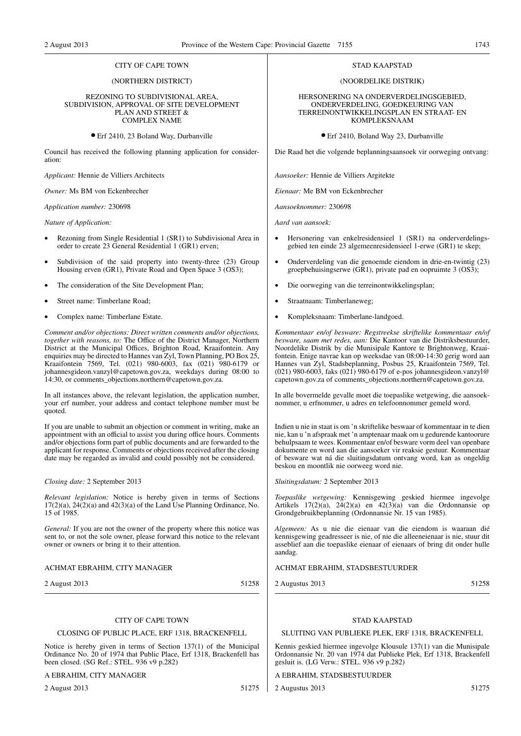## CITY OF CAPE TOWN

### (NORTHERN DISTRICT)

### REZONING TO SUBDIVISIONAL AREA, SUBDIVISION, APPROVAL OF SITE DEVELOPMENT PLAN AND STREET & COMPLEX NAME

- Erf 2410, 23 Boland Way, Durbanville

Council has received the following planning application for consideration:

*Applicant:* Hennie de Villiers Architects

*Owner:* Ms BM von Eckenbrecher

*Application number:* 230698

*Nature of Application:*

- Rezoning from Single Residential 1 (SR1) to Subdivisional Area in order to create 23 General Residential 1 (GR1) erven;
- Subdivision of the said property into twenty-three (23) Group Housing erven (GR1), Private Road and Open Space 3 (OS3);
- The consideration of the Site Development Plan;
- Street name: Timberlane Road;
- Complex name: Timberlane Estate.

*Comment and/or objections: Direct written comments and/or objections, together with reasons, to:* The Office of the District Manager, Northern District at the Municipal Offices, Brighton Road, Kraaifontein. Any enquiries may be directed to Hannes van Zyl, Town Planning, PO Box 25, Kraaifontein 7569, Tel. (021) 980-6003, fax (021) 980-6179 or johannesgideon.vanzyl@capetown.gov.za, weekdays during 08:00 to 14:30, or comments_objections.northern@capetown.gov.za.

In all instances above, the relevant legislation, the application number, your erf number, your address and contact telephone number must be quoted.

If you are unable to submit an objection or comment in writing, make an appointment with an official to assist you during office hours. Comments and/or objections form part of public documents and are forwarded to the applicant for response. Comments or objections received after the closing date may be regarded as invalid and could possibly not be considered.

*Closing date:* 2 September 2013

*Relevant legislation:* Notice is hereby given in terms of Sections 17(2)(a), 24(2)(a) and 42(3)(a) of the Land Use Planning Ordinance, No. 15 of 1985.

*General:* If you are not the owner of the property where this notice was sent to, or not the sole owner, please forward this notice to the relevant owner or owners or bring it to their attention.

ACHMAT EBRAHIM, CITY MANAGER

2 August 2013 51258

## STAD KAAPSTAD

### (NOORDELIKE DISTRIK)

### HERSONERING NA ONDERVERDELINGSGEBIED, ONDERVERDELING, GOEDKEURING VAN TERREINONTWIKKELINGSPLAN EN STRAAT- EN KOMPLEKSNAAM

- Erf 2410, Boland Way 23, Durbanville

Die Raad het die volgende beplanningsaansoek vir oorweging ontvang:

*Aansoeker:* Hennie de Villiers Argitekte

*Eienaar:* Me BM von Eckenbrecher

*Aansoeknommer:* 230698

*Aard van aansoek:*

- Hersonering van enkelresidensieel 1 (SR1) na onderverdelingsgebied ten einde 23 algemeenresidensieel 1-erwe (GR1) te skep;
- Onderverdeling van die genoemde eiendom in drie-en-twintig (23) groepbehuisingserwe (GR1), private pad en oopruimte 3 (OS3);
- Die oorweging van die terreinontwikkelingsplan;
- Straatnaam: Timberlaneweg;
- Kompleksnaam: Timberlane-landgoed.

*Kommentaar en/of besware: Regstreekse skriftelike kommentaar en/of besware, saam met redes, aan:* Die Kantoor van die Distriksbestuurder, Noordelike Distrik by die Munisipale Kantore te Brightonweg, Kraaifontein. Enige navrae kan op weeksdae van 08:00-14:30 gerig word aan Hannes van Zyl, Stadsbeplanning, Posbus 25, Kraaifontein 7569, Tel. (021) 980-6003, faks (021) 980-6179 of e-pos johannesgideon.vanzyl@capetown.gov.za of comments_objections.northern@capetown.gov.za.

In alle bovermelde gevalle moet die toepaslike wetgewing, die aansoeknommer, u erfnommer, u adres en telefoonnommer gemeld word.

Indien u nie in staat is om 'n skriftelike beswaar of kommentaar in te dien nie, kan u 'n afspraak met 'n amptenaar maak om u gedurende kantoorure behulpsaam te wees. Kommentaar en/of besware vorm deel van openbare dokumente en word aan die aansoeker vir reaksie gestuur. Kommentaar of besware wat ná die sluitingsdatum ontvang word, kan as ongeldig beskou en moontlik nie oorweeg word nie.

*Sluitingsdatum:* 2 September 2013

*Toepaslike wetgewing:* Kennisgewing geskied hiermee ingevolge Artikels 17(2)(a), 24(2)(a) en 42(3)(a) van die Ordonnansie op Grondgebruikbeplanning (Ordonnansie Nr. 15 van 1985).

*Algemeen:* As u nie die eienaar van die eiendom is waaraan dié kennisgewing geadresseer is nie, of nie die alleeneienaar is nie, stuur dit asseblief aan die toepaslike eienaar of eienaars of bring dit onder hulle aandag.

ACHMAT EBRAHIM, STADSBESTUURDER

2 Augustus 2013 51258

## CITY OF CAPE TOWN

### CLOSING OF PUBLIC PLACE, ERF 1318, BRACKENFELL

Notice is hereby given in terms of Section 137(1) of the Municipal Ordinance No. 20 of 1974 that Public Place, Erf 1318, Brackenfell has been closed. (SG Ref.: STEL. 936 v9 p.282)

A EBRAHIM, CITY MANAGER

2 August 2013 51275

## STAD KAAPSTAD

### SLUITING VAN PUBLIEKE PLEK, ERF 1318, BRACKENFELL

Kennis geskied hiermee ingevolge Klousule 137(1) van die Munisipale Ordonnansie Nr. 20 van 1974 dat Publieke Plek, Erf 1318, Brackenfell gesluit is. (LG Verw.: STEL. 936 v9 p.282)

A EBRAHIM, STADSBESTUURDER

2 Augustus 2013 51275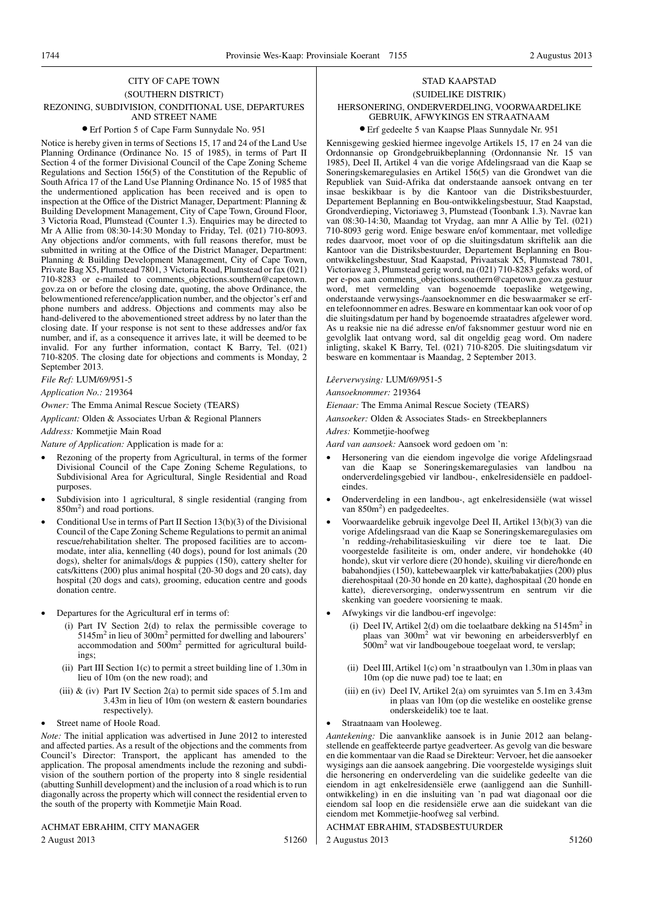## CITY OF CAPE TOWN

## (SOUTHERN DISTRICT)

### REZONING, SUBDIVISION, CONDITIONAL USE, DEPARTURES AND STREET NAME

- Erf Portion 5 of Cape Farm Sunnydale No. 951

Notice is hereby given in terms of Sections 15, 17 and 24 of the Land Use Planning Ordinance (Ordinance No. 15 of 1985), in terms of Part II Section 4 of the former Divisional Council of the Cape Zoning Scheme Regulations and Section 156(5) of the Constitution of the Republic of South Africa 17 of the Land Use Planning Ordinance No. 15 of 1985 that the undermentioned application has been received and is open to inspection at the Office of the District Manager, Department: Planning & Building Development Management, City of Cape Town, Ground Floor, 3 Victoria Road, Plumstead (Counter 1.3). Enquiries may be directed to Mr A Allie from 08:30-14:30 Monday to Friday, Tel. (021) 710-8093. Any objections and/or comments, with full reasons therefor, must be submitted in writing at the Office of the District Manager, Department: Planning & Building Development Management, City of Cape Town, Private Bag X5, Plumstead 7801, 3 Victoria Road, Plumstead or fax (021) 710-8283 or e-mailed to comments_objections.southern@capetown.gov.za on or before the closing date, quoting, the above Ordinance, the belowmentioned reference/application number, and the objector's erf and phone numbers and address. Objections and comments may also be hand-delivered to the abovementioned street address by no later than the closing date. If your response is not sent to these addresses and/or fax number, and if, as a consequence it arrives late, it will be deemed to be invalid. For any further information, contact K Barry, Tel. (021) 710-8205. The closing date for objections and comments is Monday, 2 September 2013.

*File Ref:* LUM/69/951-5

*Application No.:* 219364

*Owner:* The Emma Animal Rescue Society (TEARS)

*Applicant:* Olden & Associates Urban & Regional Planners

*Address:* Kommetjie Main Road

*Nature of Application:* Application is made for a:

- Rezoning of the property from Agricultural, in terms of the former Divisional Council of the Cape Zoning Scheme Regulations, to Subdivisional Area for Agricultural, Single Residential and Road purposes.
- Subdivision into 1 agricultural, 8 single residential (ranging from 850m²) and road portions.
- Conditional Use in terms of Part II Section 13(b)(3) of the Divisional Council of the Cape Zoning Scheme Regulations to permit an animal rescue/rehabilitation shelter. The proposed facilities are to accommodate, inter alia, kennelling (40 dogs), pound for lost animals (20 dogs), shelter for animals/dogs & puppies (150), cattery shelter for cats/kittens (200) plus animal hospital (20-30 dogs and 20 cats), day hospital (20 dogs and cats), grooming, education centre and goods donation centre.
- Departures for the Agricultural erf in terms of:
  - (i) Part IV Section 2(d) to relax the permissible coverage to 5145m² in lieu of 300m² permitted for dwelling and labourers' accommodation and 500m² permitted for agricultural buildings;
  - (ii) Part III Section 1(c) to permit a street building line of 1.30m in lieu of 10m (on the new road); and
  - (iii) & (iv) Part IV Section 2(a) to permit side spaces of 5.1m and 3.43m in lieu of 10m (on western & eastern boundaries respectively).
- Street name of Hoole Road.

*Note:* The initial application was advertised in June 2012 to interested and affected parties. As a result of the objections and the comments from Council's Director: Transport, the applicant has amended to the application. The proposal amendments include the rezoning and subdivision of the southern portion of the property into 8 single residential (abutting Sunhill development) and the inclusion of a road which is to run diagonally across the property which will connect the residential erven to the south of the property with Kommetjie Main Road.

ACHMAT EBRAHIM, CITY MANAGER

2 August 2013 51260

## STAD KAAPSTAD

## (SUIDELIKE DISTRIK)

### HERSONERING, ONDERVERDELING, VOORWAARDELIKE GEBRUIK, AFWYKINGS EN STRAATNAAM

- Erf gedeelte 5 van Kaapse Plaas Sunnydale Nr. 951

Kennisgewing geskied hiermee ingevolge Artikels 15, 17 en 24 van die Ordonnansie op Grondgebruikbeplanning (Ordonnansie Nr. 15 van 1985), Deel II, Artikel 4 van die vorige Afdelingsraad van die Kaap se Soneringskemaregulasies en Artikel 156(5) van die Grondwet van die Republiek van Suid-Afrika dat onderstaande aansoek ontvang en ter insae beskikbaar is by die Kantoor van die Distriksbestuurder, Departement Beplanning en Bou-ontwikkelingsbestuur, Stad Kaapstad, Grondverdieping, Victoriaweg 3, Plumstead (Toonbank 1.3). Navrae kan van 08:30-14:30, Maandag tot Vrydag, aan mnr A Allie by Tel. (021) 710-8093 gerig word. Enige besware en/of kommentaar, met volledige redes daarvoor, moet voor of op die sluitingsdatum skriftelik aan die Kantoor van die Distriksbestuurder, Departement Beplanning en Bou-ontwikkelingsbestuur, Stad Kaapstad, Privaatsak X5, Plumstead 7801, Victoriaweg 3, Plumstead gerig word, na (021) 710-8283 gefaks word, of per e-pos aan comments_objections.southern@capetown.gov.za gestuur word, met vermelding van bogenoemde toepaslike wetgewing, onderstaande verwysings-/aansoeknommer en die beswaarmaker se erf- en telefoonnommer en adres. Besware en kommentaar kan ook voor of op die sluitingsdatum per hand by bogenoemde straatadres afgelewer word. As u reaksie nie na dié adresse en/of faksnommer gestuur word nie en gevolglik laat ontvang word, sal dit ongeldig geag word. Om nadere inligting, skakel K Barry, Tel. (021) 710-8205. Die sluitingsdatum vir besware en kommentaar is Maandag, 2 September 2013.

*Lêerverwysing:* LUM/69/951-5

*Aansoeknommer:* 219364

*Eienaar:* The Emma Animal Rescue Society (TEARS)

*Aansoeker:* Olden & Associates Stads- en Streekbeplanners

*Adres:* Kommetjie-hoofweg

*Aard van aansoek:* Aansoek word gedoen om 'n:

- Hersonering van die eiendom ingevolge die vorige Afdelingsraad van die Kaap se Soneringskemaregulasies van landbou na onderverdelingsgebied vir landbou-, enkelresidensiële en paddoeleindes.
- Onderverdeling in een landbou-, agt enkelresidensiële (wat wissel van 850m²) en padgedeeltes.
- Voorwaardelike gebruik ingevolge Deel II, Artikel 13(b)(3) van die vorige Afdelingsraad van die Kaap se Soneringskemaregulasies om 'n redding-/rehabilitasieskuiling vir diere toe te laat. Die voorgestelde fasiliteite is om, onder andere, vir hondehokke (40 honde), skut vir verlore diere (20 honde), skuiling vir diere/honde en babahondjies (150), kattebewaarplek vir katte/babakatjies (200) plus dierehospitaal (20-30 honde en 20 katte), daghospitaal (20 honde en katte), diereversorging, onderwyssentrum en sentrum vir die skenking van goedere voorsiening te maak.
- Afwykings vir die landbou-erf ingevolge:
  - (i) Deel IV, Artikel 2(d) om die toelaatbare dekking na 5145m² in plaas van 300m² wat vir bewoning en arbeidersverblyf en 500m² wat vir landbougeboue toegelaat word, te verslap;
  - (ii) Deel III, Artikel 1(c) om 'n straatboulyn van 1.30m in plaas van 10m (op die nuwe pad) toe te laat; en
  - (iii) en (iv) Deel IV, Artikel 2(a) om syruimtes van 5.1m en 3.43m in plaas van 10m (op die westelike en oostelike grense onderskeidelik) toe te laat.
- Straatnaam van Hooleweg.

*Aantekening:* Die aanvanklike aansoek is in Junie 2012 aan belanghebbende en geaffekteerde partye geadverteer. As gevolg van die besware en die kommentaar van die Raad se Direkteur: Vervoer, het die aansoeker wysigings aan die aansoek aangebring. Die voorgestelde wysigings sluit die hersonering en onderverdeling van die suidelike gedeelte van die eiendom in agt enkelresidensiële erwe (aanliggend aan die Sunhill-ontwikkeling) in en die insluiting van 'n pad wat diagonaal oor die eiendom sal loop en die residensiële erwe aan die suidekant van die eiendom met Kommetjie-hoofweg sal verbind.

ACHMAT EBRAHIM, STADSBESTUURDER

2 Augustus 2013 51260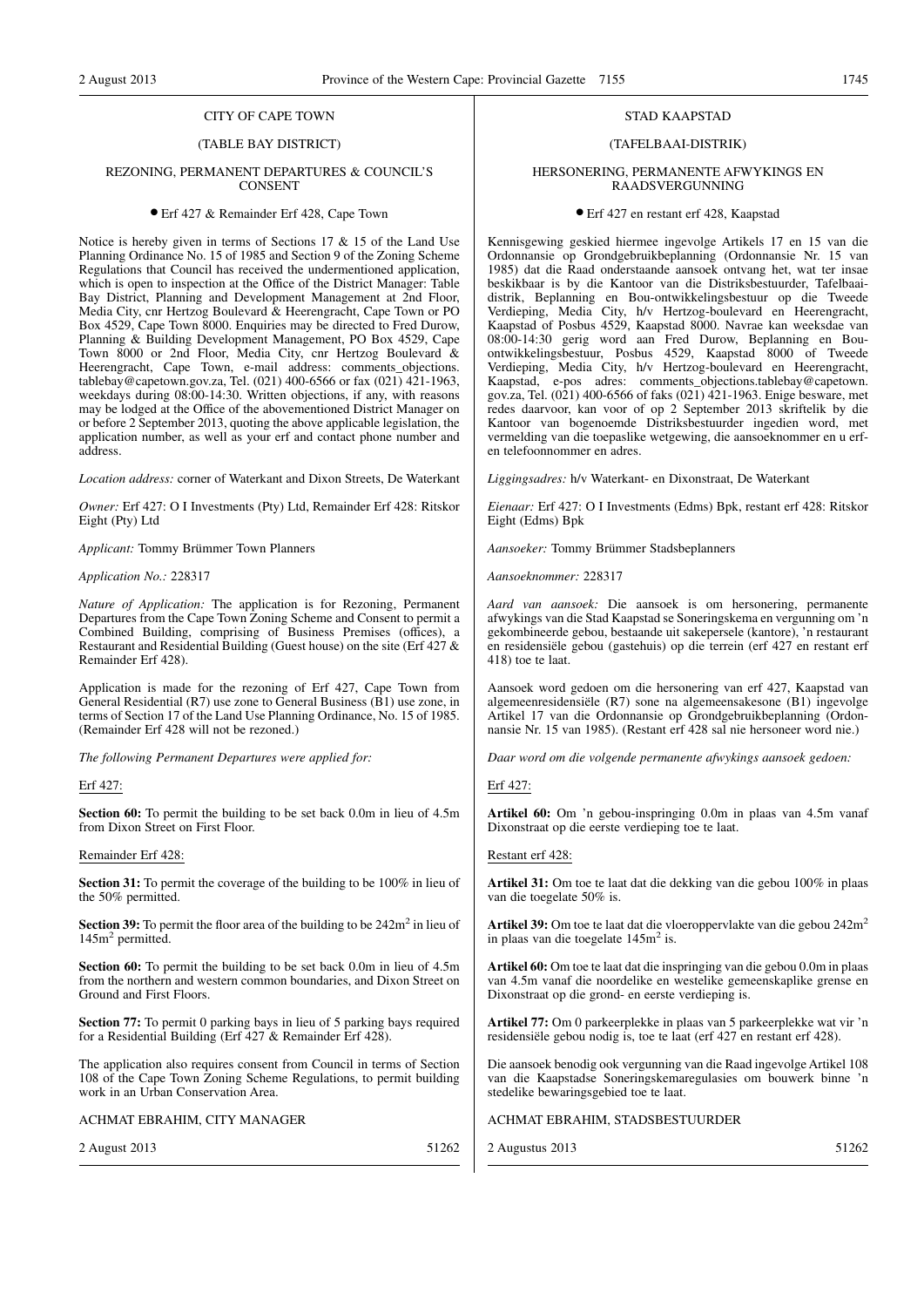CITY OF CAPE TOWN

(TABLE BAY DISTRICT)

REZONING, PERMANENT DEPARTURES & COUNCIL'S CONSENT

• Erf 427 & Remainder Erf 428, Cape Town

Notice is hereby given in terms of Sections 17 & 15 of the Land Use Planning Ordinance No. 15 of 1985 and Section 9 of the Zoning Scheme Regulations that Council has received the undermentioned application, which is open to inspection at the Office of the District Manager: Table Bay District, Planning and Development Management at 2nd Floor, Media City, cnr Hertzog Boulevard & Heerengracht, Cape Town or PO Box 4529, Cape Town 8000. Enquiries may be directed to Fred Durow, Planning & Building Development Management, PO Box 4529, Cape Town 8000 or 2nd Floor, Media City, cnr Hertzog Boulevard & Heerengracht, Cape Town, e-mail address: comments_objections.tablebay@capetown.gov.za, Tel. (021) 400-6566 or fax (021) 421-1963, weekdays during 08:00-14:30. Written objections, if any, with reasons may be lodged at the Office of the abovementioned District Manager on or before 2 September 2013, quoting the above applicable legislation, the application number, as well as your erf and contact phone number and address.

*Location address:* corner of Waterkant and Dixon Streets, De Waterkant

*Owner:* Erf 427: O I Investments (Pty) Ltd, Remainder Erf 428: Ritskor Eight (Pty) Ltd

*Applicant:* Tommy Brümmer Town Planners

*Application No.:* 228317

*Nature of Application:* The application is for Rezoning, Permanent Departures from the Cape Town Zoning Scheme and Consent to permit a Combined Building, comprising of Business Premises (offices), a Restaurant and Residential Building (Guest house) on the site (Erf 427 & Remainder Erf 428).

Application is made for the rezoning of Erf 427, Cape Town from General Residential (R7) use zone to General Business (B1) use zone, in terms of Section 17 of the Land Use Planning Ordinance, No. 15 of 1985. (Remainder Erf 428 will not be rezoned.)

*The following Permanent Departures were applied for:*

Erf 427:

**Section 60:** To permit the building to be set back 0.0m in lieu of 4.5m from Dixon Street on First Floor.

Remainder Erf 428:

**Section 31:** To permit the coverage of the building to be 100% in lieu of the 50% permitted.

**Section 39:** To permit the floor area of the building to be 242m$^2$ in lieu of 145m$^2$ permitted.

**Section 60:** To permit the building to be set back 0.0m in lieu of 4.5m from the northern and western common boundaries, and Dixon Street on Ground and First Floors.

**Section 77:** To permit 0 parking bays in lieu of 5 parking bays required for a Residential Building (Erf 427 & Remainder Erf 428).

The application also requires consent from Council in terms of Section 108 of the Cape Town Zoning Scheme Regulations, to permit building work in an Urban Conservation Area.

ACHMAT EBRAHIM, CITY MANAGER

2 August 2013 51262

STAD KAAPSTAD

(TAFELBAAI-DISTRIK)

HERSONERING, PERMANENTE AFWYKINGS EN RAADSVERGUNNING

• Erf 427 en restant erf 428, Kaapstad

Kennisgewing geskied hiermee ingevolge Artikels 17 en 15 van die Ordonnansie op Grondgebruikbeplanning (Ordonnansie Nr. 15 van 1985) dat die Raad onderstaande aansoek ontvang het, wat ter insae beskikbaar is by die Kantoor van die Distriksbestuurder, Tafelbaai-distrik, Beplanning en Bou-ontwikkelingsbestuur op die Tweede Verdieping, Media City, h/v Hertzog-boulevard en Heerengracht, Kaapstad of Posbus 4529, Kaapstad 8000. Navrae kan weeksdae van 08:00-14:30 gerig word aan Fred Durow, Beplanning en Bou-ontwikkelingsbestuur, Posbus 4529, Kaapstad 8000 of Tweede Verdieping, Media City, h/v Hertzog-boulevard en Heerengracht, Kaapstad, e-pos adres: comments_objections.tablebay@capetown.gov.za, Tel. (021) 400-6566 of faks (021) 421-1963. Enige besware, met redes daarvoor, kan voor of op 2 September 2013 skriftelik by die Kantoor van bogenoemde Distriksbestuurder ingedien word, met vermelding van die toepaslike wetgewing, die aansoeknommer en u erf- en telefoonnommer en adres.

*Liggingsadres:* h/v Waterkant- en Dixonstraat, De Waterkant

*Eienaar:* Erf 427: O I Investments (Edms) Bpk, restant erf 428: Ritskor Eight (Edms) Bpk

*Aansoeker:* Tommy Brümmer Stadsbeplanners

*Aansoeknommer:* 228317

*Aard van aansoek:* Die aansoek is om hersonering, permanente afwykings van die Stad Kaapstad se Soneringskema en vergunning om 'n gekombineerde gebou, bestaande uit sakepersele (kantore), 'n restaurant en residensiële gebou (gastehuis) op die terrein (erf 427 en restant erf 418) toe te laat.

Aansoek word gedoen om die hersonering van erf 427, Kaapstad van algemeenresidensiële (R7) sone na algemeensakesone (B1) ingevolge Artikel 17 van die Ordonnansie op Grondgebruikbeplanning (Ordonnansie Nr. 15 van 1985). (Restant erf 428 sal nie hersoneer word nie.)

*Daar word om die volgende permanente afwykings aansoek gedoen:*

Erf 427:

**Artikel 60:** Om 'n gebou-inspringing 0.0m in plaas van 4.5m vanaf Dixonstraat op die eerste verdieping toe te laat.

Restant erf 428:

**Artikel 31:** Om toe te laat dat die dekking van die gebou 100% in plaas van die toegelate 50% is.

**Artikel 39:** Om toe te laat dat die vloeroppervlakte van die gebou 242m$^2$ in plaas van die toegelate 145m$^2$ is.

**Artikel 60:** Om toe te laat dat die inspringing van die gebou 0.0m in plaas van 4.5m vanaf die noordelike en westelike gemeenskaplike grense en Dixonstraat op die grond- en eerste verdieping is.

**Artikel 77:** Om 0 parkeerplekke in plaas van 5 parkeerplekke wat vir 'n residensiële gebou nodig is, toe te laat (erf 427 en restant erf 428).

Die aansoek benodig ook vergunning van die Raad ingevolge Artikel 108 van die Kaapstadse Soneringskemaregulasies om bouwerk binne 'n stedelike bewaringsgebied toe te laat.

ACHMAT EBRAHIM, STADSBESTUURDER

2 Augustus 2013 51262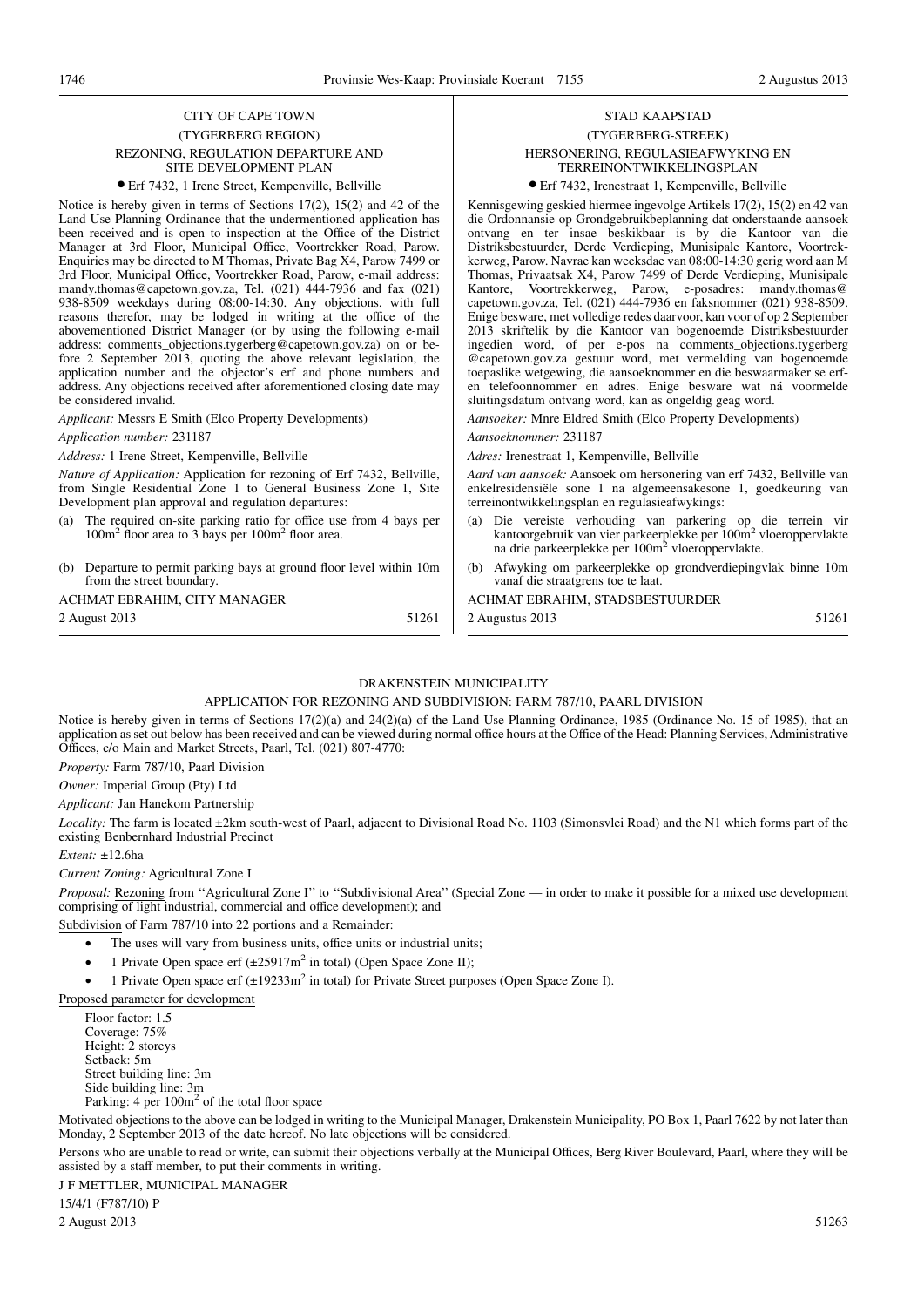CITY OF CAPE TOWN

(TYGERBERG REGION)

REZONING, REGULATION DEPARTURE AND SITE DEVELOPMENT PLAN

• Erf 7432, 1 Irene Street, Kempenville, Bellville

Notice is hereby given in terms of Sections 17(2), 15(2) and 42 of the Land Use Planning Ordinance that the undermentioned application has been received and is open to inspection at the Office of the District Manager at 3rd Floor, Municipal Office, Voortrekker Road, Parow. Enquiries may be directed to M Thomas, Private Bag X4, Parow 7499 or 3rd Floor, Municipal Office, Voortrekker Road, Parow, e-mail address: mandy.thomas@capetown.gov.za, Tel. (021) 444-7936 and fax (021) 938-8509 weekdays during 08:00-14:30. Any objections, with full reasons therefor, may be lodged in writing at the office of the abovementioned District Manager (or by using the following e-mail address: comments_objections.tygerberg@capetown.gov.za) on or before 2 September 2013, quoting the above relevant legislation, the application number and the objector's erf and phone numbers and address. Any objections received after aforementioned closing date may be considered invalid.

*Applicant:* Messrs E Smith (Elco Property Developments)

*Application number:* 231187

*Address:* 1 Irene Street, Kempenville, Bellville

*Nature of Application:* Application for rezoning of Erf 7432, Bellville, from Single Residential Zone 1 to General Business Zone 1, Site Development plan approval and regulation departures:

(a) The required on-site parking ratio for office use from 4 bays per $100m^2$ floor area to 3 bays per $100m^2$ floor area.

(b) Departure to permit parking bays at ground floor level within 10m from the street boundary.

ACHMAT EBRAHIM, CITY MANAGER

2 August 2013 51261

STAD KAAPSTAD

(TYGERBERG-STREEK)

HERSONERING, REGULASIEAFWYKING EN TERREINONTWIKKELINGSPLAN

• Erf 7432, Irenestraat 1, Kempenville, Bellville

Kennisgewing geskied hiermee ingevolge Artikels 17(2), 15(2) en 42 van die Ordonnansie op Grondgebruikbeplanning dat onderstaande aansoek ontvang en ter insae beskikbaar is by die Kantoor van die Distriksbestuurder, Derde Verdieping, Munisipale Kantore, Voortrekkerweg, Parow. Navrae kan weeksdae van 08:00-14:30 gerig word aan M Thomas, Privaatsak X4, Parow 7499 of Derde Verdieping, Munisipale Kantore, Voortrekkerweg, Parow, e-posadres: mandy.thomas@capetown.gov.za, Tel. (021) 444-7936 en faksnommer (021) 938-8509. Enige besware, met volledige redes daarvoor, kan voor of op 2 September 2013 skriftelik by die Kantoor van bogenoemde Distriksbestuurder ingedien word, of per e-pos na comments_objections.tygerberg@capetown.gov.za gestuur word, met vermelding van bogenoemde toepaslike wetgewing, die aansoeknommer en die beswaarmaker se erf- en telefoonnommer en adres. Enige besware wat ná voormelde sluitingsdatum ontvang word, kan as ongeldig geag word.

*Aansoeker:* Mnre Eldred Smith (Elco Property Developments)

*Aansoeknommer:* 231187

*Adres:* Irenestraat 1, Kempenville, Bellville

*Aard van aansoek:* Aansoek om hersonering van erf 7432, Bellville van enkelresidensiële sone 1 na algemeensakesone 1, goedkeuring van terreinontwikkelingsplan en regulasieafwykings:

(a) Die vereiste verhouding van parkering op die terrein vir kantoorgebruik van vier parkeerplekke per $100m^2$ vloeroppervlakte na drie parkeerplekke per $100m^2$ vloeroppervlakte.

(b) Afwyking om parkeerplekke op grondverdiepingvlak binne 10m vanaf die straatgrens toe te laat.

ACHMAT EBRAHIM, STADSBESTUURDER

2 Augustus 2013 51261

DRAKENSTEIN MUNICIPALITY

APPLICATION FOR REZONING AND SUBDIVISION: FARM 787/10, PAARL DIVISION

Notice is hereby given in terms of Sections 17(2)(a) and 24(2)(a) of the Land Use Planning Ordinance, 1985 (Ordinance No. 15 of 1985), that an application as set out below has been received and can be viewed during normal office hours at the Office of the Head: Planning Services, Administrative Offices, c/o Main and Market Streets, Paarl, Tel. (021) 807-4770:

*Property:* Farm 787/10, Paarl Division

*Owner:* Imperial Group (Pty) Ltd

*Applicant:* Jan Hanekom Partnership

*Locality:* The farm is located ±2km south-west of Paarl, adjacent to Divisional Road No. 1103 (Simonsvlei Road) and the N1 which forms part of the existing Benbernhard Industrial Precinct

*Extent:* ±12.6ha

*Current Zoning:* Agricultural Zone I

*Proposal:* Rezoning from ''Agricultural Zone I'' to ''Subdivisional Area'' (Special Zone — in order to make it possible for a mixed use development comprising of light industrial, commercial and office development); and

Subdivision of Farm 787/10 into 22 portions and a Remainder:

- The uses will vary from business units, office units or industrial units;
- 1 Private Open space erf (±$25917m^2$ in total) (Open Space Zone II);
- 1 Private Open space erf (±$19233m^2$ in total) for Private Street purposes (Open Space Zone I).

Proposed parameter for development

Floor factor: 1.5
Coverage: 75%
Height: 2 storeys
Setback: 5m
Street building line: 3m
Side building line: 3m
Parking: 4 per $100m^2$ of the total floor space

Motivated objections to the above can be lodged in writing to the Municipal Manager, Drakenstein Municipality, PO Box 1, Paarl 7622 by not later than Monday, 2 September 2013 of the date hereof. No late objections will be considered.

Persons who are unable to read or write, can submit their objections verbally at the Municipal Offices, Berg River Boulevard, Paarl, where they will be assisted by a staff member, to put their comments in writing.

J F METTLER, MUNICIPAL MANAGER

15/4/1 (F787/10) P

2 August 2013 51263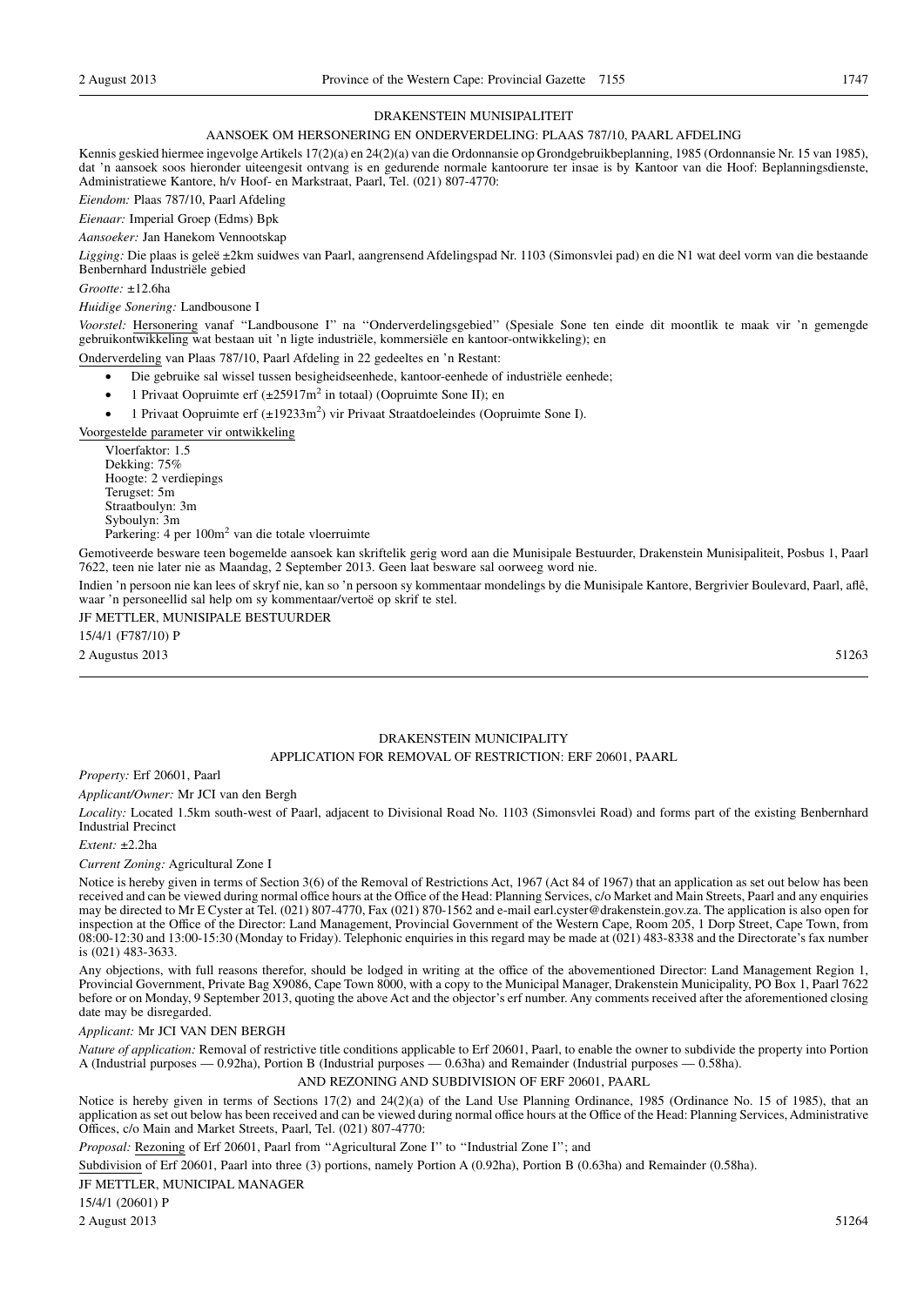## DRAKENSTEIN MUNISIPALITEIT

### AANSOEK OM HERSONERING EN ONDERVERDELING: PLAAS 787/10, PAARL AFDELING

Kennis geskied hiermee ingevolge Artikels 17(2)(a) en 24(2)(a) van die Ordonnansie op Grondgebruikbeplanning, 1985 (Ordonnansie Nr. 15 van 1985), dat 'n aansoek soos hieronder uiteengesit ontvang is en gedurende normale kantoorure ter insae is by Kantoor van die Hoof: Beplanningsdienste, Administratiewe Kantore, h/v Hoof- en Markstraat, Paarl, Tel. (021) 807-4770:

*Eiendom:* Plaas 787/10, Paarl Afdeling

*Eienaar:* Imperial Groep (Edms) Bpk

*Aansoeker:* Jan Hanekom Vennootskap

*Ligging:* Die plaas is geleë ±2km suidwes van Paarl, aangrensend Afdelingspad Nr. 1103 (Simonsvlei pad) en die N1 wat deel vorm van die bestaande Benbernhard Industriële gebied

*Grootte:* ±12.6ha

*Huidige Sonering:* Landbousone I

*Voorstel:* Hersonering vanaf ''Landbousone I'' na ''Onderverdelingsgebied'' (Spesiale Sone ten einde dit moontlik te maak vir 'n gemengde gebruikontwikkeling wat bestaan uit 'n ligte industriële, kommersiële en kantoor-ontwikkeling); en

Onderverdeling van Plaas 787/10, Paarl Afdeling in 22 gedeeltes en 'n Restant:

- Die gebruike sal wissel tussen besigheidseenhede, kantoor-eenhede of industriële eenhede;
- 1 Privaat Oopruimte erf (±25917m$^2$ in totaal) (Oopruimte Sone II); en
- 1 Privaat Oopruimte erf (±19233m$^2$) vir Privaat Straatdoeleindes (Oopruimte Sone I).

Voorgestelde parameter vir ontwikkeling

Vloerfaktor: 1.5
Dekking: 75%
Hoogte: 2 verdiepings
Terugset: 5m
Straatboulyn: 3m
Syboulyn: 3m
Parkering: 4 per 100m$^2$ van die totale vloerruimte

Gemotiveerde besware teen bogemelde aansoek kan skriftelik gerig word aan die Munisipale Bestuurder, Drakenstein Munisipaliteit, Posbus 1, Paarl 7622, teen nie later nie as Maandag, 2 September 2013. Geen laat besware sal oorweeg word nie.

Indien 'n persoon nie kan lees of skryf nie, kan so 'n persoon sy kommentaar mondelings by die Munisipale Kantore, Bergrivier Boulevard, Paarl, aflê, waar 'n personeellid sal help om sy kommentaar/vertoë op skrif te stel.

JF METTLER, MUNISIPALE BESTUURDER

15/4/1 (F787/10) P

2 Augustus 2013 51263

---

## DRAKENSTEIN MUNICIPALITY

### APPLICATION FOR REMOVAL OF RESTRICTION: ERF 20601, PAARL

*Property:* Erf 20601, Paarl

*Applicant/Owner:* Mr JCI van den Bergh

*Locality:* Located 1.5km south-west of Paarl, adjacent to Divisional Road No. 1103 (Simonsvlei Road) and forms part of the existing Benbernhard Industrial Precinct

*Extent:* ±2.2ha

*Current Zoning:* Agricultural Zone I

Notice is hereby given in terms of Section 3(6) of the Removal of Restrictions Act, 1967 (Act 84 of 1967) that an application as set out below has been received and can be viewed during normal office hours at the Office of the Head: Planning Services, c/o Market and Main Streets, Paarl and any enquiries may be directed to Mr E Cyster at Tel. (021) 807-4770, Fax (021) 870-1562 and e-mail earl.cyster@drakenstein.gov.za. The application is also open for inspection at the Office of the Director: Land Management, Provincial Government of the Western Cape, Room 205, 1 Dorp Street, Cape Town, from 08:00-12:30 and 13:00-15:30 (Monday to Friday). Telephonic enquiries in this regard may be made at (021) 483-8338 and the Directorate's fax number is (021) 483-3633.

Any objections, with full reasons therefor, should be lodged in writing at the office of the abovementioned Director: Land Management Region 1, Provincial Government, Private Bag X9086, Cape Town 8000, with a copy to the Municipal Manager, Drakenstein Municipality, PO Box 1, Paarl 7622 before or on Monday, 9 September 2013, quoting the above Act and the objector's erf number. Any comments received after the aforementioned closing date may be disregarded.

*Applicant:* Mr JCI VAN DEN BERGH

*Nature of application:* Removal of restrictive title conditions applicable to Erf 20601, Paarl, to enable the owner to subdivide the property into Portion A (Industrial purposes — 0.92ha), Portion B (Industrial purposes — 0.63ha) and Remainder (Industrial purposes — 0.58ha).

### AND REZONING AND SUBDIVISION OF ERF 20601, PAARL

Notice is hereby given in terms of Sections 17(2) and 24(2)(a) of the Land Use Planning Ordinance, 1985 (Ordinance No. 15 of 1985), that an application as set out below has been received and can be viewed during normal office hours at the Office of the Head: Planning Services, Administrative Offices, c/o Main and Market Streets, Paarl, Tel. (021) 807-4770:

*Proposal:* Rezoning of Erf 20601, Paarl from ''Agricultural Zone I'' to ''Industrial Zone I''; and

Subdivision of Erf 20601, Paarl into three (3) portions, namely Portion A (0.92ha), Portion B (0.63ha) and Remainder (0.58ha).

JF METTLER, MUNICIPAL MANAGER

15/4/1 (20601) P

2 August 2013 51264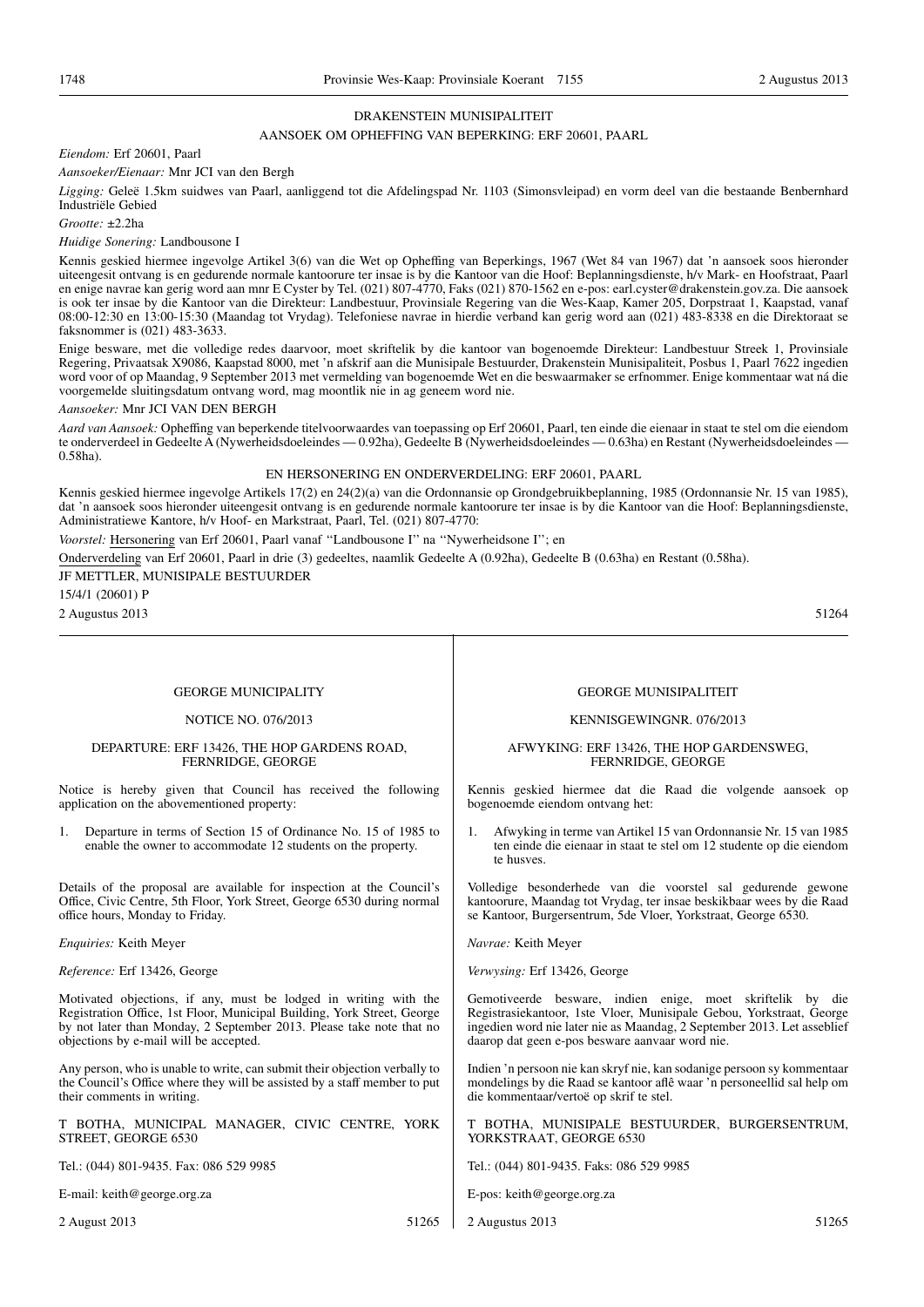## DRAKENSTEIN MUNISIPALITEIT

## AANSOEK OM OPHEFFING VAN BEPERKING: ERF 20601, PAARL

*Eiendom:* Erf 20601, Paarl

*Aansoeker/Eienaar:* Mnr JCI van den Bergh

*Ligging:* Geleë 1.5km suidwes van Paarl, aanliggend tot die Afdelingspad Nr. 1103 (Simonsvleipad) en vorm deel van die bestaande Benbernhard Industriële Gebied

*Grootte:* ±2.2ha

*Huidige Sonering:* Landbousone I

Kennis geskied hiermee ingevolge Artikel 3(6) van die Wet op Opheffing van Beperkings, 1967 (Wet 84 van 1967) dat 'n aansoek soos hieronder uiteengesit ontvang is en gedurende normale kantoorure ter insae is by die Kantoor van die Hoof: Beplanningsdienste, h/v Mark- en Hoofstraat, Paarl en enige navrae kan gerig word aan mnr E Cyster by Tel. (021) 807-4770, Faks (021) 870-1562 en e-pos: earl.cyster@drakenstein.gov.za. Die aansoek is ook ter insae by die Kantoor van die Direkteur: Landbestuur, Provinsiale Regering van die Wes-Kaap, Kamer 205, Dorpstraat 1, Kaapstad, vanaf 08:00-12:30 en 13:00-15:30 (Maandag tot Vrydag). Telefoniese navrae in hierdie verband kan gerig word aan (021) 483-8338 en die Direktoraat se faksnommer is (021) 483-3633.

Enige besware, met die volledige redes daarvoor, moet skriftelik by die kantoor van bogenoemde Direkteur: Landbestuur Streek 1, Provinsiale Regering, Privaatsak X9086, Kaapstad 8000, met 'n afskrif aan die Munisipale Bestuurder, Drakenstein Munisipaliteit, Posbus 1, Paarl 7622 ingedien word voor of op Maandag, 9 September 2013 met vermelding van bogenoemde Wet en die beswaarmaker se erfnommer. Enige kommentaar wat ná die voorgemelde sluitingsdatum ontvang word, mag moontlik nie in ag geneem word nie.

*Aansoeker:* Mnr JCI VAN DEN BERGH

*Aard van Aansoek:* Opheffing van beperkende titelvoorwaardes van toepassing op Erf 20601, Paarl, ten einde die eienaar in staat te stel om die eiendom te onderverdeel in Gedeelte A (Nywerheidsdoeleindes — 0.92ha), Gedeelte B (Nywerheidsdoeleindes — 0.63ha) en Restant (Nywerheidsdoeleindes — 0.58ha).

### EN HERSONERING EN ONDERVERDELING: ERF 20601, PAARL

Kennis geskied hiermee ingevolge Artikels 17(2) en 24(2)(a) van die Ordonnansie op Grondgebruikbeplanning, 1985 (Ordonnansie Nr. 15 van 1985), dat 'n aansoek soos hieronder uiteengesit ontvang is en gedurende normale kantoorure ter insae is by die Kantoor van die Hoof: Beplanningsdienste, Administratiewe Kantore, h/v Hoof- en Markstraat, Paarl, Tel. (021) 807-4770:

*Voorstel:* Hersonering van Erf 20601, Paarl vanaf ''Landbousone I'' na ''Nywerheidsone I''; en

Onderverdeling van Erf 20601, Paarl in drie (3) gedeeltes, naamlik Gedeelte A (0.92ha), Gedeelte B (0.63ha) en Restant (0.58ha).

JF METTLER, MUNISIPALE BESTUURDER

15/4/1 (20601) P

2 Augustus 2013 51264

---

## GEORGE MUNICIPALITY

### NOTICE NO. 076/2013

### DEPARTURE: ERF 13426, THE HOP GARDENS ROAD, FERNRIDGE, GEORGE

Notice is hereby given that Council has received the following application on the abovementioned property:

1. Departure in terms of Section 15 of Ordinance No. 15 of 1985 to enable the owner to accommodate 12 students on the property.

Details of the proposal are available for inspection at the Council's Office, Civic Centre, 5th Floor, York Street, George 6530 during normal office hours, Monday to Friday.

*Enquiries:* Keith Meyer

*Reference:* Erf 13426, George

Motivated objections, if any, must be lodged in writing with the Registration Office, 1st Floor, Municipal Building, York Street, George by not later than Monday, 2 September 2013. Please take note that no objections by e-mail will be accepted.

Any person, who is unable to write, can submit their objection verbally to the Council's Office where they will be assisted by a staff member to put their comments in writing.

T BOTHA, MUNICIPAL MANAGER, CIVIC CENTRE, YORK STREET, GEORGE 6530

Tel.: (044) 801-9435. Fax: 086 529 9985

E-mail: keith@george.org.za

2 August 2013 51265

---

## GEORGE MUNISIPALITEIT

### KENNISGEWINGNR. 076/2013

### AFWYKING: ERF 13426, THE HOP GARDENSWEG, FERNRIDGE, GEORGE

Kennis geskied hiermee dat die Raad die volgende aansoek op bogenoemde eiendom ontvang het:

1. Afwyking in terme van Artikel 15 van Ordonnansie Nr. 15 van 1985 ten einde die eienaar in staat te stel om 12 studente op die eiendom te husves.

Volledige besonderhede van die voorstel sal gedurende gewone kantoorure, Maandag tot Vrydag, ter insae beskikbaar wees by die Raad se Kantoor, Burgersentrum, 5de Vloer, Yorkstraat, George 6530.

*Navrae:* Keith Meyer

*Verwysing:* Erf 13426, George

Gemotiveerde besware, indien enige, moet skriftelik by die Registrasiekantoor, 1ste Vloer, Munisipale Gebou, Yorkstraat, George ingedien word nie later nie as Maandag, 2 September 2013. Let asseblief daarop dat geen e-pos besware aanvaar word nie.

Indien 'n persoon nie kan skryf nie, kan sodanige persoon sy kommentaar mondelings by die Raad se kantoor aflê waar 'n personeellid sal help om die kommentaar/vertoë op skrif te stel.

T BOTHA, MUNISIPALE BESTUURDER, BURGERSENTRUM, YORKSTRAAT, GEORGE 6530

Tel.: (044) 801-9435. Faks: 086 529 9985

E-pos: keith@george.org.za

2 Augustus 2013 51265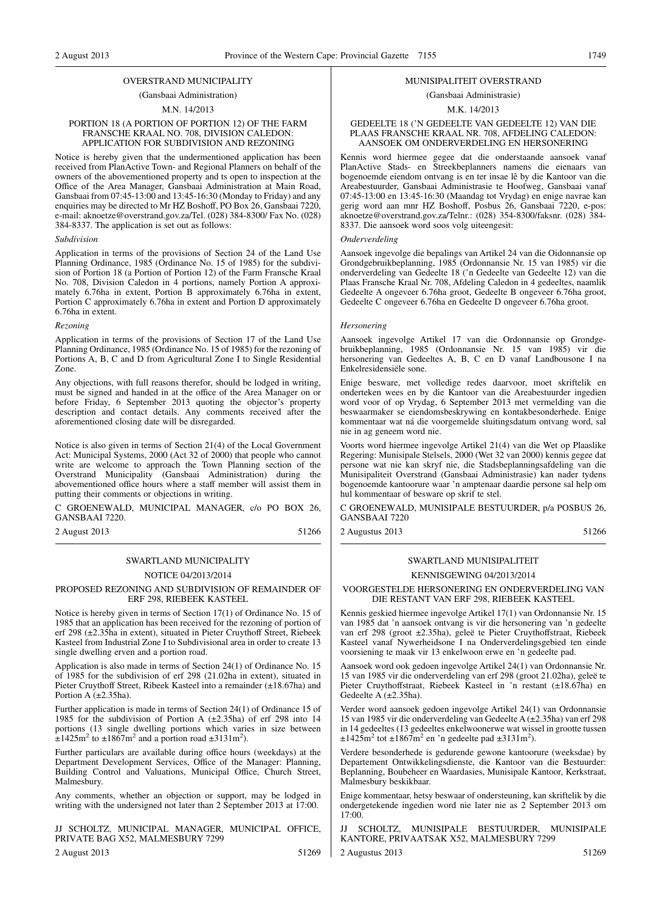## OVERSTRAND MUNICIPALITY

(Gansbaai Administration)

M.N. 14/2013

### PORTION 18 (A PORTION OF PORTION 12) OF THE FARM FRANSCHE KRAAL NO. 708, DIVISION CALEDON: APPLICATION FOR SUBDIVISION AND REZONING

Notice is hereby given that the undermentioned application has been received from PlanActive Town- and Regional Planners on behalf of the owners of the abovementioned property and ts open to inspection at the Office of the Area Manager, Gansbaai Administration at Main Road, Gansbaai from 07:45-13:00 and 13:45-16:30 (Monday to Friday) and any enquiries may be directed to Mr HZ Boshoff, PO Box 26, Gansbaai 7220, e-mail: aknoetze@overstrand.gov.za/Tel. (028) 384-8300/ Fax No. (028) 384-8337. The application is set out as follows:

*Subdivision*

Application in terms of the provisions of Section 24 of the Land Use Planning Ordinance, 1985 (Ordinance No. 15 of 1985) for the subdivision of Portion 18 (a Portion of Portion 12) of the Farm Fransche Kraal No. 708, Division Caledon in 4 portions, namely Portion A approximately 6.76ha in extent, Portion B approximately 6.76ha in extent, Portion C approximately 6.76ha in extent and Portion D approximately 6.76ha in extent.

*Rezoning*

Application in terms of the provisions of Section 17 of the Land Use Planning Ordinance, 1985 (Ordinance No. 15 of 1985) for the rezoning of Portions A, B, C and D from Agricultural Zone I to Single Residential Zone.

Any objections, with full reasons therefor, should be lodged in writing, must be signed and handed in at the office of the Area Manager on or before Friday, 6 September 2013 quoting the objector's property description and contact details. Any comments received after the aforementioned closing date will be disregarded.

Notice is also given in terms of Section 21(4) of the Local Government Act: Municipal Systems, 2000 (Act 32 of 2000) that people who cannot write are welcome to approach the Town Planning section of the Overstrand Municipality (Gansbaai Administration) during the abovementioned office hours where a staff member will assist them in putting their comments or objections in writing.

C GROENEWALD, MUNICIPAL MANAGER, c/o PO BOX 26, GANSBAAI 7220.

2 August 2013 51266

## MUNISIPALITEIT OVERSTRAND

(Gansbaai Administrasie)

M.K. 14/2013

### GEDEELTE 18 ('N GEDEELTE VAN GEDEELTE 12) VAN DIE PLAAS FRANSCHE KRAAL NR. 708, AFDELING CALEDON: AANSOEK OM ONDERVERDELING EN HERSONERING

Kennis word hiermee gegee dat die onderstaande aansoek vanaf PlanActive Stads- en Streekbeplanners namens die eienaars van bogenoemde eiendom ontvang is en ter insae lê by die Kantoor van die Areabestuurder, Gansbaai Administrasie te Hoofweg, Gansbaai vanaf 07:45-13:00 en 13:45-16:30 (Maandag tot Vrydag) en enige navrae kan gerig word aan mnr HZ Boshoff, Posbus 26, Gansbaai 7220, e-pos: aknoetze@overstrand.gov.za/Telnr.: (028) 354-8300/faksnr. (028) 384-8337. Die aansoek word soos volg uiteengesit:

*Onderverdeling*

Aansoek ingevolge die bepalings van Artikel 24 van die Oidonnansie op Grondgebruikbeplanning, 1985 (Ordonnansie Nr. 15 van 1985) vir die onderverdeling van Gedeelte 18 ('n Gedeelte van Gedeelte 12) van die Plaas Fransche Kraal Nr. 708, Afdeling Caledon in 4 gedeeltes, naamlik Gedeelte A ongeveer 6.76ha groot, Gedeelte B ongeveer 6.76ha groot, Gedeelte C ongeveer 6.76ha en Gedeelte D ongeveer 6.76ha groot.

*Hersonering*

Aansoek ingevolge Artikel 17 van die Ordonnansie op Grondgebruikbeplanning, 1985 (Ordonnansie Nr. 15 van 1985) vir die hersonering van Gedeeltes A, B, C en D vanaf Landbousone I na Enkelresidensiële sone.

Enige besware, met volledige redes daarvoor, moet skriftelik en onderteken wees en by die Kantoor van die Areabestuurder ingedien word voor of op Vrydag, 6 September 2013 met vermelding van die beswaarmaker se eiendomsbeskrywing en kontakbesonderhede. Enige kommentaar wat ná die voorgemelde sluitingsdatum ontvang word, sal nie in ag geneem word nie.

Voorts word hiermee ingevolge Artikel 21(4) van die Wet op Plaaslike Regering: Munisipale Stelsels, 2000 (Wet 32 van 2000) kennis gegee dat persone wat nie kan skryf nie, die Stadsbeplanningsafdeling van die Munisipaliteit Overstrand (Gansbaai Administrasie) kan nader tydens bogenoemde kantoorure waar 'n amptenaar daardie persone sal help om hul kommentaar of besware op skrif te stel.

C GROENEWALD, MUNISIPALE BESTUURDER, p/a POSBUS 26, GANSBAAI 7220

2 Augustus 2013 51266

## SWARTLAND MUNICIPALITY

NOTICE 04/2013/2014

### PROPOSED REZONING AND SUBDIVISION OF REMAINDER OF ERF 298, RIEBEEK KASTEEL

Notice is hereby given in terms of Section 17(1) of Ordinance No. 15 of 1985 that an application has been received for the rezoning of portion of erf 298 (±2.35ha in extent), situated in Pieter Cruythoff Street, Riebeek Kasteel from Industrial Zone I to Subdivisional area in order to create 13 single dwelling erven and a portion road.

Application is also made in terms of Section 24(1) of Ordinance No. 15 of 1985 for the subdivision of erf 298 (21.02ha in extent), situated in Pieter Cruythoff Street, Ribeek Kasteel into a remainder (±18.67ha) and Portion A (±2.35ha).

Further application is made in terms of Section 24(1) of Ordinance 15 of 1985 for the subdivision of Portion A (±2.35ha) of erf 298 into 14 portions (13 single dwelling portions which varies in size between ±1425m$^2$ to ±1867m$^2$ and a portion road ±3131m$^2$).

Further particulars are available during office hours (weekdays) at the Department Development Services, Office of the Manager: Planning, Building Control and Valuations, Municipal Office, Church Street, Malmesbury.

Any comments, whether an objection or support, may be lodged in writing with the undersigned not later than 2 September 2013 at 17:00.

JJ SCHOLTZ, MUNICIPAL MANAGER, MUNICIPAL OFFICE, PRIVATE BAG X52, MALMESBURY 7299

2 August 2013 51269

## SWARTLAND MUNISIPALITEIT

KENNISGEWING 04/2013/2014

### VOORGESTELDE HERSONERING EN ONDERVERDELING VAN DIE RESTANT VAN ERF 298, RIEBEEK KASTEEL

Kennis geskied hiermee ingevolge Artikel 17(1) van Ordonnansie Nr. 15 van 1985 dat 'n aansoek ontvang is vir die hersonering van 'n gedeelte van erf 298 (groot ±2.35ha), geleë te Pieter Cruythoffstraat, Riebeek Kasteel vanaf Nywerheidsone I na Onderverdelingsgebied ten einde voorsiening te maak vir 13 enkelwoon erwe en 'n gedeelte pad.

Aansoek word ook gedoen ingevolge Artikel 24(1) van Ordonnansie Nr. 15 van 1985 vir die onderverdeling van erf 298 (groot 21.02ha), geleë te Pieter Cruythoffstraat, Riebeek Kasteel in 'n restant (±18.67ha) en Gedeelte A (±2.35ha).

Verder word aansoek gedoen ingevolge Artikel 24(1) van Ordonnansie 15 van 1985 vir die onderverdeling van Gedeelte A (±2.35ha) van erf 298 in 14 gedeeltes (13 gedeeltes enkelwoonerwe wat wissel in grootte tussen ±1425m$^2$ tot ±1867m$^2$ en 'n gedeelte pad ±3131m$^2$).

Verdere besonderhede is gedurende gewone kantoorure (weeksdae) by Departement Ontwikkelingsdienste, die Kantoor van die Bestuurder: Beplanning, Boubeheer en Waardasies, Munisipale Kantoor, Kerkstraat, Malmesbury beskikbaar.

Enige kommentaar, hetsy beswaar of ondersteuning, kan skriftelik by die ondergetekende ingedien word nie later nie as 2 September 2013 om 17:00.

JJ SCHOLTZ, MUNISIPALE BESTUURDER, MUNISIPALE KANTORE, PRIVAATSAK X52, MALMESBURY 7299

2 Augustus 2013 51269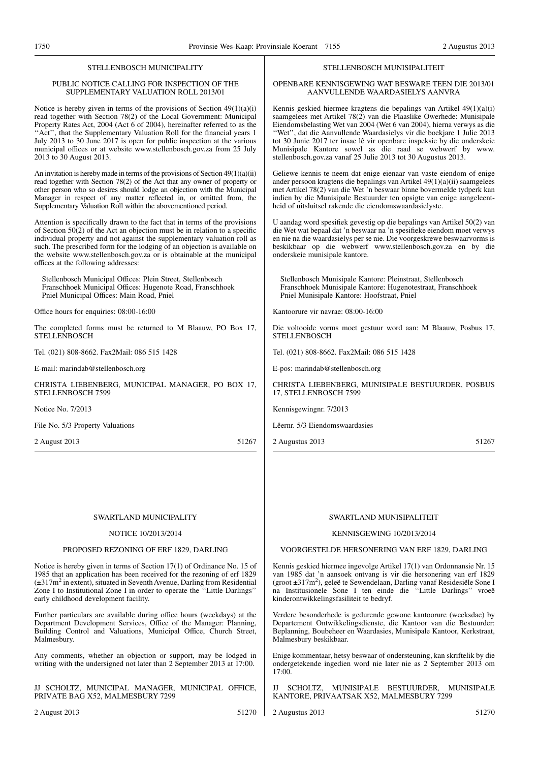## STELLENBOSCH MUNICIPALITY

### PUBLIC NOTICE CALLING FOR INSPECTION OF THE SUPPLEMENTARY VALUATION ROLL 2013/01

Notice is hereby given in terms of the provisions of Section 49(1)(a)(i) read together with Section 78(2) of the Local Government: Municipal Property Rates Act, 2004 (Act 6 of 2004), hereinafter referred to as the ''Act'', that the Supplementary Valuation Roll for the financial years 1 July 2013 to 30 June 2017 is open for public inspection at the various municipal offices or at website www.stellenbosch.gov.za from 25 July 2013 to 30 August 2013.

An invitation is hereby made in terms of the provisions of Section 49(1)(a)(ii) read together with Section 78(2) of the Act that any owner of property or other person who so desires should lodge an objection with the Municipal Manager in respect of any matter reflected in, or omitted from, the Supplementary Valuation Roll within the abovementioned period.

Attention is specifically drawn to the fact that in terms of the provisions of Section 50(2) of the Act an objection must be in relation to a specific individual property and not against the supplementary valuation roll as such. The prescribed form for the lodging of an objection is available on the website www.stellenbosch.gov.za or is obtainable at the municipal offices at the following addresses:

Stellenbosch Municipal Offices: Plein Street, Stellenbosch
Franschhoek Municipal Offices: Hugenote Road, Franschhoek
Pniel Municipal Offices: Main Road, Pniel

Office hours for enquiries: 08:00-16:00

The completed forms must be returned to M Blaauw, PO Box 17, STELLENBOSCH

Tel. (021) 808-8662. Fax2Mail: 086 515 1428

E-mail: marindab@stellenbosch.org

CHRISTA LIEBENBERG, MUNICIPAL MANAGER, PO BOX 17, STELLENBOSCH 7599

Notice No. 7/2013

File No. 5/3 Property Valuations

2 August 2013 51267

## STELLENBOSCH MUNISIPALITEIT

### OPENBARE KENNISGEWING WAT BESWARE TEEN DIE 2013/01 AANVULLENDE WAARDASIELYS AANVRA

Kennis geskied hiermee kragtens die bepalings van Artikel 49(1)(a)(i) saamgelees met Artikel 78(2) van die Plaaslike Owerhede: Munisipale Eiendomsbelasting Wet van 2004 (Wet 6 van 2004), hierna verwys as die ''Wet'', dat die Aanvullende Waardasielys vir die boekjare 1 Julie 2013 tot 30 Junie 2017 ter insae lê vir openbare inspeksie by die onderskeie Munisipale Kantore sowel as die raad se webwerf by www.stellenbosch.gov.za vanaf 25 Julie 2013 tot 30 Augustus 2013.

Geliewe kennis te neem dat enige eienaar van vaste eiendom of enige ander persoon kragtens die bepalings van Artikel 49(1)(a)(ii) saamgelees met Artikel 78(2) van die Wet 'n beswaar binne bovermelde tydperk kan indien by die Munisipale Bestuurder ten opsigte van enige aangeleentheid of uitsluitsel rakende die eiendomswaardasielyste.

U aandag word spesifiek gevestig op die bepalings van Artikel 50(2) van die Wet wat bepaal dat 'n beswaar na 'n spesifieke eiendom moet verwys en nie na die waardasielys per se nie. Die voorgeskrewe beswaarvorms is beskikbaar op die webwerf www.stellenbosch.gov.za en by die onderskeie munisipale kantore.

Stellenbosch Munisipale Kantore: Pleinstraat, Stellenbosch
Franschhoek Munisipale Kantore: Hugenotestraat, Franschhoek
Pniel Munisipale Kantore: Hoofstraat, Pniel

Kantoorure vir navrae: 08:00-16:00

Die voltooide vorms moet gestuur word aan: M Blaauw, Posbus 17, STELLENBOSCH

Tel. (021) 808-8662. Fax2Mail: 086 515 1428

E-pos: marindab@stellenbosch.org

CHRISTA LIEBENBERG, MUNISIPALE BESTUURDER, POSBUS 17, STELLENBOSCH 7599

Kennisgewingnr. 7/2013

Lêernr. 5/3 Eiendomswaardasies

2 Augustus 2013 51267

## SWARTLAND MUNICIPALITY

### NOTICE 10/2013/2014

### PROPOSED REZONING OF ERF 1829, DARLING

Notice is hereby given in terms of Section 17(1) of Ordinance No. 15 of 1985 that an application has been received for the rezoning of erf 1829 (±317m$^2$ in extent), situated in Seventh Avenue, Darling from Residential Zone I to Institutional Zone I in order to operate the ''Little Darlings'' early childhood development facility.

Further particulars are available during office hours (weekdays) at the Department Development Services, Office of the Manager: Planning, Building Control and Valuations, Municipal Office, Church Street, Malmesbury.

Any comments, whether an objection or support, may be lodged in writing with the undersigned not later than 2 September 2013 at 17:00.

JJ SCHOLTZ, MUNICIPAL MANAGER, MUNICIPAL OFFICE, PRIVATE BAG X52, MALMESBURY 7299

2 August 2013 51270

## SWARTLAND MUNISIPALITEIT

### KENNISGEWING 10/2013/2014

### VOORGESTELDE HERSONERING VAN ERF 1829, DARLING

Kennis geskied hiermee ingevolge Artikel 17(1) van Ordonnansie Nr. 15 van 1985 dat 'n aansoek ontvang is vir die hersonering van erf 1829 (groot ±317m$^2$), geleë te Sewendelaan, Darling vanaf Residensiële Sone I na Institusionele Sone I ten einde die ''Little Darlings'' vroeë kinderontwikkelingsfasiliteit te bedryf.

Verdere besonderhede is gedurende gewone kantoorure (weeksdae) by Departement Ontwikkelingsdienste, die Kantoor van die Bestuurder: Beplanning, Boubeheer en Waardasies, Munisipale Kantoor, Kerkstraat, Malmesbury beskikbaar.

Enige kommentaar, hetsy beswaar of ondersteuning, kan skriftelik by die ondergetekende ingedien word nie later nie as 2 September 2013 om 17:00.

JJ SCHOLTZ, MUNISIPALE BESTUURDER, MUNISIPALE KANTORE, PRIVAATSAK X52, MALMESBURY 7299

2 Augustus 2013 51270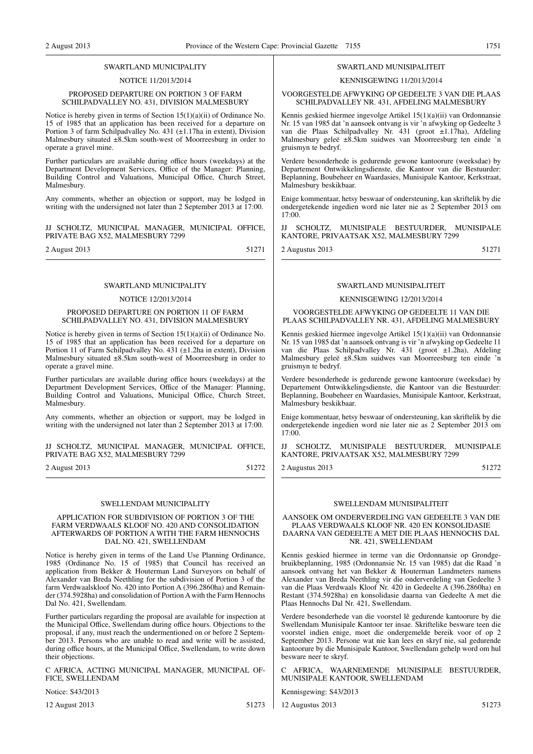## SWARTLAND MUNICIPALITY

### NOTICE 11/2013/2014

### PROPOSED DEPARTURE ON PORTION 3 OF FARM SCHILPADVALLEY NO. 431, DIVISION MALMESBURY

Notice is hereby given in terms of Section 15(1)(a)(ii) of Ordinance No. 15 of 1985 that an application has been received for a departure on Portion 3 of farm Schilpadvalley No. 431 (±1.17ha in extent), Division Malmesbury situated ±8.5km south-west of Moorreesburg in order to operate a gravel mine.

Further particulars are available during office hours (weekdays) at the Department Development Services, Office of the Manager: Planning, Building Control and Valuations, Municipal Office, Church Street, Malmesbury.

Any comments, whether an objection or support, may be lodged in writing with the undersigned not later than 2 September 2013 at 17:00.

JJ SCHOLTZ, MUNICIPAL MANAGER, MUNICIPAL OFFICE, PRIVATE BAG X52, MALMESBURY 7299

2 August 2013 51271

## SWARTLAND MUNISIPALITEIT

### KENNISGEWING 11/2013/2014

### VOORGESTELDE AFWYKING OP GEDEELTE 3 VAN DIE PLAAS SCHILPADVALLEY NR. 431, AFDELING MALMESBURY

Kennis geskied hiermee ingevolge Artikel 15(1)(a)(ii) van Ordonnansie Nr. 15 van 1985 dat 'n aansoek ontvang is vir 'n afwyking op Gedeelte 3 van die Plaas Schilpadvalley Nr. 431 (groot ±1.17ha), Afdeling Malmesbury geleë ±8.5km suidwes van Moorreesburg ten einde 'n gruismyn te bedryf.

Verdere besonderhede is gedurende gewone kantoorure (weeksdae) by Departement Ontwikkelingsdienste, die Kantoor van die Bestuurder: Beplanning, Boubeheer en Waardasies, Munisipale Kantoor, Kerkstraat, Malmesbury beskikbaar.

Enige kommentaar, hetsy beswaar of ondersteuning, kan skriftelik by die ondergetekende ingedien word nie later nie as 2 September 2013 om 17:00.

JJ SCHOLTZ, MUNISIPALE BESTUURDER, MUNISIPALE KANTORE, PRIVAATSAK X52, MALMESBURY 7299

2 Augustus 2013 51271

## SWARTLAND MUNICIPALITY

### NOTICE 12/2013/2014

### PROPOSED DEPARTURE ON PORTION 11 OF FARM SCHILPADVALLEY NO. 431, DIVISION MALMESBURY

Notice is hereby given in terms of Section 15(1)(a)(ii) of Ordinance No. 15 of 1985 that an application has been received for a departure on Portion 11 of Farm Schilpadvalley No. 431 (±1.2ha in extent), Division Malmesbury situated ±8.5km south-west of Moorreesburg in order to operate a gravel mine.

Further particulars are available during office hours (weekdays) at the Department Development Services, Office of the Manager: Planning, Building Control and Valuations, Municipal Office, Church Street, Malmesbury.

Any comments, whether an objection or support, may be lodged in writing with the undersigned not later than 2 September 2013 at 17:00.

JJ SCHOLTZ, MUNICIPAL MANAGER, MUNICIPAL OFFICE, PRIVATE BAG X52, MALMESBURY 7299

2 August 2013 51272

## SWARTLAND MUNISIPALITEIT

### KENNISGEWING 12/2013/2014

### VOORGESTELDE AFWYKING OP GEDEELTE 11 VAN DIE PLAAS SCHILPADVALLEY NR. 431, AFDELING MALMESBURY

Kennis geskied hiermee ingevolge Artikel 15(1)(a)(ii) van Ordonnansie Nr. 15 van 1985 dat 'n aansoek ontvang is vir 'n afwyking op Gedeelte 11 van die Plaas Schilpadvalley Nr. 431 (groot ±1.2ha), Afdeling Malmesbury geleë ±8.5km suidwes van Moorreesburg ten einde 'n gruismyn te bedryf.

Verdere besonderhede is gedurende gewone kantoorure (weeksdae) by Departement Ontwikkelingsdienste, die Kantoor van die Bestuurder: Beplanning, Boubeheer en Waardasies, Munisipale Kantoor, Kerkstraat, Malmesbury beskikbaar.

Enige kommentaar, hetsy beswaar of ondersteuning, kan skriftelik by die ondergetekende ingedien word nie later nie as 2 September 2013 om 17:00.

JJ SCHOLTZ, MUNISIPALE BESTUURDER, MUNISIPALE KANTORE, PRIVAATSAK X52, MALMESBURY 7299

2 Augustus 2013 51272

## SWELLENDAM MUNICIPALITY

### APPLICATION FOR SUBDIVISION OF PORTION 3 OF THE FARM VERDWAALS KLOOF NO. 420 AND CONSOLIDATION AFTERWARDS OF PORTION A WITH THE FARM HENNOCHS DAL NO. 421, SWELLENDAM

Notice is hereby given in terms of the Land Use Planning Ordinance, 1985 (Ordinance No. 15 of 1985) that Council has received an application from Bekker & Houterman Land Surveyors on behalf of Alexander van Breda Neethling for the subdivision of Portion 3 of the farm Verdwaalskloof No. 420 into Portion A (396.2860ha) and Remainder (374.5928ha) and consolidation of Portion A with the Farm Hennochs Dal No. 421, Swellendam.

Further particulars regarding the proposal are available for inspection at the Municipal Office, Swellendam during office hours. Objections to the proposal, if any, must reach the undermentioned on or before 2 September 2013. Persons who are unable to read and write will be assisted, during office hours, at the Municipal Office, Swellendam, to write down their objections.

C AFRICA, ACTING MUNICIPAL MANAGER, MUNICIPAL OFFICE, SWELLENDAM

Notice: S43/2013

12 August 2013 51273

## SWELLENDAM MUNISIPALITEIT

### AANSOEK OM ONDERVERDELING VAN GEDEELTE 3 VAN DIE PLAAS VERDWAALS KLOOF NR. 420 EN KONSOLIDASIE DAARNA VAN GEDEELTE A MET DIE PLAAS HENNOCHS DAL NR. 421, SWELLENDAM

Kennis geskied hiermee in terme van die Ordonnansie op Grondgebruikbeplanning, 1985 (Ordonnansie Nr. 15 van 1985) dat die Raad 'n aansoek ontvang het van Bekker & Houterman Landmeters namens Alexander van Breda Neethling vir die onderverdeling van Gedeelte 3 van die Plaas Verdwaals Kloof Nr. 420 in Gedeelte A (396.2860ha) en Restant (374.5928ha) en konsolidasie daarna van Gedeelte A met die Plaas Hennochs Dal Nr. 421, Swellendam.

Verdere besonderhede van die voorstel lê gedurende kantoorure by die Swellendam Munisipale Kantoor ter insae. Skriftelike besware teen die voorstel indien enige, moet die ondergemelde bereik voor of op 2 September 2013. Persone wat nie kan lees en skryf nie, sal gedurende kantoorure by die Munisipale Kantoor, Swellendam gehelp word om hul besware neer te skryf.

C AFRICA, WAARNEMENDE MUNISIPALE BESTUURDER, MUNISIPALE KANTOOR, SWELLENDAM

Kennisgewing: S43/2013

12 Augustus 2013 51273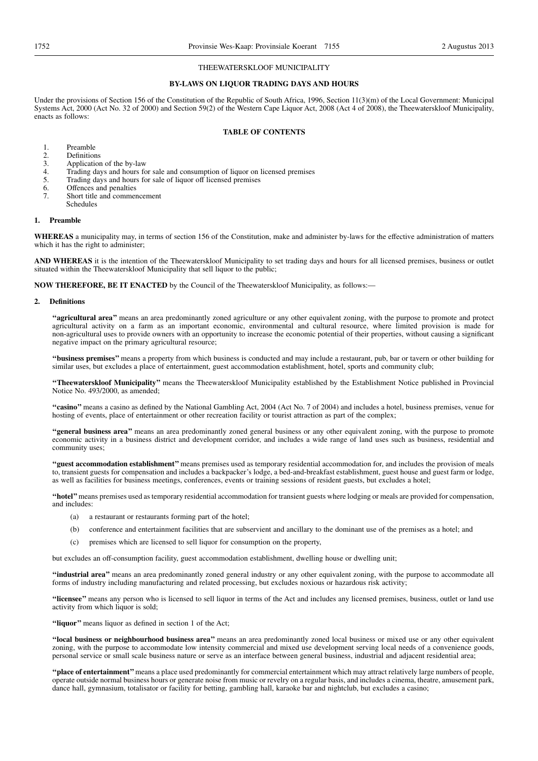## THEEWATERSKLOOF MUNICIPALITY

### BY-LAWS ON LIQUOR TRADING DAYS AND HOURS

Under the provisions of Section 156 of the Constitution of the Republic of South Africa, 1996, Section 11(3)(m) of the Local Government: Municipal Systems Act, 2000 (Act No. 32 of 2000) and Section 59(2) of the Western Cape Liquor Act, 2008 (Act 4 of 2008), the Theewaterskloof Municipality, enacts as follows:

### TABLE OF CONTENTS

1. Preamble
2. Definitions
3. Application of the by-law
4. Trading days and hours for sale and consumption of liquor on licensed premises
5. Trading days and hours for sale of liquor off licensed premises
6. Offences and penalties
7. Short title and commencement

Schedules

#### 1. Preamble

**WHEREAS** a municipality may, in terms of section 156 of the Constitution, make and administer by-laws for the effective administration of matters which it has the right to administer;

**AND WHEREAS** it is the intention of the Theewaterskloof Municipality to set trading days and hours for all licensed premises, business or outlet situated within the Theewaterskloof Municipality that sell liquor to the public;

**NOW THEREFORE, BE IT ENACTED** by the Council of the Theewaterskloof Municipality, as follows:—

#### 2. Definitions

**"agricultural area"** means an area predominantly zoned agriculture or any other equivalent zoning, with the purpose to promote and protect agricultural activity on a farm as an important economic, environmental and cultural resource, where limited provision is made for non-agricultural uses to provide owners with an opportunity to increase the economic potential of their properties, without causing a significant negative impact on the primary agricultural resource;

**"business premises"** means a property from which business is conducted and may include a restaurant, pub, bar or tavern or other building for similar uses, but excludes a place of entertainment, guest accommodation establishment, hotel, sports and community club;

**"Theewaterskloof Municipality"** means the Theewaterskloof Municipality established by the Establishment Notice published in Provincial Notice No. 493/2000, as amended;

**"casino"** means a casino as defined by the National Gambling Act, 2004 (Act No. 7 of 2004) and includes a hotel, business premises, venue for hosting of events, place of entertainment or other recreation facility or tourist attraction as part of the complex;

**"general business area"** means an area predominantly zoned general business or any other equivalent zoning, with the purpose to promote economic activity in a business district and development corridor, and includes a wide range of land uses such as business, residential and community uses;

**"guest accommodation establishment"** means premises used as temporary residential accommodation for, and includes the provision of meals to, transient guests for compensation and includes a backpacker's lodge, a bed-and-breakfast establishment, guest house and guest farm or lodge, as well as facilities for business meetings, conferences, events or training sessions of resident guests, but excludes a hotel;

**"hotel"** means premises used as temporary residential accommodation for transient guests where lodging or meals are provided for compensation, and includes:

(a) a restaurant or restaurants forming part of the hotel;

(b) conference and entertainment facilities that are subservient and ancillary to the dominant use of the premises as a hotel; and

(c) premises which are licensed to sell liquor for consumption on the property,

but excludes an off-consumption facility, guest accommodation establishment, dwelling house or dwelling unit;

**"industrial area"** means an area predominantly zoned general industry or any other equivalent zoning, with the purpose to accommodate all forms of industry including manufacturing and related processing, but excludes noxious or hazardous risk activity;

**"licensee"** means any person who is licensed to sell liquor in terms of the Act and includes any licensed premises, business, outlet or land use activity from which liquor is sold;

**"liquor"** means liquor as defined in section 1 of the Act;

**"local business or neighbourhood business area"** means an area predominantly zoned local business or mixed use or any other equivalent zoning, with the purpose to accommodate low intensity commercial and mixed use development serving local needs of a convenience goods, personal service or small scale business nature or serve as an interface between general business, industrial and adjacent residential area;

**"place of entertainment"** means a place used predominantly for commercial entertainment which may attract relatively large numbers of people, operate outside normal business hours or generate noise from music or revelry on a regular basis, and includes a cinema, theatre, amusement park, dance hall, gymnasium, totalisator or facility for betting, gambling hall, karaoke bar and nightclub, but excludes a casino;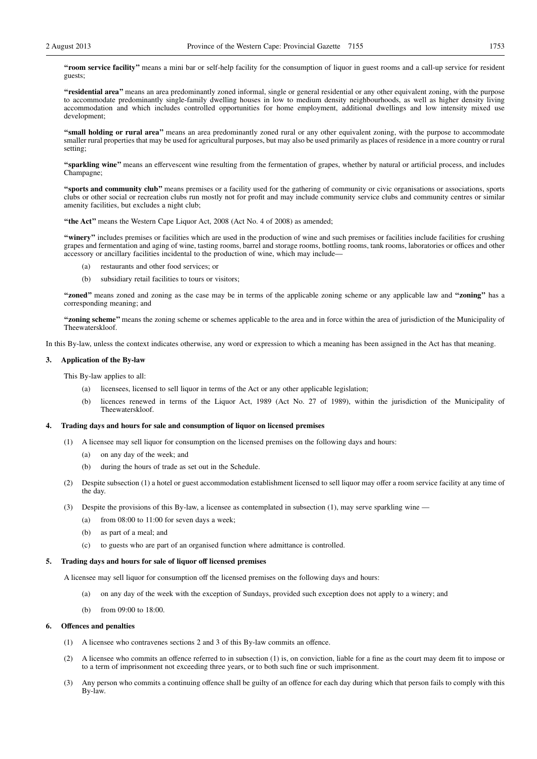**"room service facility"** means a mini bar or self-help facility for the consumption of liquor in guest rooms and a call-up service for resident guests;

**"residential area"** means an area predominantly zoned informal, single or general residential or any other equivalent zoning, with the purpose to accommodate predominantly single-family dwelling houses in low to medium density neighbourhoods, as well as higher density living accommodation and which includes controlled opportunities for home employment, additional dwellings and low intensity mixed use development;

**"small holding or rural area"** means an area predominantly zoned rural or any other equivalent zoning, with the purpose to accommodate smaller rural properties that may be used for agricultural purposes, but may also be used primarily as places of residence in a more country or rural setting;

**"sparkling wine"** means an effervescent wine resulting from the fermentation of grapes, whether by natural or artificial process, and includes Champagne;

**"sports and community club"** means premises or a facility used for the gathering of community or civic organisations or associations, sports clubs or other social or recreation clubs run mostly not for profit and may include community service clubs and community centres or similar amenity facilities, but excludes a night club;

**"the Act"** means the Western Cape Liquor Act, 2008 (Act No. 4 of 2008) as amended;

**"winery"** includes premises or facilities which are used in the production of wine and such premises or facilities include facilities for crushing grapes and fermentation and aging of wine, tasting rooms, barrel and storage rooms, bottling rooms, tank rooms, laboratories or offices and other accessory or ancillary facilities incidental to the production of wine, which may include—

(a) restaurants and other food services; or

(b) subsidiary retail facilities to tours or visitors;

**"zoned"** means zoned and zoning as the case may be in terms of the applicable zoning scheme or any applicable law and **"zoning"** has a corresponding meaning; and

**"zoning scheme"** means the zoning scheme or schemes applicable to the area and in force within the area of jurisdiction of the Municipality of Theewaterskloof.

In this By-law, unless the context indicates otherwise, any word or expression to which a meaning has been assigned in the Act has that meaning.

### 3. Application of the By-law

This By-law applies to all:

(a) licensees, licensed to sell liquor in terms of the Act or any other applicable legislation;

(b) licences renewed in terms of the Liquor Act, 1989 (Act No. 27 of 1989), within the jurisdiction of the Municipality of Theewaterskloof.

### 4. Trading days and hours for sale and consumption of liquor on licensed premises

(1) A licensee may sell liquor for consumption on the licensed premises on the following days and hours:

(a) on any day of the week; and

(b) during the hours of trade as set out in the Schedule.

(2) Despite subsection (1) a hotel or guest accommodation establishment licensed to sell liquor may offer a room service facility at any time of the day.

(3) Despite the provisions of this By-law, a licensee as contemplated in subsection (1), may serve sparkling wine —

(a) from 08:00 to 11:00 for seven days a week;

(b) as part of a meal; and

(c) to guests who are part of an organised function where admittance is controlled.

### 5. Trading days and hours for sale of liquor off licensed premises

A licensee may sell liquor for consumption off the licensed premises on the following days and hours:

(a) on any day of the week with the exception of Sundays, provided such exception does not apply to a winery; and

(b) from 09:00 to 18:00.

### 6. Offences and penalties

(1) A licensee who contravenes sections 2 and 3 of this By-law commits an offence.

(2) A licensee who commits an offence referred to in subsection (1) is, on conviction, liable for a fine as the court may deem fit to impose or to a term of imprisonment not exceeding three years, or to both such fine or such imprisonment.

(3) Any person who commits a continuing offence shall be guilty of an offence for each day during which that person fails to comply with this By-law.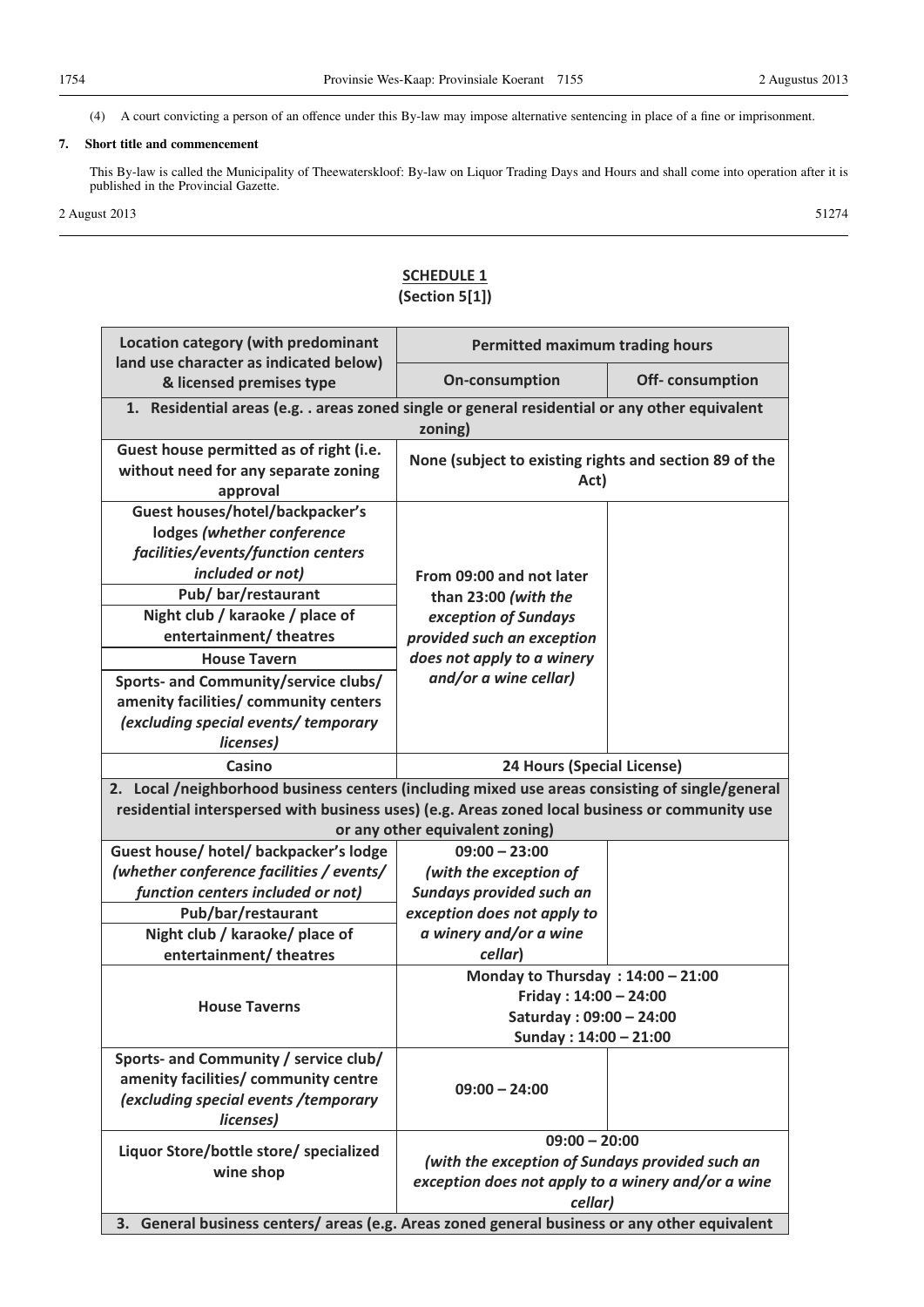(4) A court convicting a person of an offence under this By-law may impose alternative sentencing in place of a fine or imprisonment.

**7. Short title and commencement**

This By-law is called the Municipality of Theewaterskloof: By-law on Liquor Trading Days and Hours and shall come into operation after it is published in the Provincial Gazette.

2 August 2013 51274

## SCHEDULE 1
**(Section 5[1])**

| Location category (with predominant land use character as indicated below) & licensed premises type | Permitted maximum trading hours | |
|---|---|---|
| | **On-consumption** | **Off- consumption** |
| **1. Residential areas (e.g. . areas zoned single or general residential or any other equivalent zoning)** | | |
| **Guest house permitted as of right (i.e. without need for any separate zoning approval** | **None (subject to existing rights and section 89 of the Act)** | |
| **Guest houses/hotel/backpacker's lodges** ***(whether conference facilities/events/function centers included or not)*** | **From 09:00 and not later than 23:00** ***(with the exception of Sundays provided such an exception does not apply to a winery and/or a wine cellar)*** | |
| **Pub/ bar/restaurant** | | |
| **Night club / karaoke / place of entertainment/ theatres** | | |
| **House Tavern** | | |
| **Sports- and Community/service clubs/ amenity facilities/ community centers** ***(excluding special events/ temporary licenses)*** | | |
| **Casino** | **24 Hours (Special License)** | |
| **2. Local /neighborhood business centers (including mixed use areas consisting of single/general residential interspersed with business uses) (e.g. Areas zoned local business or community use or any other equivalent zoning)** | | |
| **Guest house/ hotel/ backpacker's lodge** ***(whether conference facilities / events/ function centers included or not)*** | **09:00 – 23:00** ***(with the exception of Sundays provided such an exception does not apply to a winery and/or a wine cellar)*** | |
| **Pub/bar/restaurant** | | |
| **Night club / karaoke/ place of entertainment/ theatres** | | |
| **House Taverns** | **Monday to Thursday : 14:00 – 21:00**<br>**Friday : 14:00 – 24:00**<br>**Saturday : 09:00 – 24:00**<br>**Sunday : 14:00 – 21:00** | |
| **Sports- and Community / service club/ amenity facilities/ community centre** ***(excluding special events /temporary licenses)*** | **09:00 – 24:00** | |
| **Liquor Store/bottle store/ specialized wine shop** | **09:00 – 20:00** ***(with the exception of Sundays provided such an exception does not apply to a winery and/or a wine cellar)*** | |
| **3. General business centers/ areas (e.g. Areas zoned general business or any other equivalent** | | |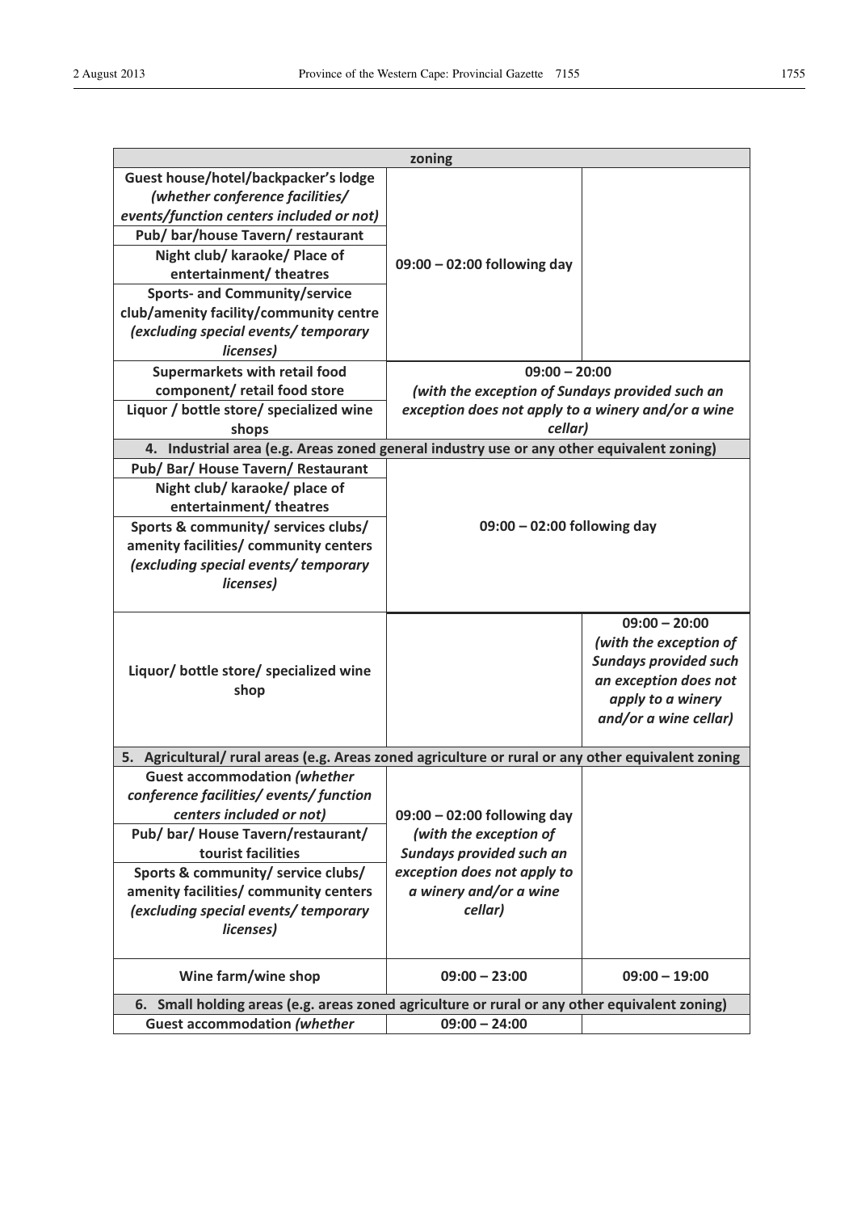| zoning | | |
|---|---|---|
| **Guest house/hotel/backpacker's lodge *(whether conference facilities/ events/function centers included or not)*** | **09:00 – 02:00 following day** | |
| **Pub/ bar/house Tavern/ restaurant** | | |
| **Night club/ karaoke/ Place of entertainment/ theatres** | | |
| **Sports- and Community/service club/amenity facility/community centre *(excluding special events/ temporary licenses)*** | | |
| **Supermarkets with retail food component/ retail food store** | **09:00 – 20:00 *(with the exception of Sundays provided such an exception does not apply to a winery and/or a wine cellar)*** | |
| **Liquor / bottle store/ specialized wine shops** | | |
| **4. Industrial area (e.g. Areas zoned general industry use or any other equivalent zoning)** | | |
| **Pub/ Bar/ House Tavern/ Restaurant** | **09:00 – 02:00 following day** | |
| **Night club/ karaoke/ place of entertainment/ theatres** | | |
| **Sports & community/ services clubs/ amenity facilities/ community centers *(excluding special events/ temporary licenses)*** | | |
| **Liquor/ bottle store/ specialized wine shop** | | **09:00 – 20:00 *(with the exception of Sundays provided such an exception does not apply to a winery and/or a wine cellar)*** |
| **5. Agricultural/ rural areas (e.g. Areas zoned agriculture or rural or any other equivalent zoning** | | |
| **Guest accommodation *(whether conference facilities/ events/ function centers included or not)*** | **09:00 – 02:00 following day *(with the exception of Sundays provided such an exception does not apply to a winery and/or a wine cellar)*** | |
| **Pub/ bar/ House Tavern/restaurant/ tourist facilities** | | |
| **Sports & community/ service clubs/ amenity facilities/ community centers *(excluding special events/ temporary licenses)*** | | |
| **Wine farm/wine shop** | **09:00 – 23:00** | **09:00 – 19:00** |
| **6. Small holding areas (e.g. areas zoned agriculture or rural or any other equivalent zoning)** | | |
| **Guest accommodation *(whether*** | **09:00 – 24:00** | |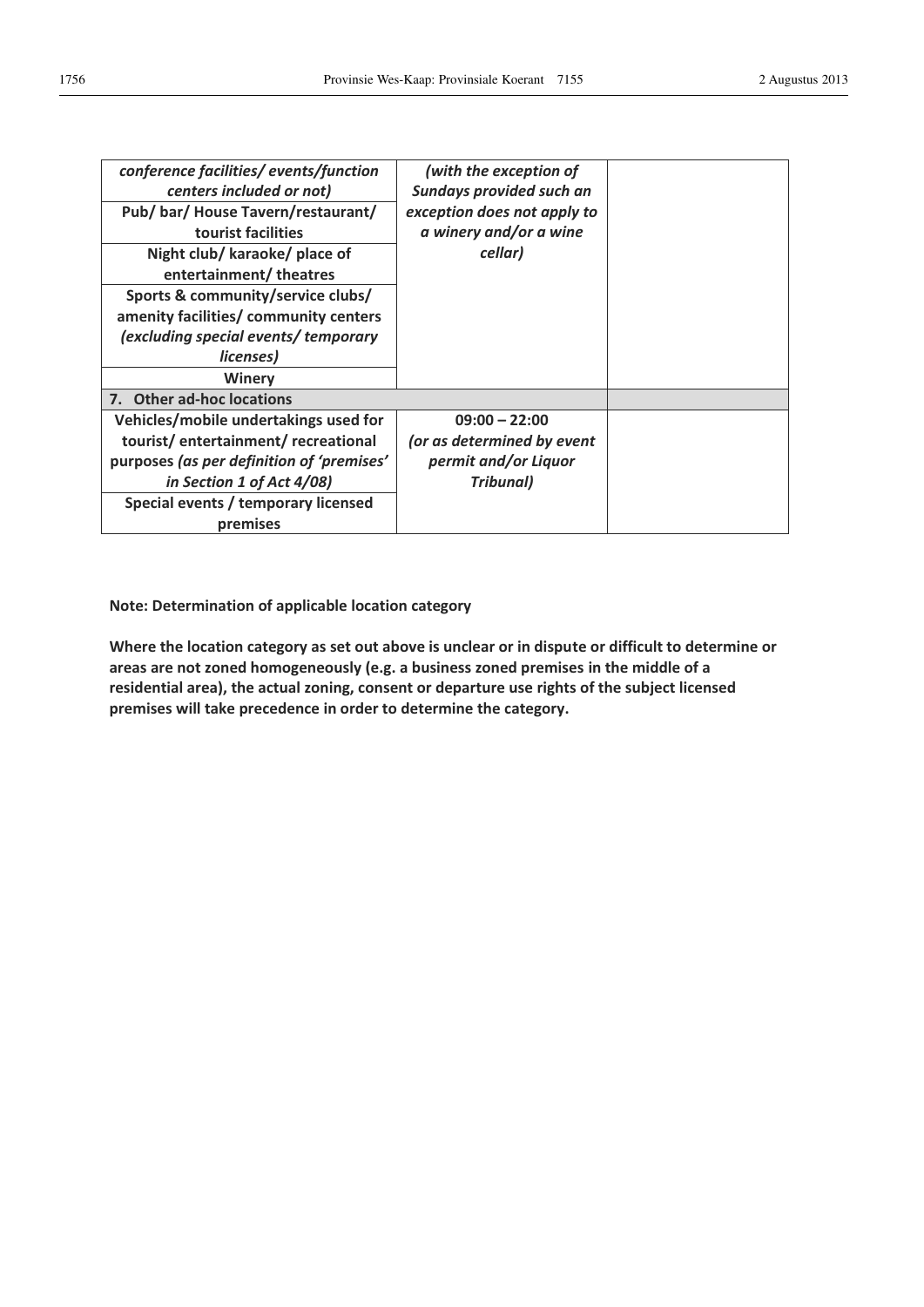| | | |
|---|---|---|
| ***conference facilities/ events/function centers included or not)*** | ***(with the exception of Sundays provided such an exception does not apply to a winery and/or a wine cellar)*** | |
| **Pub/ bar/ House Tavern/restaurant/ tourist facilities** | | |
| **Night club/ karaoke/ place of entertainment/ theatres** | | |
| **Sports & community/service clubs/ amenity facilities/ community centers *(excluding special events/ temporary licenses)*** | | |
| **Winery** | | |
| **7. Other ad-hoc locations** | | |
| **Vehicles/mobile undertakings used for tourist/ entertainment/ recreational purposes *(as per definition of 'premises' in Section 1 of Act 4/08)*** | **09:00 – 22:00** ***(or as determined by event permit and/or Liquor Tribunal)*** | |
| **Special events / temporary licensed premises** | | |

**Note: Determination of applicable location category**

**Where the location category as set out above is unclear or in dispute or difficult to determine or areas are not zoned homogeneously (e.g. a business zoned premises in the middle of a residential area), the actual zoning, consent or departure use rights of the subject licensed premises will take precedence in order to determine the category.**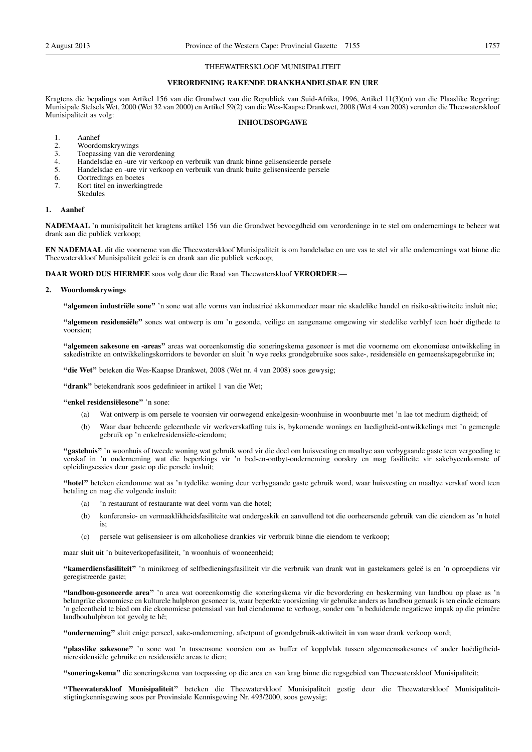THEEWATERSKLOOF MUNISIPALITEIT

## VERORDENING RAKENDE DRANKHANDELSDAE EN URE

Kragtens die bepalings van Artikel 156 van die Grondwet van die Republiek van Suid-Afrika, 1996, Artikel 11(3)(m) van die Plaaslike Regering: Munisipale Stelsels Wet, 2000 (Wet 32 van 2000) en Artikel 59(2) van die Wes-Kaapse Drankwet, 2008 (Wet 4 van 2008) verorden die Theewaterskloof Munisipaliteit as volg:

### INHOUDSOPGAWE

1. Aanhef
2. Woordomskrywings
3. Toepassing van die verordening
4. Handelsdae en -ure vir verkoop en verbruik van drank binne gelisensieerde persele
5. Handelsdae en -ure vir verkoop en verbruik van drank buite gelisensieerde persele
6. Oortredings en boetes
7. Kort titel en inwerkingtrede

Skedules

### 1. Aanhef

**NADEMAAL** 'n munisipaliteit het kragtens artikel 156 van die Grondwet bevoegdheid om verordeninge in te stel om ondernemings te beheer wat drank aan die publiek verkoop;

**EN NADEMAAL** dit die voorneme van die Theewaterskloof Munisipaliteit is om handelsdae en ure vas te stel vir alle ondernemings wat binne die Theewaterskloof Munisipaliteit geleë is en drank aan die publiek verkoop;

**DAAR WORD DUS HIERMEE** soos volg deur die Raad van Theewaterskloof **VERORDER**:—

### 2. Woordomskrywings

**"algemeen industriële sone"** 'n sone wat alle vorms van industrieë akkommodeer maar nie skadelike handel en risiko-aktiwiteite insluit nie;

**"algemeen residensiële"** sones wat ontwerp is om 'n gesonde, veilige en aangename omgewing vir stedelike verblyf teen hoër digthede te voorsien;

**"algemeen sakesone en -areas"** areas wat ooreenkomstig die soneringskema gesoneer is met die voorneme om ekonomiese ontwikkeling in sakedistrikte en ontwikkelingskorridors te bevorder en sluit 'n wye reeks grondgebruike soos sake-, residensiële en gemeenskapsgebruike in;

**"die Wet"** beteken die Wes-Kaapse Drankwet, 2008 (Wet nr. 4 van 2008) soos gewysig;

**"drank"** betekendrank soos gedefinieer in artikel 1 van die Wet;

**"enkel residensiëlesone"** 'n sone:

(a) Wat ontwerp is om persele te voorsien vir oorwegend enkelgesin-woonhuise in woonbuurte met 'n lae tot medium digtheid; of

(b) Waar daar beheerde geleenthede vir werkverskaffing tuis is, bykomende wonings en laedigtheid-ontwikkelings met 'n gemengde gebruik op 'n enkelresidensiële-eiendom;

**"gastehuis"** 'n woonhuis of tweede woning wat gebruik word vir die doel om huisvesting en maaltye aan verbygaande gaste teen vergoeding te verskaf in 'n onderneming wat die beperkings vir 'n bed-en-ontbyt-onderneming oorskry en mag fasiliteite vir sakebyeenkomste of opleidingsessies deur gaste op die persele insluit;

**"hotel"** beteken eiendomme wat as 'n tydelike woning deur verbygaande gaste gebruik word, waar huisvesting en maaltye verskaf word teen betaling en mag die volgende insluit:

(a) 'n restaurant of restaurante wat deel vorm van die hotel;

(b) konferensie- en vermaaklikheidsfasiliteite wat ondergeskik en aanvullend tot die oorheersende gebruik van die eiendom as 'n hotel is;

(c) persele wat gelisensieer is om alkoholiese drankies vir verbruik binne die eiendom te verkoop;

maar sluit uit 'n buiteverkopefasiliteit, 'n woonhuis of wooneenheid;

**"kamerdiensfasiliteit"** 'n minikroeg of selfbedieningsfasiliteit vir die verbruik van drank wat in gastekamers geleë is en 'n oproepdiens vir geregistreerde gaste;

**"landbou-gesoneerde area"** 'n area wat ooreenkomstig die soneringskema vir die bevordering en beskerming van landbou op plase as 'n belangrike ekonomiese en kulturele hulpbron gesoneer is, waar beperkte voorsiening vir gebruike anders as landbou gemaak is ten einde eienaars 'n geleentheid te bied om die ekonomiese potensiaal van hul eiendomme te verhoog, sonder om 'n beduidende negatiewe impak op die primêre landbouhulpbron tot gevolg te hê;

**"onderneming"** sluit enige perseel, sake-onderneming, afsetpunt of grondgebruik-aktiwiteit in van waar drank verkoop word;

**"plaaslike sakesone"** 'n sone wat 'n tussensone voorsien om as buffer of kopplvlak tussen algemeensakesones of ander hoëdigtheid-nieresidensiële gebruike en residensiële areas te dien;

**"soneringskema"** die soneringskema van toepassing op die area en van krag binne die regsgebied van Theewaterskloof Munisipaliteit;

**"Theewaterskloof Munisipaliteit"** beteken die Theewaterskloof Munisipaliteit gestig deur die Theewaterskloof Munisipaliteit-stigtingkennisgewing soos per Provinsiale Kennisgewing Nr. 493/2000, soos gewysig;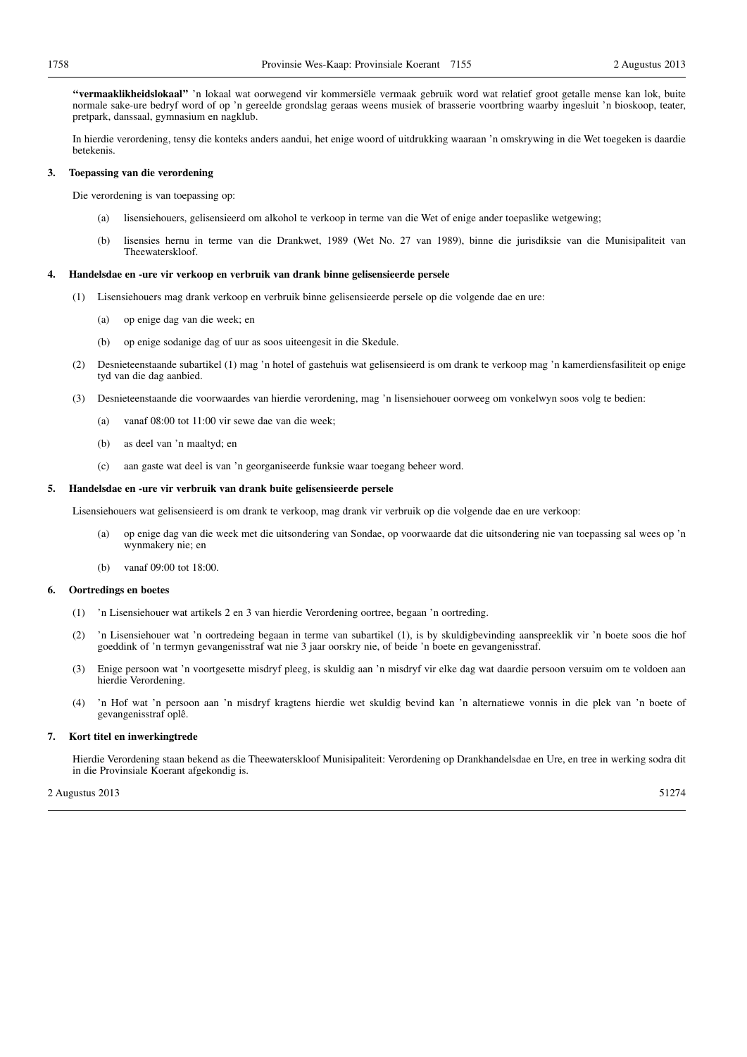**"vermaaklikheidslokaal"** 'n lokaal wat oorwegend vir kommersiële vermaak gebruik word wat relatief groot getalle mense kan lok, buite normale sake-ure bedryf word of op 'n gereelde grondslag geraas weens musiek of brasserie voortbring waarby ingesluit 'n bioskoop, teater, pretpark, danssaal, gymnasium en nagklub.

In hierdie verordening, tensy die konteks anders aandui, het enige woord of uitdrukking waaraan 'n omskrywing in die Wet toegeken is daardie betekenis.

**3. Toepassing van die verordening**

Die verordening is van toepassing op:

(a) lisensiehouers, gelisensieerd om alkohol te verkoop in terme van die Wet of enige ander toepaslike wetgewing;

(b) lisensies hernu in terme van die Drankwet, 1989 (Wet No. 27 van 1989), binne die jurisdiksie van die Munisipaliteit van Theewaterskloof.

**4. Handelsdae en -ure vir verkoop en verbruik van drank binne gelisensieerde persele**

(1) Lisensiehouers mag drank verkoop en verbruik binne gelisensieerde persele op die volgende dae en ure:

(a) op enige dag van die week; en

(b) op enige sodanige dag of uur as soos uiteengesit in die Skedule.

(2) Desnieteenstaande subartikel (1) mag 'n hotel of gastehuis wat gelisensieerd is om drank te verkoop mag 'n kamerdiensfasiliteit op enige tyd van die dag aanbied.

(3) Desnieteenstaande die voorwaardes van hierdie verordening, mag 'n lisensiehouer oorweeg om vonkelwyn soos volg te bedien:

(a) vanaf 08:00 tot 11:00 vir sewe dae van die week;

(b) as deel van 'n maaltyd; en

(c) aan gaste wat deel is van 'n georganiseerde funksie waar toegang beheer word.

**5. Handelsdae en -ure vir verbruik van drank buite gelisensieerde persele**

Lisensiehouers wat gelisensieerd is om drank te verkoop, mag drank vir verbruik op die volgende dae en ure verkoop:

(a) op enige dag van die week met die uitsondering van Sondae, op voorwaarde dat die uitsondering nie van toepassing sal wees op 'n wynmakery nie; en

(b) vanaf 09:00 tot 18:00.

**6. Oortredings en boetes**

(1) 'n Lisensiehouer wat artikels 2 en 3 van hierdie Verordening oortree, begaan 'n oortreding.

(2) 'n Lisensiehouer wat 'n oortredeing begaan in terme van subartikel (1), is by skuldigbevinding aanspreeklik vir 'n boete soos die hof goeddink of 'n termyn gevangenisstraf wat nie 3 jaar oorskry nie, of beide 'n boete en gevangenisstraf.

(3) Enige persoon wat 'n voortgesette misdryf pleeg, is skuldig aan 'n misdryf vir elke dag wat daardie persoon versuim om te voldoen aan hierdie Verordening.

(4) 'n Hof wat 'n persoon aan 'n misdryf kragtens hierdie wet skuldig bevind kan 'n alternatiewe vonnis in die plek van 'n boete of gevangenisstraf oplê.

**7. Kort titel en inwerkingtrede**

Hierdie Verordening staan bekend as die Theewaterskloof Munisipaliteit: Verordening op Drankhandelsdae en Ure, en tree in werking sodra dit in die Provinsiale Koerant afgekondig is.

2 Augustus 2013 51274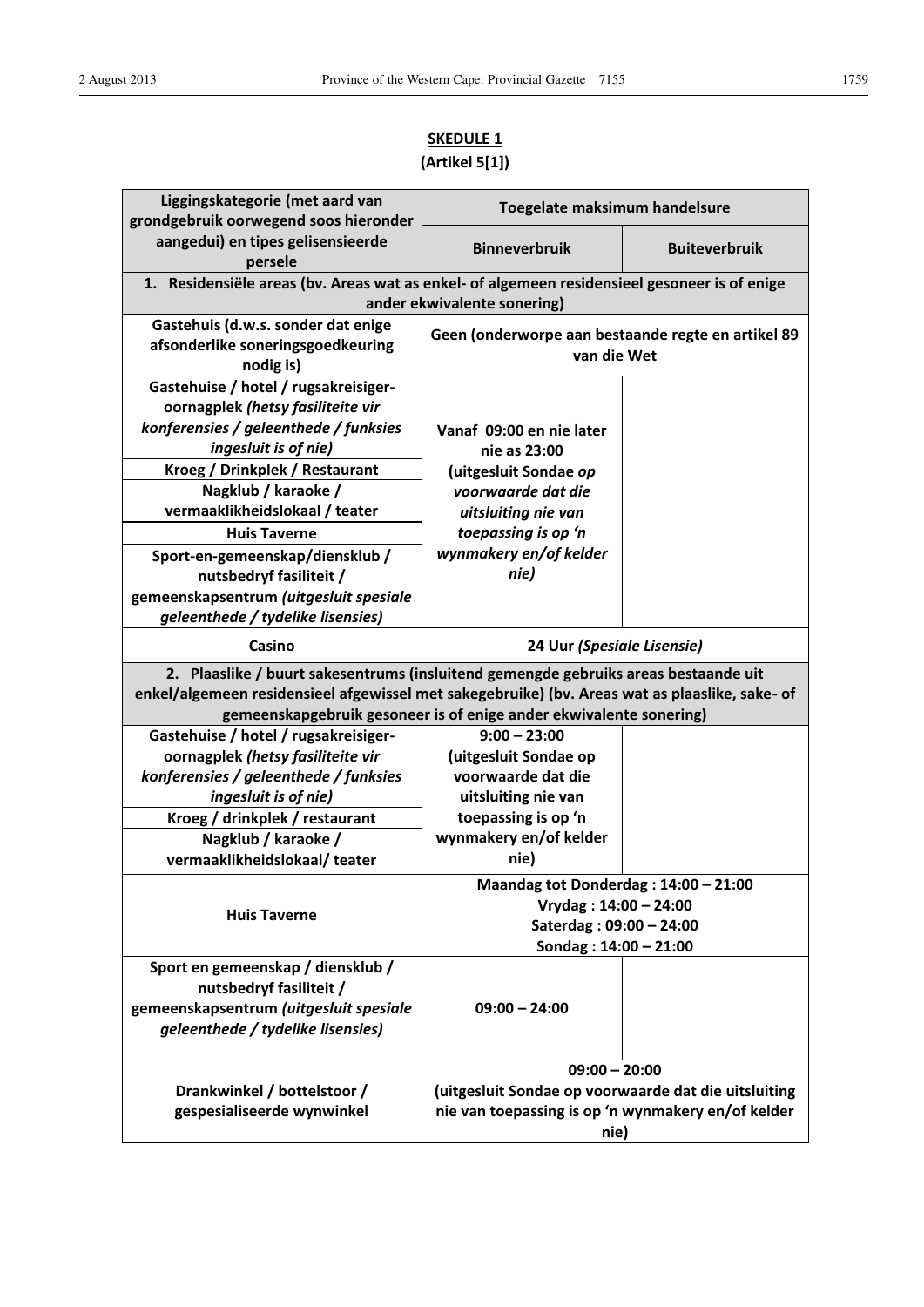**SKEDULE 1**

**(Artikel 5[1])**

| Liggingskategorie (met aard van grondgebruik oorwegend soos hieronder aangedui) en tipes gelisensieerde persele | Toegelate maksimum handelsure | |
|---|---|---|
| | **Binneverbruik** | **Buiteverbruik** |
| **1. Residensiële areas (bv. Areas wat as enkel- of algemeen residensieel gesoneer is of enige ander ekwivalente sonering)** | | |
| **Gastehuis (d.w.s. sonder dat enige afsonderlike soneringsgoedkeuring nodig is)** | **Geen (onderworpe aan bestaande regte en artikel 89 van die Wet** | |
| **Gastehuise / hotel / rugsakreisiger-oornagplek *(hetsy fasiliteite vir konferensies / geleenthede / funksies ingesluit is of nie)*** | **Vanaf 09:00 en nie later nie as 23:00 (uitgesluit Sondae *op voorwaarde dat die uitsluiting nie van toepassing is op 'n wynmakery en/of kelder nie)*** | |
| **Kroeg / Drinkplek / Restaurant** | | |
| **Nagklub / karaoke / vermaaklikheidslokaal / teater** | | |
| **Huis Taverne** | | |
| **Sport-en-gemeenskap/diensklub / nutsbedryf fasiliteit / gemeenskapsentrum *(uitgesluit spesiale geleenthede / tydelike lisensies)*** | | |
| **Casino** | **24 Uur *(Spesiale Lisensie)*** | |
| **2. Plaaslike / buurt sakesentrums (insluitend gemengde gebruiks areas bestaande uit enkel/algemeen residensieel afgewissel met sakegebruike) (bv. Areas wat as plaaslike, sake- of gemeenskapgebruik gesoneer is of enige ander ekwivalente sonering)** | | |
| **Gastehuise / hotel / rugsakreisiger-oornagplek *(hetsy fasiliteite vir konferensies / geleenthede / funksies ingesluit is of nie)*** | **9:00 – 23:00 (uitgesluit Sondae op voorwaarde dat die uitsluiting nie van toepassing is op 'n wynmakery en/of kelder nie)** | |
| **Kroeg / drinkplek / restaurant** | | |
| **Nagklub / karaoke / vermaaklikheidslokaal/ teater** | | |
| **Huis Taverne** | **Maandag tot Donderdag : 14:00 – 21:00<br>Vrydag : 14:00 – 24:00<br>Saterdag : 09:00 – 24:00<br>Sondag : 14:00 – 21:00** | |
| **Sport en gemeenskap / diensklub / nutsbedryf fasiliteit / gemeenskapsentrum *(uitgesluit spesiale geleenthede / tydelike lisensies)*** | **09:00 – 24:00** | |
| **Drankwinkel / bottelstoor / gespesialiseerde wynwinkel** | **09:00 – 20:00 (uitgesluit Sondae op voorwaarde dat die uitsluiting nie van toepassing is op 'n wynmakery en/of kelder nie)** | |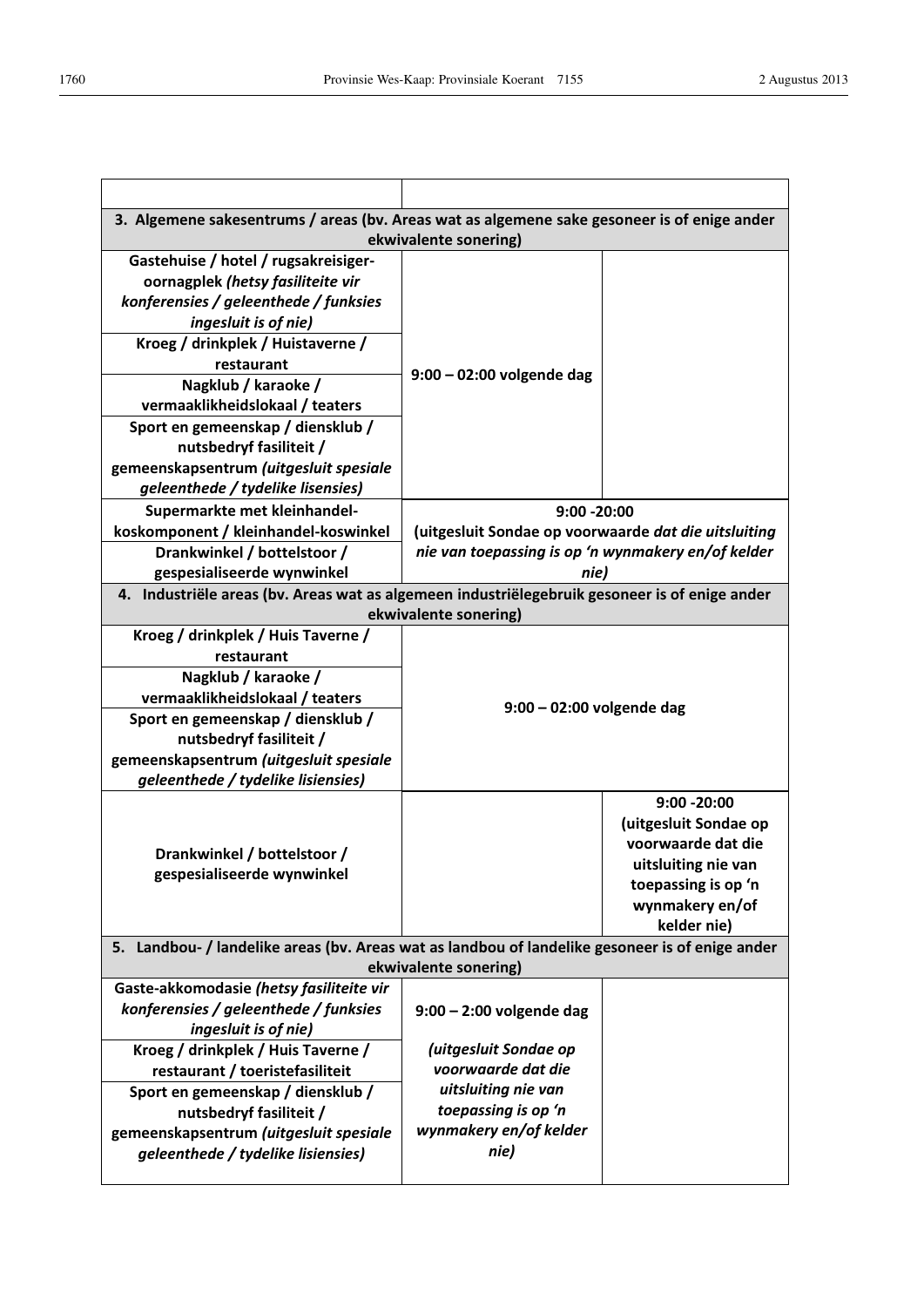| | | |
|---|---|---|
| **3. Algemene sakesentrums / areas (bv. Areas wat as algemene sake gesoneer is of enige ander ekwivalente sonering)** | | |
| **Gastehuise / hotel / rugsakreisiger-oornagplek *(hetsy fasiliteite vir konferensies / geleenthede / funksies ingesluit is of nie)*** | **9:00 – 02:00 volgende dag** | |
| **Kroeg / drinkplek / Huistaverne / restaurant** | | |
| **Nagklub / karaoke / vermaaklikheidslokaal / teaters** | | |
| **Sport en gemeenskap / diensklub / nutsbedryf fasiliteit / gemeenskapsentrum *(uitgesluit spesiale geleenthede / tydelike lisensies)*** | | |
| **Supermarkte met kleinhandel-koskomponent / kleinhandel-koswinkel** | **9:00 -20:00 (uitgesluit Sondae op voorwaarde *dat die uitsluiting nie van toepassing is op 'n wynmakery en/of kelder nie)*** | |
| **Drankwinkel / bottelstoor / gespesialiseerde wynwinkel** | | |
| **4. Industriële areas (bv. Areas wat as algemeen industriëlegebruik gesoneer is of enige ander ekwivalente sonering)** | | |
| **Kroeg / drinkplek / Huis Taverne / restaurant** | **9:00 – 02:00 volgende dag** | |
| **Nagklub / karaoke / vermaaklikheidslokaal / teaters** | | |
| **Sport en gemeenskap / diensklub / nutsbedryf fasiliteit / gemeenskapsentrum *(uitgesluit spesiale geleenthede / tydelike lisiensies)*** | | |
| **Drankwinkel / bottelstoor / gespesialiseerde wynwinkel** | | **9:00 -20:00 (uitgesluit Sondae op voorwaarde dat die uitsluiting nie van toepassing is op 'n wynmakery en/of kelder nie)** |
| **5. Landbou- / landelike areas (bv. Areas wat as landbou of landelike gesoneer is of enige ander ekwivalente sonering)** | | |
| **Gaste-akkomodasie *(hetsy fasiliteite vir konferensies / geleenthede / funksies ingesluit is of nie)*** | **9:00 – 2:00 volgende dag *(uitgesluit Sondae op voorwaarde dat die uitsluiting nie van toepassing is op 'n wynmakery en/of kelder nie)*** | |
| **Kroeg / drinkplek / Huis Taverne / restaurant / toeristefasiliteit** | | |
| **Sport en gemeenskap / diensklub / nutsbedryf fasiliteit / gemeenskapsentrum *(uitgesluit spesiale geleenthede / tydelike lisiensies)*** | | |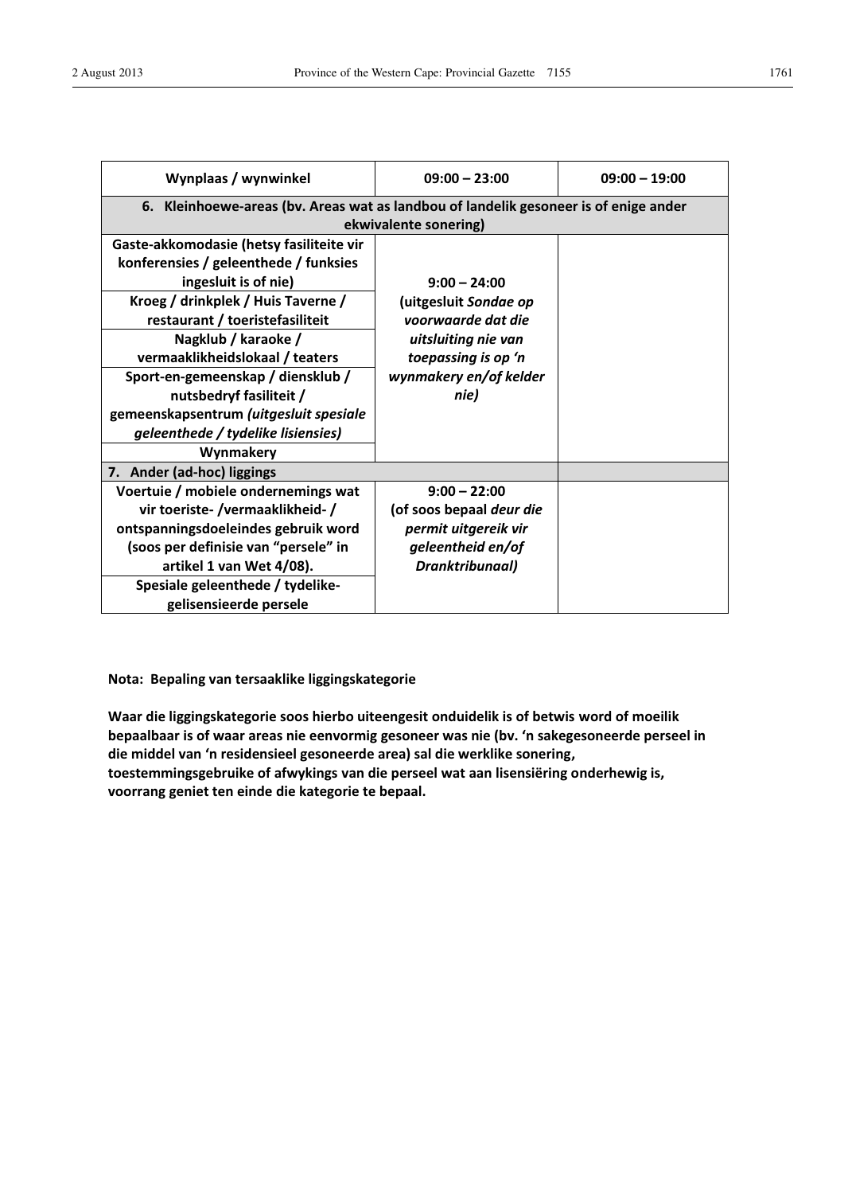| | | |
|---|---|---|
| **Wynplaas / wynwinkel** | **09:00 – 23:00** | **09:00 – 19:00** |
| **6. Kleinhoewe-areas (bv. Areas wat as landbou of landelik gesoneer is of enige ander ekwivalente sonering)** | | |
| **Gaste-akkomodasie (hetsy fasiliteite vir konferensies / geleenthede / funksies ingesluit is of nie)** | **9:00 – 24:00 (uitgesluit *Sondae op voorwaarde dat die uitsluiting nie van toepassing is op 'n wynmakery en/of kelder nie)*** | |
| **Kroeg / drinkplek / Huis Taverne / restaurant / toeristefasiliteit** | | |
| **Nagklub / karaoke / vermaaklikheidslokaal / teaters** | | |
| **Sport-en-gemeenskap / diensklub / nutsbedryf fasiliteit / gemeenskapsentrum *(uitgesluit spesiale geleenthede / tydelike lisiensies)*** | | |
| **Wynmakery** | | |
| **7. Ander (ad-hoc) liggings** | | |
| **Voertuie / mobiele ondernemings wat vir toeriste- /vermaaklikheid- / ontspanningsdoeleindes gebruik word (soos per definisie van "persele" in artikel 1 van Wet 4/08).** | **9:00 – 22:00 (of soos bepaal *deur die permit uitgereik vir geleentheid en/of Dranktribunaal)*** | |
| **Spesiale geleenthede / tydelike-gelisensieerde persele** | | |

**Nota: Bepaling van tersaaklike liggingskategorie**

**Waar die liggingskategorie soos hierbo uiteengesit onduidelik is of betwis word of moeilik bepaalbaar is of waar areas nie eenvormig gesoneer was nie (bv. 'n sakegesoneerde perseel in die middel van 'n residensieel gesoneerde area) sal die werklike sonering, toestemmingsgebruike of afwykings van die perseel wat aan lisensiëring onderhewig is, voorrang geniet ten einde die kategorie te bepaal.**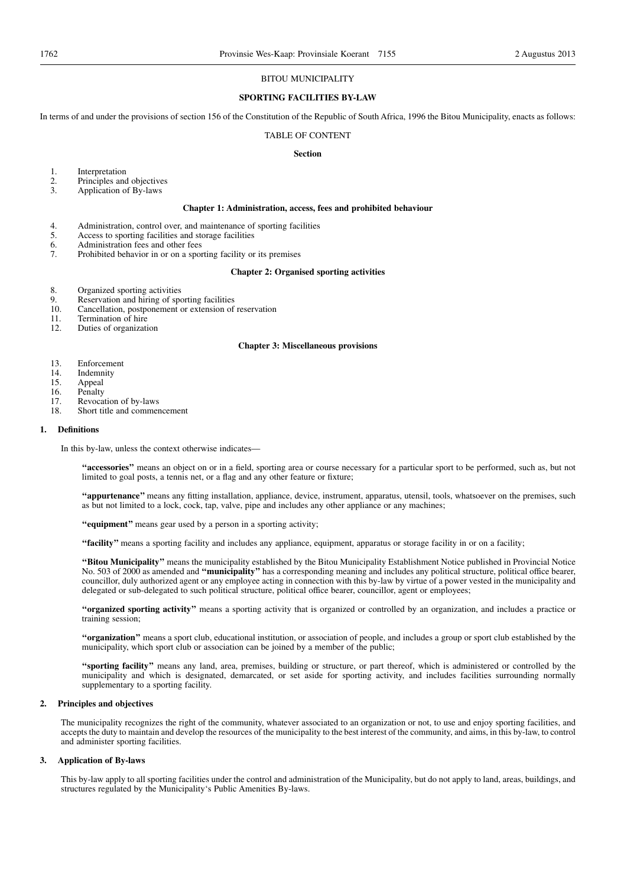BITOU MUNICIPALITY

## SPORTING FACILITIES BY-LAW

In terms of and under the provisions of section 156 of the Constitution of the Republic of South Africa, 1996 the Bitou Municipality, enacts as follows:

TABLE OF CONTENT

**Section**

1. Interpretation
2. Principles and objectives
3. Application of By-laws

**Chapter 1: Administration, access, fees and prohibited behaviour**

4. Administration, control over, and maintenance of sporting facilities
5. Access to sporting facilities and storage facilities
6. Administration fees and other fees
7. Prohibited behavior in or on a sporting facility or its premises

**Chapter 2: Organised sporting activities**

8. Organized sporting activities
9. Reservation and hiring of sporting facilities
10. Cancellation, postponement or extension of reservation
11. Termination of hire
12. Duties of organization

**Chapter 3: Miscellaneous provisions**

13. Enforcement
14. Indemnity
15. Appeal
16. Penalty
17. Revocation of by-laws
18. Short title and commencement

### 1. Definitions

In this by-law, unless the context otherwise indicates—

**"accessories"** means an object on or in a field, sporting area or course necessary for a particular sport to be performed, such as, but not limited to goal posts, a tennis net, or a flag and any other feature or fixture;

**"appurtenance"** means any fitting installation, appliance, device, instrument, apparatus, utensil, tools, whatsoever on the premises, such as but not limited to a lock, cock, tap, valve, pipe and includes any other appliance or any machines;

**"equipment"** means gear used by a person in a sporting activity;

**"facility"** means a sporting facility and includes any appliance, equipment, apparatus or storage facility in or on a facility;

**"Bitou Municipality"** means the municipality established by the Bitou Municipality Establishment Notice published in Provincial Notice No. 503 of 2000 as amended and **"municipality"** has a corresponding meaning and includes any political structure, political office bearer, councillor, duly authorized agent or any employee acting in connection with this by-law by virtue of a power vested in the municipality and delegated or sub-delegated to such political structure, political office bearer, councillor, agent or employees;

**"organized sporting activity"** means a sporting activity that is organized or controlled by an organization, and includes a practice or training session;

**"organization"** means a sport club, educational institution, or association of people, and includes a group or sport club established by the municipality, which sport club or association can be joined by a member of the public;

**"sporting facility"** means any land, area, premises, building or structure, or part thereof, which is administered or controlled by the municipality and which is designated, demarcated, or set aside for sporting activity, and includes facilities surrounding normally supplementary to a sporting facility.

### 2. Principles and objectives

The municipality recognizes the right of the community, whatever associated to an organization or not, to use and enjoy sporting facilities, and accepts the duty to maintain and develop the resources of the municipality to the best interest of the community, and aims, in this by-law, to control and administer sporting facilities.

### 3. Application of By-laws

This by-law apply to all sporting facilities under the control and administration of the Municipality, but do not apply to land, areas, buildings, and structures regulated by the Municipality's Public Amenities By-laws.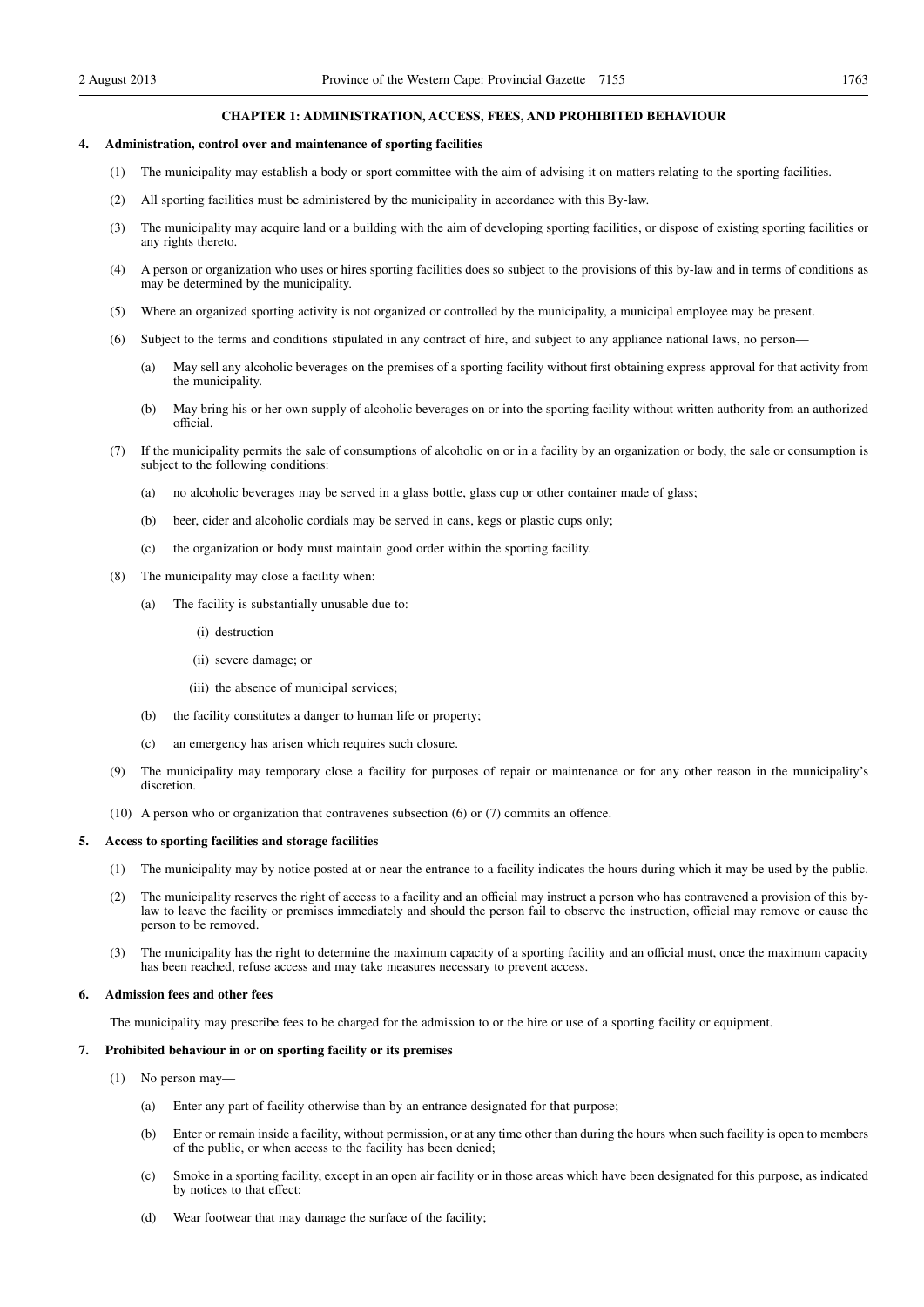## CHAPTER 1: ADMINISTRATION, ACCESS, FEES, AND PROHIBITED BEHAVIOUR

### 4. Administration, control over and maintenance of sporting facilities

(1) The municipality may establish a body or sport committee with the aim of advising it on matters relating to the sporting facilities.

(2) All sporting facilities must be administered by the municipality in accordance with this By-law.

(3) The municipality may acquire land or a building with the aim of developing sporting facilities, or dispose of existing sporting facilities or any rights thereto.

(4) A person or organization who uses or hires sporting facilities does so subject to the provisions of this by-law and in terms of conditions as may be determined by the municipality.

(5) Where an organized sporting activity is not organized or controlled by the municipality, a municipal employee may be present.

(6) Subject to the terms and conditions stipulated in any contract of hire, and subject to any appliance national laws, no person—

(a) May sell any alcoholic beverages on the premises of a sporting facility without first obtaining express approval for that activity from the municipality.

(b) May bring his or her own supply of alcoholic beverages on or into the sporting facility without written authority from an authorized official.

(7) If the municipality permits the sale of consumptions of alcoholic on or in a facility by an organization or body, the sale or consumption is subject to the following conditions:

(a) no alcoholic beverages may be served in a glass bottle, glass cup or other container made of glass;

(b) beer, cider and alcoholic cordials may be served in cans, kegs or plastic cups only;

(c) the organization or body must maintain good order within the sporting facility.

(8) The municipality may close a facility when:

(a) The facility is substantially unusable due to:

(i) destruction

(ii) severe damage; or

(iii) the absence of municipal services;

(b) the facility constitutes a danger to human life or property;

(c) an emergency has arisen which requires such closure.

(9) The municipality may temporary close a facility for purposes of repair or maintenance or for any other reason in the municipality's discretion.

(10) A person who or organization that contravenes subsection (6) or (7) commits an offence.

### 5. Access to sporting facilities and storage facilities

(1) The municipality may by notice posted at or near the entrance to a facility indicates the hours during which it may be used by the public.

(2) The municipality reserves the right of access to a facility and an official may instruct a person who has contravened a provision of this by-law to leave the facility or premises immediately and should the person fail to observe the instruction, official may remove or cause the person to be removed.

(3) The municipality has the right to determine the maximum capacity of a sporting facility and an official must, once the maximum capacity has been reached, refuse access and may take measures necessary to prevent access.

### 6. Admission fees and other fees

The municipality may prescribe fees to be charged for the admission to or the hire or use of a sporting facility or equipment.

### 7. Prohibited behaviour in or on sporting facility or its premises

(1) No person may—

(a) Enter any part of facility otherwise than by an entrance designated for that purpose;

(b) Enter or remain inside a facility, without permission, or at any time other than during the hours when such facility is open to members of the public, or when access to the facility has been denied;

(c) Smoke in a sporting facility, except in an open air facility or in those areas which have been designated for this purpose, as indicated by notices to that effect;

(d) Wear footwear that may damage the surface of the facility;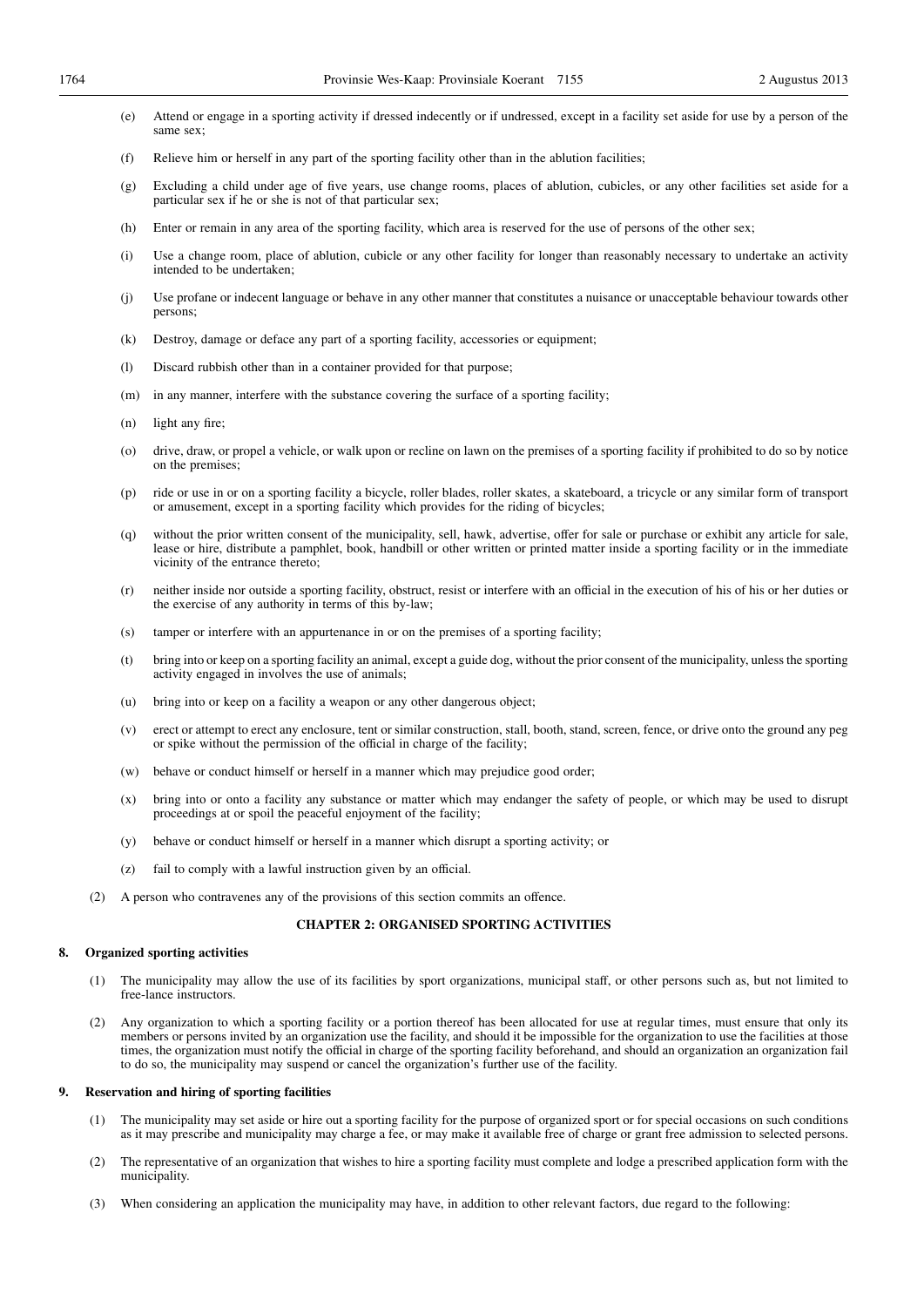(e) Attend or engage in a sporting activity if dressed indecently or if undressed, except in a facility set aside for use by a person of the same sex;

(f) Relieve him or herself in any part of the sporting facility other than in the ablution facilities;

(g) Excluding a child under age of five years, use change rooms, places of ablution, cubicles, or any other facilities set aside for a particular sex if he or she is not of that particular sex;

(h) Enter or remain in any area of the sporting facility, which area is reserved for the use of persons of the other sex;

(i) Use a change room, place of ablution, cubicle or any other facility for longer than reasonably necessary to undertake an activity intended to be undertaken;

(j) Use profane or indecent language or behave in any other manner that constitutes a nuisance or unacceptable behaviour towards other persons;

(k) Destroy, damage or deface any part of a sporting facility, accessories or equipment;

(l) Discard rubbish other than in a container provided for that purpose;

(m) in any manner, interfere with the substance covering the surface of a sporting facility;

(n) light any fire;

(o) drive, draw, or propel a vehicle, or walk upon or recline on lawn on the premises of a sporting facility if prohibited to do so by notice on the premises;

(p) ride or use in or on a sporting facility a bicycle, roller blades, roller skates, a skateboard, a tricycle or any similar form of transport or amusement, except in a sporting facility which provides for the riding of bicycles;

(q) without the prior written consent of the municipality, sell, hawk, advertise, offer for sale or purchase or exhibit any article for sale, lease or hire, distribute a pamphlet, book, handbill or other written or printed matter inside a sporting facility or in the immediate vicinity of the entrance thereto;

(r) neither inside nor outside a sporting facility, obstruct, resist or interfere with an official in the execution of his of his or her duties or the exercise of any authority in terms of this by-law;

(s) tamper or interfere with an appurtenance in or on the premises of a sporting facility;

(t) bring into or keep on a sporting facility an animal, except a guide dog, without the prior consent of the municipality, unless the sporting activity engaged in involves the use of animals;

(u) bring into or keep on a facility a weapon or any other dangerous object;

(v) erect or attempt to erect any enclosure, tent or similar construction, stall, booth, stand, screen, fence, or drive onto the ground any peg or spike without the permission of the official in charge of the facility;

(w) behave or conduct himself or herself in a manner which may prejudice good order;

(x) bring into or onto a facility any substance or matter which may endanger the safety of people, or which may be used to disrupt proceedings at or spoil the peaceful enjoyment of the facility;

(y) behave or conduct himself or herself in a manner which disrupt a sporting activity; or

(z) fail to comply with a lawful instruction given by an official.

(2) A person who contravenes any of the provisions of this section commits an offence.

## CHAPTER 2: ORGANISED SPORTING ACTIVITIES

### 8. Organized sporting activities

(1) The municipality may allow the use of its facilities by sport organizations, municipal staff, or other persons such as, but not limited to free-lance instructors.

(2) Any organization to which a sporting facility or a portion thereof has been allocated for use at regular times, must ensure that only its members or persons invited by an organization use the facility, and should it be impossible for the organization to use the facilities at those times, the organization must notify the official in charge of the sporting facility beforehand, and should an organization an organization fail to do so, the municipality may suspend or cancel the organization's further use of the facility.

### 9. Reservation and hiring of sporting facilities

(1) The municipality may set aside or hire out a sporting facility for the purpose of organized sport or for special occasions on such conditions as it may prescribe and municipality may charge a fee, or may make it available free of charge or grant free admission to selected persons.

(2) The representative of an organization that wishes to hire a sporting facility must complete and lodge a prescribed application form with the municipality.

(3) When considering an application the municipality may have, in addition to other relevant factors, due regard to the following: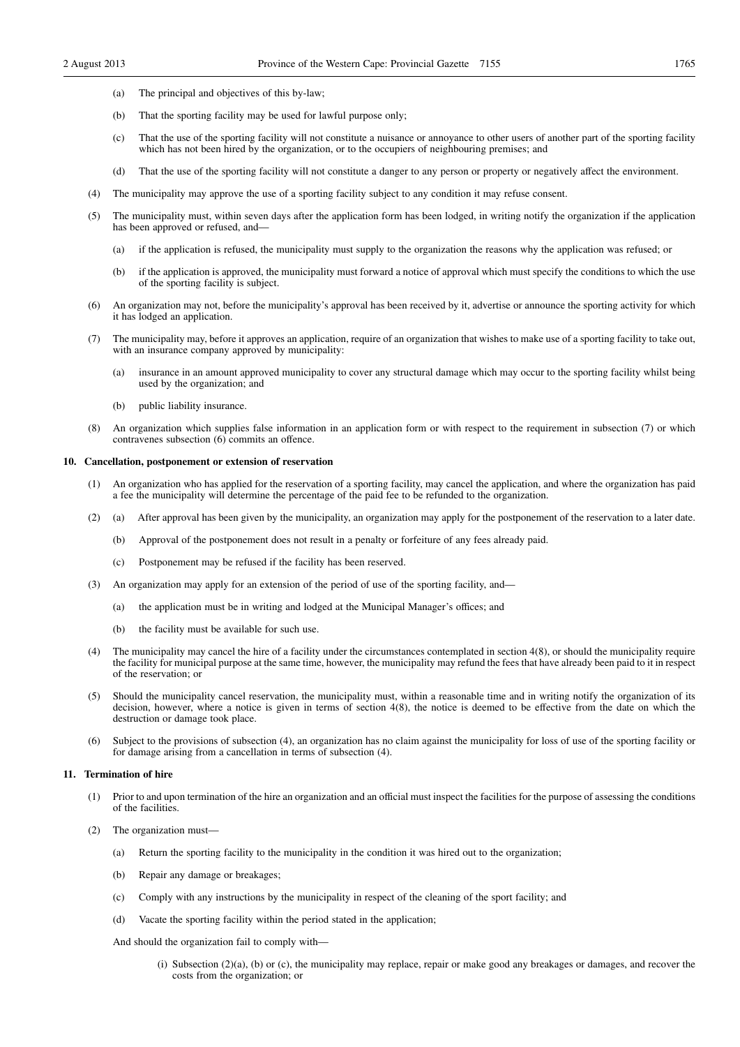(a) The principal and objectives of this by-law;

(b) That the sporting facility may be used for lawful purpose only;

(c) That the use of the sporting facility will not constitute a nuisance or annoyance to other users of another part of the sporting facility which has not been hired by the organization, or to the occupiers of neighbouring premises; and

(d) That the use of the sporting facility will not constitute a danger to any person or property or negatively affect the environment.

(4) The municipality may approve the use of a sporting facility subject to any condition it may refuse consent.

(5) The municipality must, within seven days after the application form has been lodged, in writing notify the organization if the application has been approved or refused, and—

(a) if the application is refused, the municipality must supply to the organization the reasons why the application was refused; or

(b) if the application is approved, the municipality must forward a notice of approval which must specify the conditions to which the use of the sporting facility is subject.

(6) An organization may not, before the municipality's approval has been received by it, advertise or announce the sporting activity for which it has lodged an application.

(7) The municipality may, before it approves an application, require of an organization that wishes to make use of a sporting facility to take out, with an insurance company approved by municipality:

(a) insurance in an amount approved municipality to cover any structural damage which may occur to the sporting facility whilst being used by the organization; and

(b) public liability insurance.

(8) An organization which supplies false information in an application form or with respect to the requirement in subsection (7) or which contravenes subsection (6) commits an offence.

**10. Cancellation, postponement or extension of reservation**

(1) An organization who has applied for the reservation of a sporting facility, may cancel the application, and where the organization has paid a fee the municipality will determine the percentage of the paid fee to be refunded to the organization.

(2) (a) After approval has been given by the municipality, an organization may apply for the postponement of the reservation to a later date.

(b) Approval of the postponement does not result in a penalty or forfeiture of any fees already paid.

(c) Postponement may be refused if the facility has been reserved.

(3) An organization may apply for an extension of the period of use of the sporting facility, and—

(a) the application must be in writing and lodged at the Municipal Manager's offices; and

(b) the facility must be available for such use.

(4) The municipality may cancel the hire of a facility under the circumstances contemplated in section 4(8), or should the municipality require the facility for municipal purpose at the same time, however, the municipality may refund the fees that have already been paid to it in respect of the reservation; or

(5) Should the municipality cancel reservation, the municipality must, within a reasonable time and in writing notify the organization of its decision, however, where a notice is given in terms of section 4(8), the notice is deemed to be effective from the date on which the destruction or damage took place.

(6) Subject to the provisions of subsection (4), an organization has no claim against the municipality for loss of use of the sporting facility or for damage arising from a cancellation in terms of subsection (4).

**11. Termination of hire**

(1) Prior to and upon termination of the hire an organization and an official must inspect the facilities for the purpose of assessing the conditions of the facilities.

(2) The organization must—

(a) Return the sporting facility to the municipality in the condition it was hired out to the organization;

(b) Repair any damage or breakages;

(c) Comply with any instructions by the municipality in respect of the cleaning of the sport facility; and

(d) Vacate the sporting facility within the period stated in the application;

And should the organization fail to comply with—

(i) Subsection (2)(a), (b) or (c), the municipality may replace, repair or make good any breakages or damages, and recover the costs from the organization; or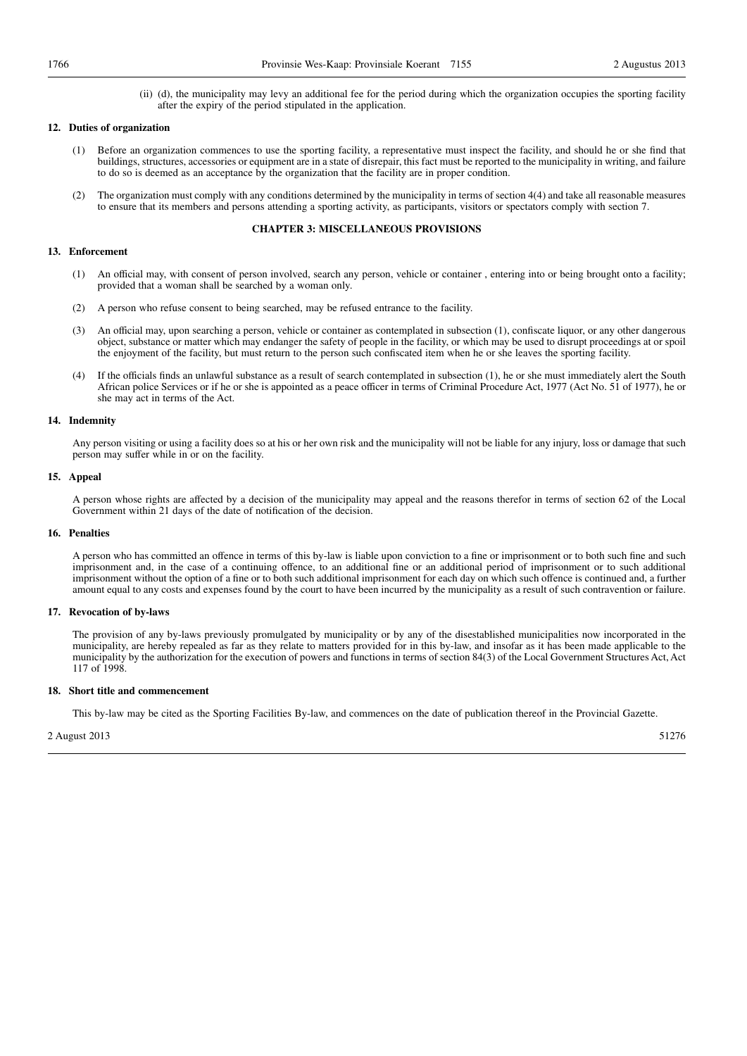(ii) (d), the municipality may levy an additional fee for the period during which the organization occupies the sporting facility after the expiry of the period stipulated in the application.

**12. Duties of organization**

(1) Before an organization commences to use the sporting facility, a representative must inspect the facility, and should he or she find that buildings, structures, accessories or equipment are in a state of disrepair, this fact must be reported to the municipality in writing, and failure to do so is deemed as an acceptance by the organization that the facility are in proper condition.

(2) The organization must comply with any conditions determined by the municipality in terms of section 4(4) and take all reasonable measures to ensure that its members and persons attending a sporting activity, as participants, visitors or spectators comply with section 7.

## CHAPTER 3: MISCELLANEOUS PROVISIONS

**13. Enforcement**

(1) An official may, with consent of person involved, search any person, vehicle or container , entering into or being brought onto a facility; provided that a woman shall be searched by a woman only.

(2) A person who refuse consent to being searched, may be refused entrance to the facility.

(3) An official may, upon searching a person, vehicle or container as contemplated in subsection (1), confiscate liquor, or any other dangerous object, substance or matter which may endanger the safety of people in the facility, or which may be used to disrupt proceedings at or spoil the enjoyment of the facility, but must return to the person such confiscated item when he or she leaves the sporting facility.

(4) If the officials finds an unlawful substance as a result of search contemplated in subsection (1), he or she must immediately alert the South African police Services or if he or she is appointed as a peace officer in terms of Criminal Procedure Act, 1977 (Act No. 51 of 1977), he or she may act in terms of the Act.

**14. Indemnity**

Any person visiting or using a facility does so at his or her own risk and the municipality will not be liable for any injury, loss or damage that such person may suffer while in or on the facility.

**15. Appeal**

A person whose rights are affected by a decision of the municipality may appeal and the reasons therefor in terms of section 62 of the Local Government within 21 days of the date of notification of the decision.

**16. Penalties**

A person who has committed an offence in terms of this by-law is liable upon conviction to a fine or imprisonment or to both such fine and such imprisonment and, in the case of a continuing offence, to an additional fine or an additional period of imprisonment or to such additional imprisonment without the option of a fine or to both such additional imprisonment for each day on which such offence is continued and, a further amount equal to any costs and expenses found by the court to have been incurred by the municipality as a result of such contravention or failure.

**17. Revocation of by-laws**

The provision of any by-laws previously promulgated by municipality or by any of the disestablished municipalities now incorporated in the municipality, are hereby repealed as far as they relate to matters provided for in this by-law, and insofar as it has been made applicable to the municipality by the authorization for the execution of powers and functions in terms of section 84(3) of the Local Government Structures Act, Act 117 of 1998.

**18. Short title and commencement**

This by-law may be cited as the Sporting Facilities By-law, and commences on the date of publication thereof in the Provincial Gazette.

2 August 2013 51276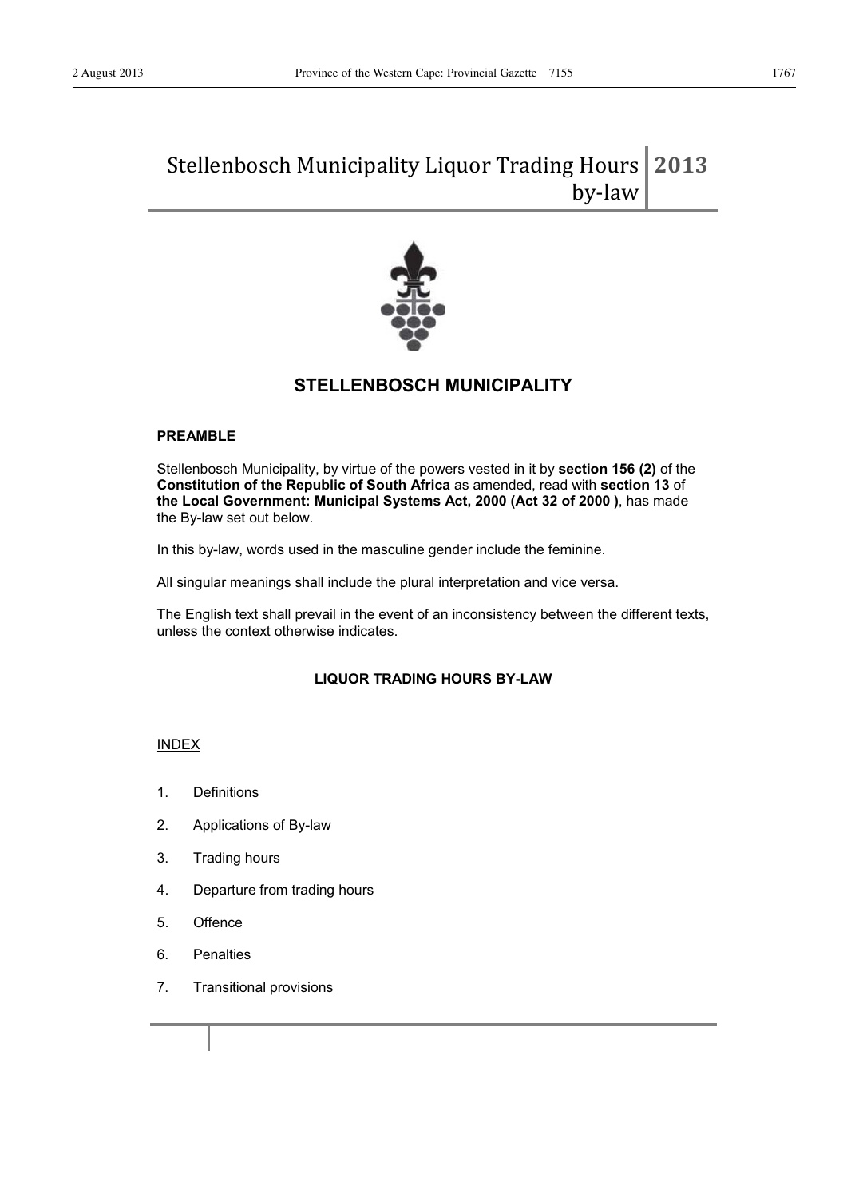# Stellenbosch Municipality Liquor Trading Hours by-law 2013

## STELLENBOSCH MUNICIPALITY

**PREAMBLE**

Stellenbosch Municipality, by virtue of the powers vested in it by **section 156 (2)** of the **Constitution of the Republic of South Africa** as amended, read with **section 13** of **the Local Government: Municipal Systems Act, 2000 (Act 32 of 2000 )**, has made the By-law set out below.

In this by-law, words used in the masculine gender include the feminine.

All singular meanings shall include the plural interpretation and vice versa.

The English text shall prevail in the event of an inconsistency between the different texts, unless the context otherwise indicates.

**LIQUOR TRADING HOURS BY-LAW**

INDEX

1. Definitions
2. Applications of By-law
3. Trading hours
4. Departure from trading hours
5. Offence
6. Penalties
7. Transitional provisions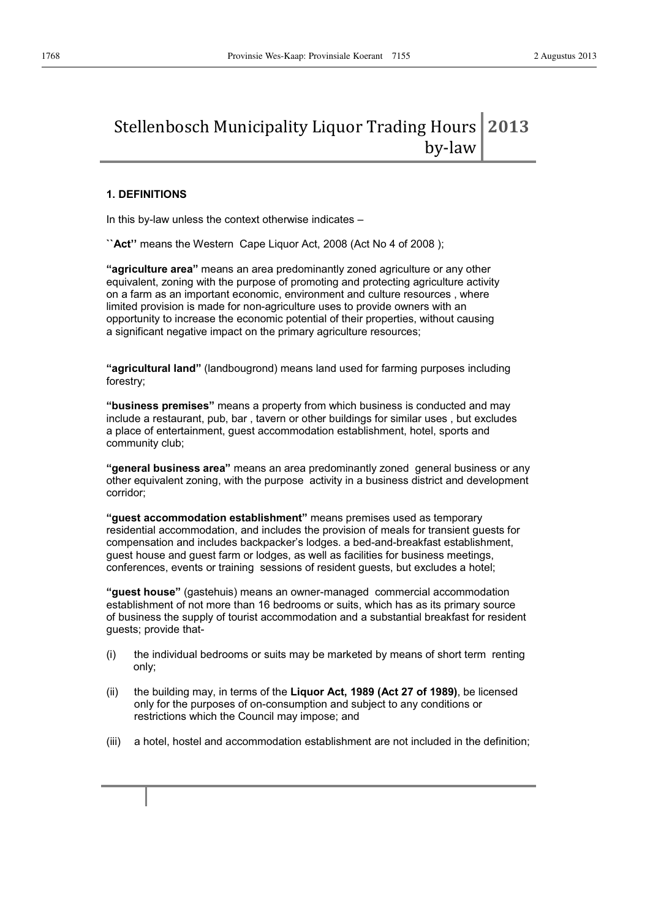# Stellenbosch Municipality Liquor Trading Hours by-law 2013

### 1. DEFINITIONS

In this by-law unless the context otherwise indicates –

**``Act''** means the Western Cape Liquor Act, 2008 (Act No 4 of 2008 );

**"agriculture area"** means an area predominantly zoned agriculture or any other equivalent, zoning with the purpose of promoting and protecting agriculture activity on a farm as an important economic, environment and culture resources , where limited provision is made for non-agriculture uses to provide owners with an opportunity to increase the economic potential of their properties, without causing a significant negative impact on the primary agriculture resources;

**"agricultural land"** (landbougrond) means land used for farming purposes including forestry;

**"business premises"** means a property from which business is conducted and may include a restaurant, pub, bar , tavern or other buildings for similar uses , but excludes a place of entertainment, guest accommodation establishment, hotel, sports and community club;

**"general business area"** means an area predominantly zoned general business or any other equivalent zoning, with the purpose activity in a business district and development corridor;

**"guest accommodation establishment"** means premises used as temporary residential accommodation, and includes the provision of meals for transient guests for compensation and includes backpacker's lodges. a bed-and-breakfast establishment, guest house and guest farm or lodges, as well as facilities for business meetings, conferences, events or training sessions of resident guests, but excludes a hotel;

**"guest house"** (gastehuis) means an owner-managed commercial accommodation establishment of not more than 16 bedrooms or suits, which has as its primary source of business the supply of tourist accommodation and a substantial breakfast for resident guests; provide that-

(i) the individual bedrooms or suits may be marketed by means of short term renting only;

(ii) the building may, in terms of the **Liquor Act, 1989 (Act 27 of 1989)**, be licensed only for the purposes of on-consumption and subject to any conditions or restrictions which the Council may impose; and

(iii) a hotel, hostel and accommodation establishment are not included in the definition;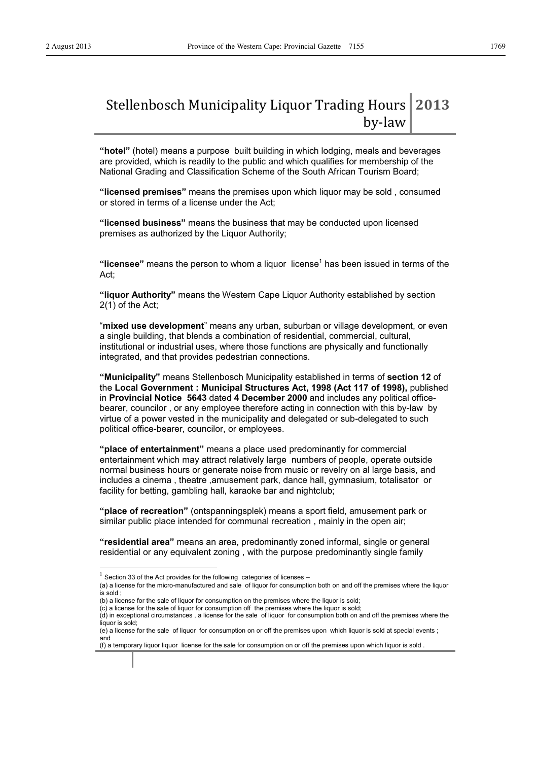"**hotel**" (hotel) means a purpose built building in which lodging, meals and beverages are provided, which is readily to the public and which qualifies for membership of the National Grading and Classification Scheme of the South African Tourism Board;

"**licensed premises**" means the premises upon which liquor may be sold , consumed or stored in terms of a license under the Act;

"**licensed business**" means the business that may be conducted upon licensed premises as authorized by the Liquor Authority;

"**licensee**" means the person to whom a liquor license[1] has been issued in terms of the Act;

"**liquor Authority**" means the Western Cape Liquor Authority established by section 2(1) of the Act;

"**mixed use development**" means any urban, suburban or village development, or even a single building, that blends a combination of residential, commercial, cultural, institutional or industrial uses, where those functions are physically and functionally integrated, and that provides pedestrian connections.

"**Municipality**" means Stellenbosch Municipality established in terms of **section 12** of the **Local Government : Municipal Structures Act, 1998 (Act 117 of 1998),** published in **Provincial Notice 5643** dated **4 December 2000** and includes any political office-bearer, councilor , or any employee therefore acting in connection with this by-law by virtue of a power vested in the municipality and delegated or sub-delegated to such political office-bearer, councilor, or employees.

"**place of entertainment**" means a place used predominantly for commercial entertainment which may attract relatively large numbers of people, operate outside normal business hours or generate noise from music or revelry on al large basis, and includes a cinema , theatre ,amusement park, dance hall, gymnasium, totalisator or facility for betting, gambling hall, karaoke bar and nightclub;

"**place of recreation**" (ontspanningsplek) means a sport field, amusement park or similar public place intended for communal recreation , mainly in the open air;

"**residential area**" means an area, predominantly zoned informal, single or general residential or any equivalent zoning , with the purpose predominantly single family

---

[1] Section 33 of the Act provides for the following categories of licenses –
(a) a license for the micro-manufactured and sale of liquor for consumption both on and off the premises where the liquor is sold ;
(b) a license for the sale of liquor for consumption on the premises where the liquor is sold;
(c) a license for the sale of liquor for consumption off the premises where the liquor is sold;
(d) in exceptional circumstances , a license for the sale of liquor for consumption both on and off the premises where the liquor is sold;
(e) a license for the sale of liquor for consumption on or off the premises upon which liquor is sold at special events ; and
(f) a temporary liquor liquor license for the sale for consumption on or off the premises upon which liquor is sold .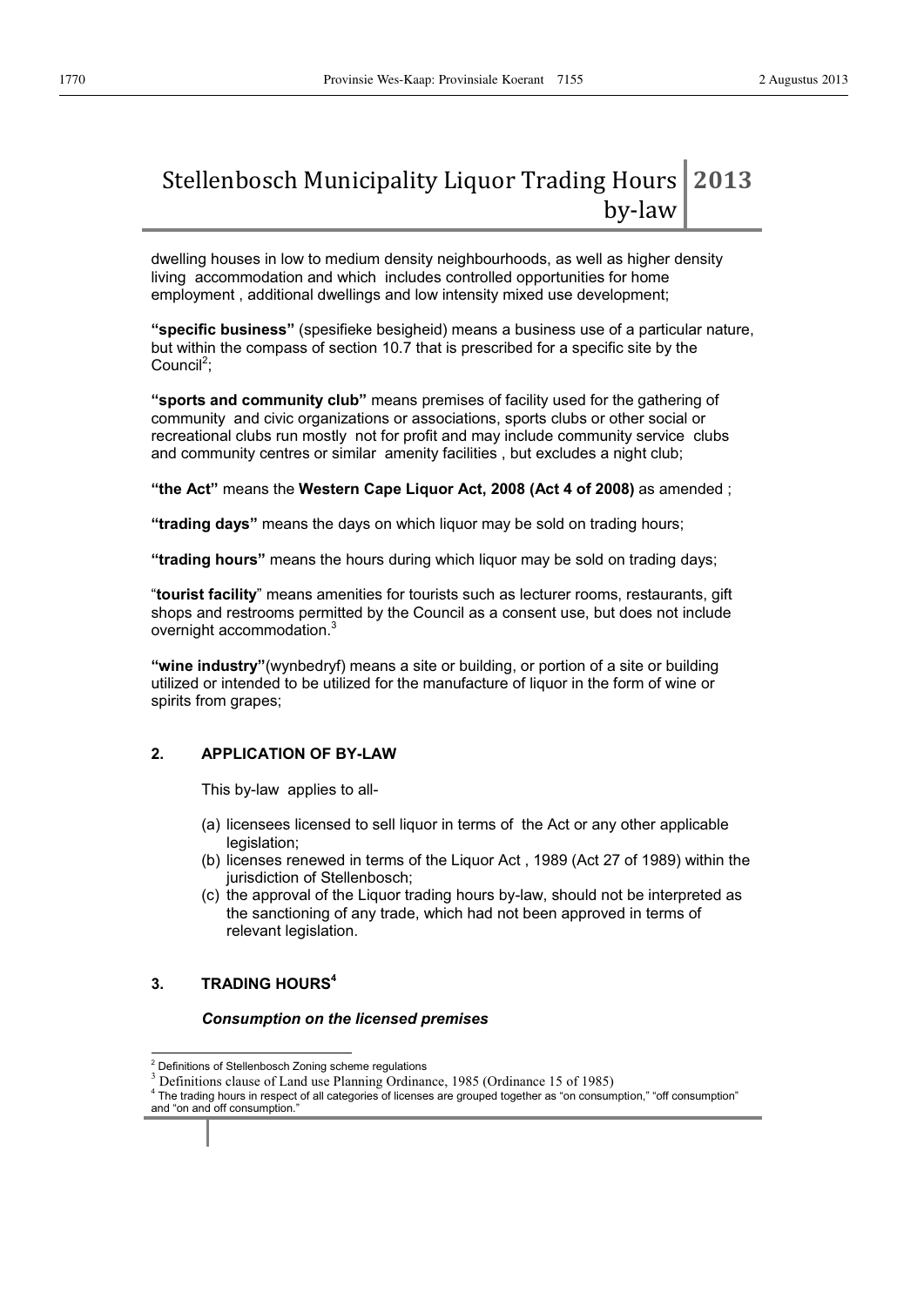dwelling houses in low to medium density neighbourhoods, as well as higher density living accommodation and which includes controlled opportunities for home employment , additional dwellings and low intensity mixed use development;

**"specific business"** (spesifieke besigheid) means a business use of a particular nature, but within the compass of section 10.7 that is prescribed for a specific site by the Council[2];

**"sports and community club"** means premises of facility used for the gathering of community and civic organizations or associations, sports clubs or other social or recreational clubs run mostly not for profit and may include community service clubs and community centres or similar amenity facilities , but excludes a night club;

**"the Act"** means the **Western Cape Liquor Act, 2008 (Act 4 of 2008)** as amended ;

**"trading days"** means the days on which liquor may be sold on trading hours;

**"trading hours"** means the hours during which liquor may be sold on trading days;

"**tourist facility**" means amenities for tourists such as lecturer rooms, restaurants, gift shops and restrooms permitted by the Council as a consent use, but does not include overnight accommodation.[3]

**"wine industry"**(wynbedryf) means a site or building, or portion of a site or building utilized or intended to be utilized for the manufacture of liquor in the form of wine or spirits from grapes;

## 2. APPLICATION OF BY-LAW

This by-law applies to all-

(a) licensees licensed to sell liquor in terms of the Act or any other applicable legislation;
(b) licenses renewed in terms of the Liquor Act , 1989 (Act 27 of 1989) within the jurisdiction of Stellenbosch;
(c) the approval of the Liquor trading hours by-law, should not be interpreted as the sanctioning of any trade, which had not been approved in terms of relevant legislation.

## 3. TRADING HOURS[4]

***Consumption on the licensed premises***

---

[2] Definitions of Stellenbosch Zoning scheme regulations

[3] Definitions clause of Land use Planning Ordinance, 1985 (Ordinance 15 of 1985)

[4] The trading hours in respect of all categories of licenses are grouped together as "on consumption," "off consumption" and "on and off consumption."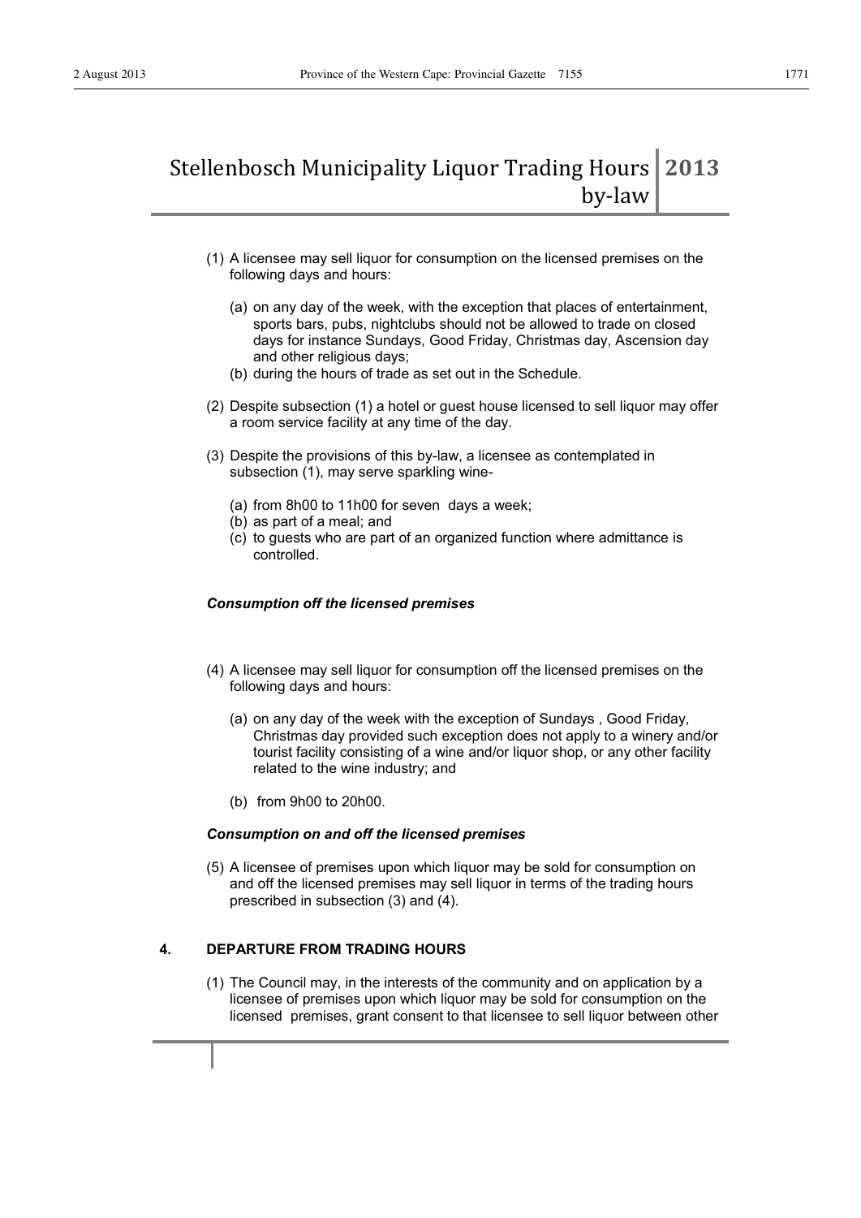(1) A licensee may sell liquor for consumption on the licensed premises on the following days and hours:

   (a) on any day of the week, with the exception that places of entertainment, sports bars, pubs, nightclubs should not be allowed to trade on closed days for instance Sundays, Good Friday, Christmas day, Ascension day and other religious days;
   (b) during the hours of trade as set out in the Schedule.

(2) Despite subsection (1) a hotel or guest house licensed to sell liquor may offer a room service facility at any time of the day.

(3) Despite the provisions of this by-law, a licensee as contemplated in subsection (1), may serve sparkling wine-

   (a) from 8h00 to 11h00 for seven days a week;
   (b) as part of a meal; and
   (c) to guests who are part of an organized function where admittance is controlled.

***Consumption off the licensed premises***

(4) A licensee may sell liquor for consumption off the licensed premises on the following days and hours:

   (a) on any day of the week with the exception of Sundays , Good Friday, Christmas day provided such exception does not apply to a winery and/or tourist facility consisting of a wine and/or liquor shop, or any other facility related to the wine industry; and

   (b) from 9h00 to 20h00.

***Consumption on and off the licensed premises***

(5) A licensee of premises upon which liquor may be sold for consumption on and off the licensed premises may sell liquor in terms of the trading hours prescribed in subsection (3) and (4).

## 4. DEPARTURE FROM TRADING HOURS

(1) The Council may, in the interests of the community and on application by a licensee of premises upon which liquor may be sold for consumption on the licensed premises, grant consent to that licensee to sell liquor between other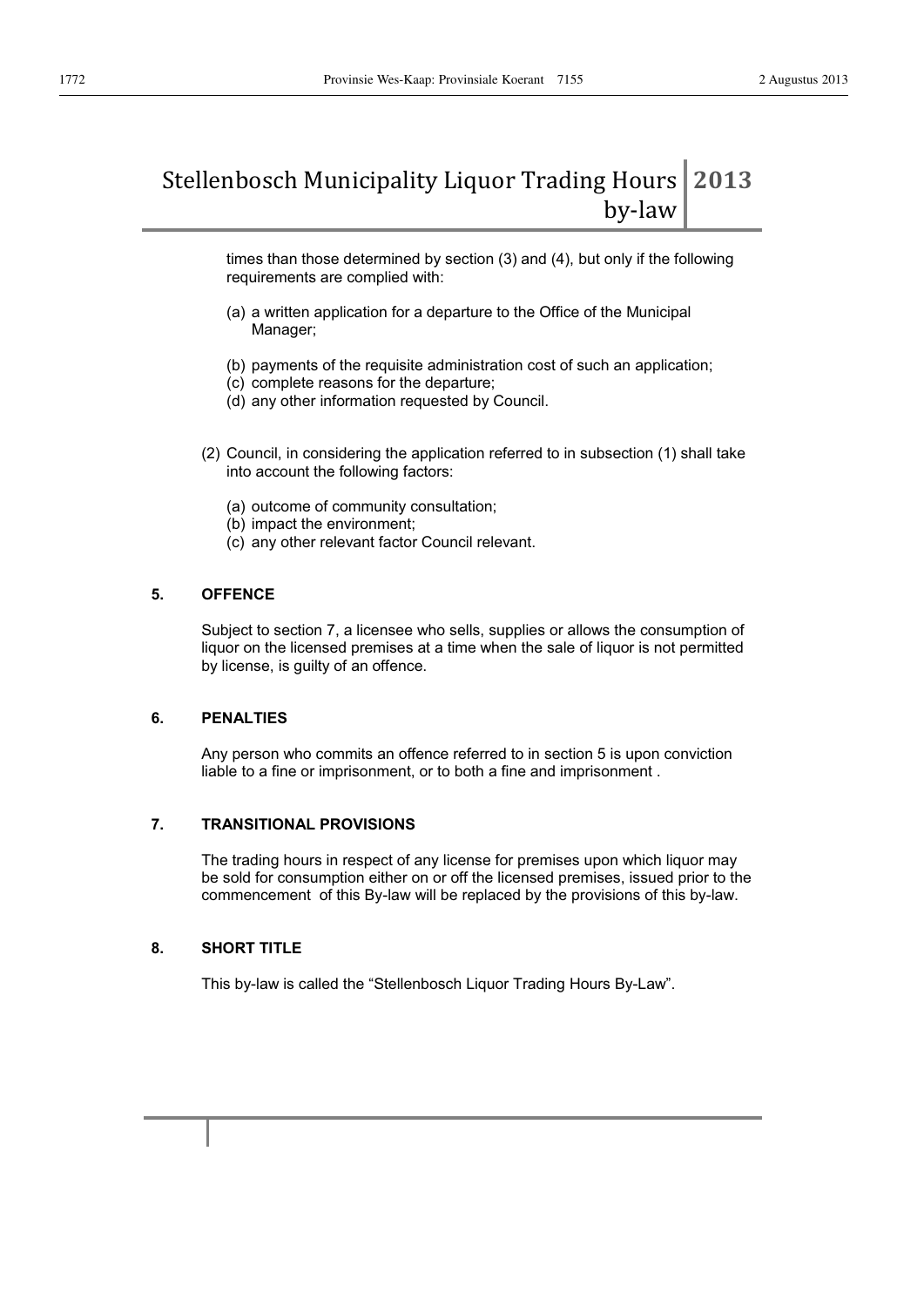times than those determined by section (3) and (4), but only if the following requirements are complied with:

(a) a written application for a departure to the Office of the Municipal Manager;

(b) payments of the requisite administration cost of such an application;
(c) complete reasons for the departure;
(d) any other information requested by Council.

(2) Council, in considering the application referred to in subsection (1) shall take into account the following factors:

(a) outcome of community consultation;
(b) impact the environment;
(c) any other relevant factor Council relevant.

**5. OFFENCE**

Subject to section 7, a licensee who sells, supplies or allows the consumption of liquor on the licensed premises at a time when the sale of liquor is not permitted by license, is guilty of an offence.

**6. PENALTIES**

Any person who commits an offence referred to in section 5 is upon conviction liable to a fine or imprisonment, or to both a fine and imprisonment .

**7. TRANSITIONAL PROVISIONS**

The trading hours in respect of any license for premises upon which liquor may be sold for consumption either on or off the licensed premises, issued prior to the commencement of this By-law will be replaced by the provisions of this by-law.

**8. SHORT TITLE**

This by-law is called the "Stellenbosch Liquor Trading Hours By-Law".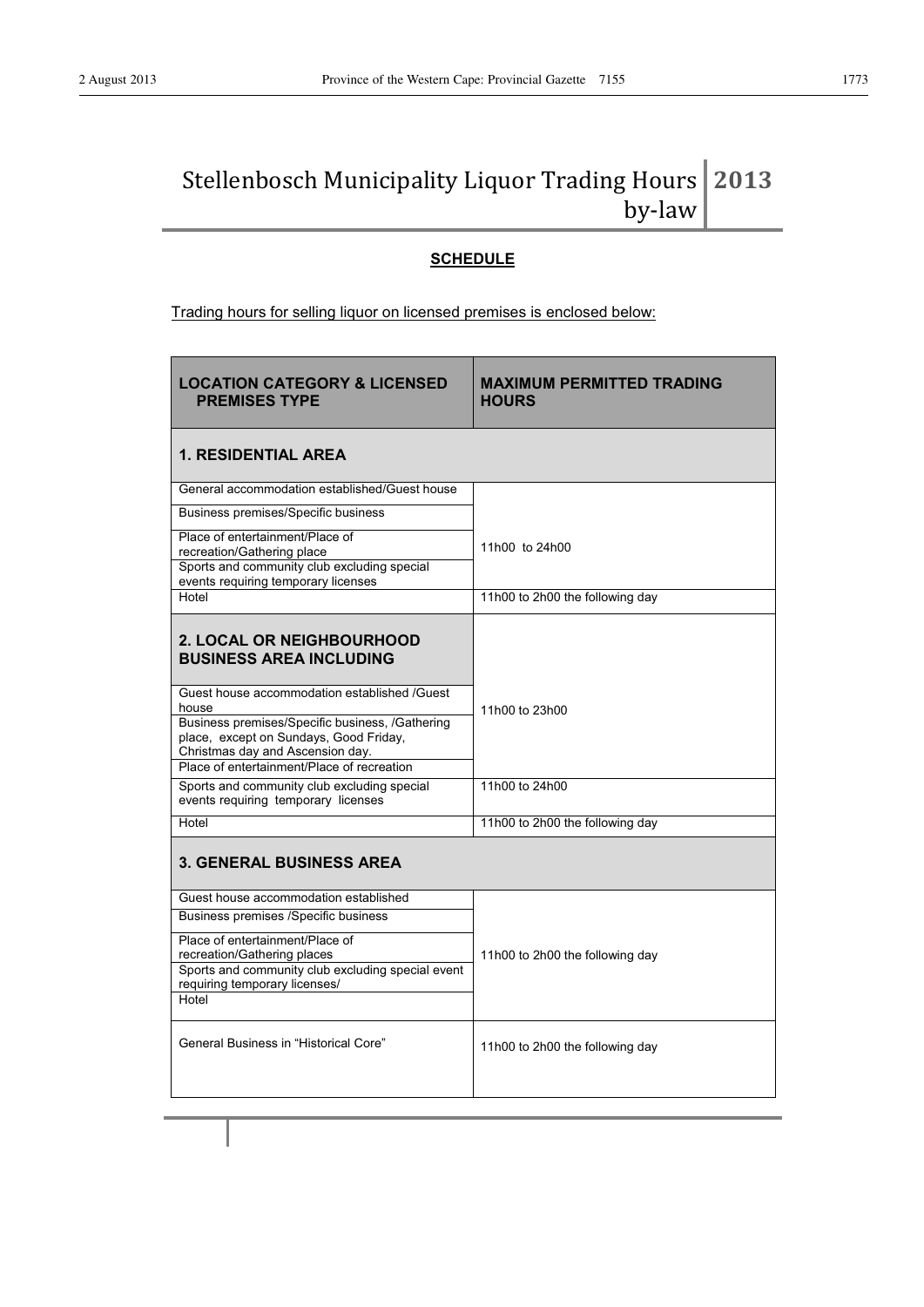# Stellenbosch Municipality Liquor Trading Hours by-law 2013

**SCHEDULE**

Trading hours for selling liquor on licensed premises is enclosed below:

| LOCATION CATEGORY & LICENSED PREMISES TYPE | MAXIMUM PERMITTED TRADING HOURS |
|---|---|
| **1. RESIDENTIAL AREA** | |
| General accommodation established/Guest house | 11h00 to 24h00 |
| Business premises/Specific business | 11h00 to 24h00 |
| Place of entertainment/Place of recreation/Gathering place | 11h00 to 24h00 |
| Sports and community club excluding special events requiring temporary licenses | 11h00 to 24h00 |
| Hotel | 11h00 to 2h00 the following day |
| **2. LOCAL OR NEIGHBOURHOOD BUSINESS AREA INCLUDING** | |
| Guest house accommodation established /Guest house | 11h00 to 23h00 |
| Business premises/Specific business, /Gathering place, except on Sundays, Good Friday, Christmas day and Ascension day. | 11h00 to 23h00 |
| Place of entertainment/Place of recreation | 11h00 to 23h00 |
| Sports and community club excluding special events requiring temporary licenses | 11h00 to 24h00 |
| Hotel | 11h00 to 2h00 the following day |
| **3. GENERAL BUSINESS AREA** | |
| Guest house accommodation established | 11h00 to 2h00 the following day |
| Business premises /Specific business | 11h00 to 2h00 the following day |
| Place of entertainment/Place of recreation/Gathering places | 11h00 to 2h00 the following day |
| Sports and community club excluding special event requiring temporary licenses/ | 11h00 to 2h00 the following day |
| Hotel | 11h00 to 2h00 the following day |
| General Business in "Historical Core" | 11h00 to 2h00 the following day |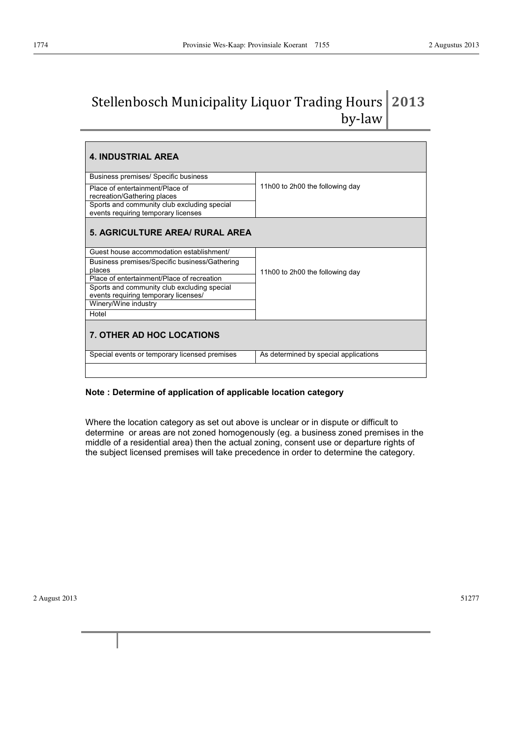| | |
|---|---|
| **4. INDUSTRIAL AREA** | |
| Business premises/ Specific business | 11h00 to 2h00 the following day |
| Place of entertainment/Place of recreation/Gathering places | |
| Sports and community club excluding special events requiring temporary licenses | |
| **5. AGRICULTURE AREA/ RURAL AREA** | |
| Guest house accommodation establishment/ | 11h00 to 2h00 the following day |
| Business premises/Specific business/Gathering places | |
| Place of entertainment/Place of recreation | |
| Sports and community club excluding special events requiring temporary licenses/ | |
| Winery/Wine industry | |
| Hotel | |
| **7. OTHER AD HOC LOCATIONS** | |
| Special events or temporary licensed premises | As determined by special applications |

**Note : Determine of application of applicable location category**

Where the location category as set out above is unclear or in dispute or difficult to determine or areas are not zoned homogenously (eg. a business zoned premises in the middle of a residential area) then the actual zoning, consent use or departure rights of the subject licensed premises will take precedence in order to determine the category.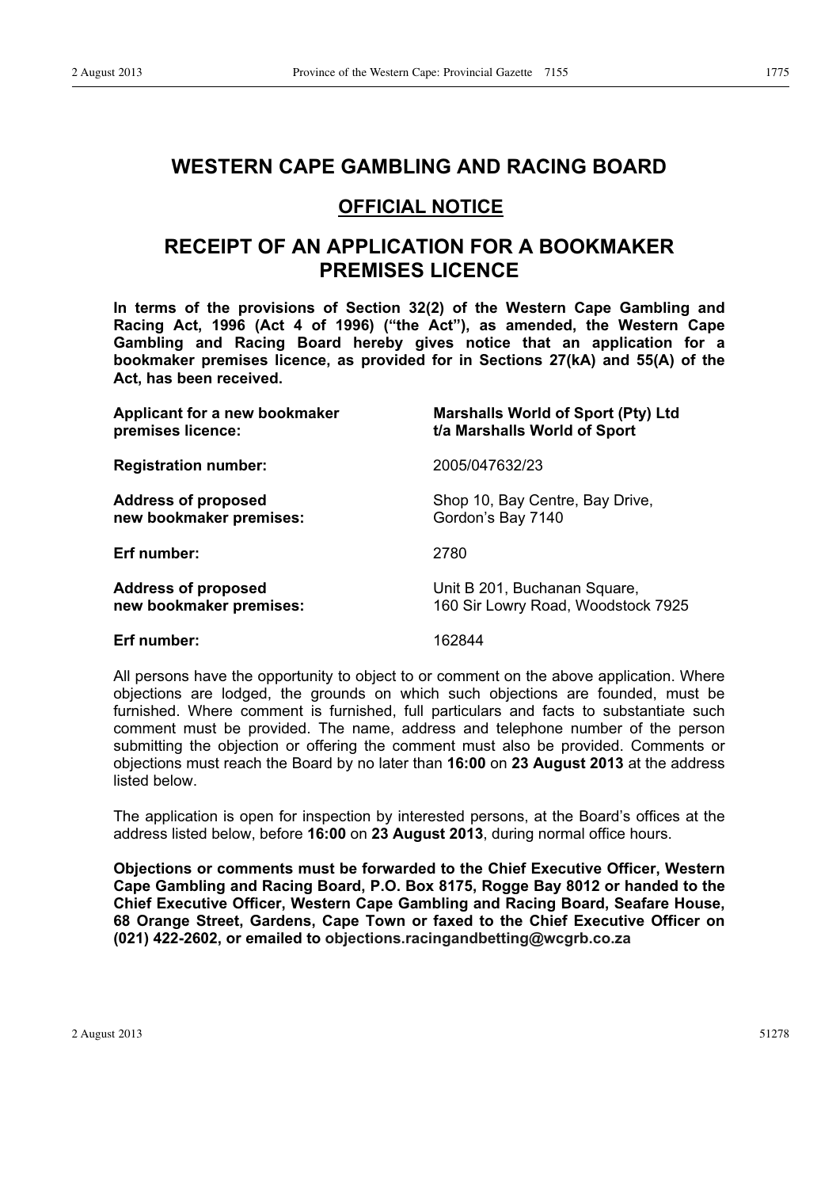# WESTERN CAPE GAMBLING AND RACING BOARD

## OFFICIAL NOTICE

## RECEIPT OF AN APPLICATION FOR A BOOKMAKER PREMISES LICENCE

**In terms of the provisions of Section 32(2) of the Western Cape Gambling and Racing Act, 1996 (Act 4 of 1996) ("the Act"), as amended, the Western Cape Gambling and Racing Board hereby gives notice that an application for a bookmaker premises licence, as provided for in Sections 27(kA) and 55(A) of the Act, has been received.**

| | |
|---|---|
| **Applicant for a new bookmaker premises licence:** | **Marshalls World of Sport (Pty) Ltd t/a Marshalls World of Sport** |
| **Registration number:** | 2005/047632/23 |
| **Address of proposed new bookmaker premises:** | Shop 10, Bay Centre, Bay Drive, Gordon's Bay 7140 |
| **Erf number:** | 2780 |
| **Address of proposed new bookmaker premises:** | Unit B 201, Buchanan Square, 160 Sir Lowry Road, Woodstock 7925 |
| **Erf number:** | 162844 |

All persons have the opportunity to object to or comment on the above application. Where objections are lodged, the grounds on which such objections are founded, must be furnished. Where comment is furnished, full particulars and facts to substantiate such comment must be provided. The name, address and telephone number of the person submitting the objection or offering the comment must also be provided. Comments or objections must reach the Board by no later than **16:00** on **23 August 2013** at the address listed below.

The application is open for inspection by interested persons, at the Board's offices at the address listed below, before **16:00** on **23 August 2013**, during normal office hours.

**Objections or comments must be forwarded to the Chief Executive Officer, Western Cape Gambling and Racing Board, P.O. Box 8175, Rogge Bay 8012 or handed to the Chief Executive Officer, Western Cape Gambling and Racing Board, Seafare House, 68 Orange Street, Gardens, Cape Town or faxed to the Chief Executive Officer on (021) 422-2602, or emailed to** objections.racingandbetting@wcgrb.co.za

2 August 2013 51278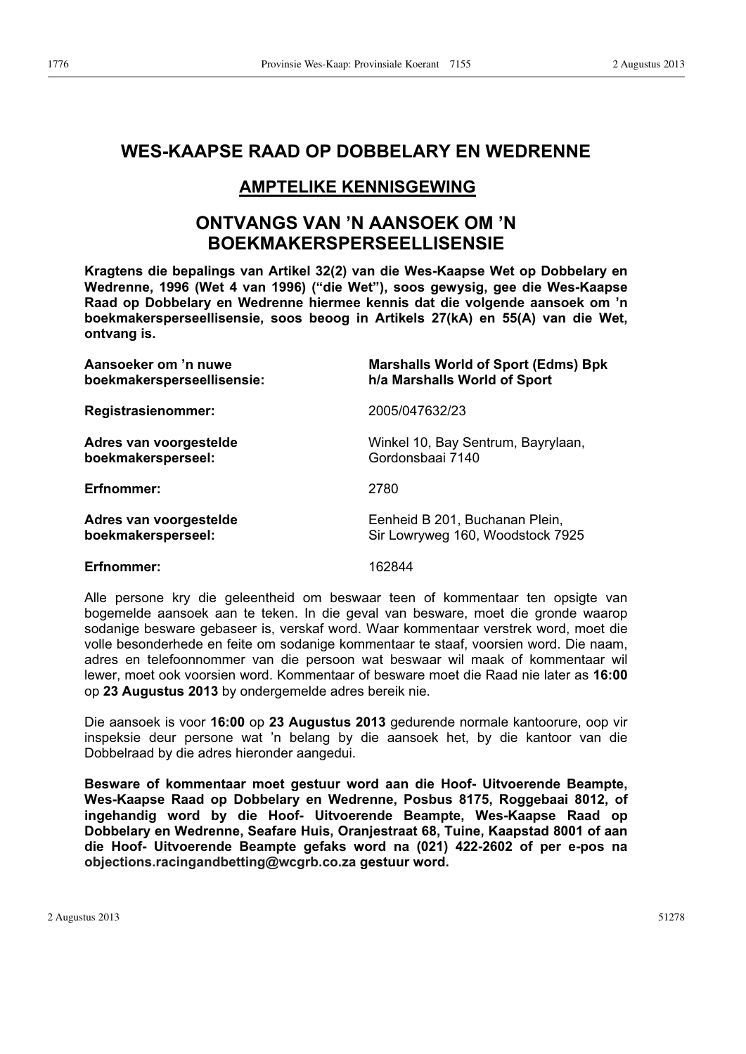# WES-KAAPSE RAAD OP DOBBELARY EN WEDRENNE

## AMPTELIKE KENNISGEWING

## ONTVANGS VAN 'N AANSOEK OM 'N BOEKMAKERSPERSEELLISENSIE

**Kragtens die bepalings van Artikel 32(2) van die Wes-Kaapse Wet op Dobbelary en Wedrenne, 1996 (Wet 4 van 1996) ("die Wet"), soos gewysig, gee die Wes-Kaapse Raad op Dobbelary en Wedrenne hiermee kennis dat die volgende aansoek om 'n boekmakersperseellisensie, soos beoog in Artikels 27(kA) en 55(A) van die Wet, ontvang is.**

| | |
|---|---|
| **Aansoeker om 'n nuwe boekmakersperseellisensie:** | **Marshalls World of Sport (Edms) Bpk h/a Marshalls World of Sport** |
| **Registrasienommer:** | 2005/047632/23 |
| **Adres van voorgestelde boekmakersperseel:** | Winkel 10, Bay Sentrum, Bayrylaan, Gordonsbaai 7140 |
| **Erfnommer:** | 2780 |
| **Adres van voorgestelde boekmakersperseel:** | Eenheid B 201, Buchanan Plein, Sir Lowryweg 160, Woodstock 7925 |
| **Erfnommer:** | 162844 |

Alle persone kry die geleentheid om beswaar teen of kommentaar ten opsigte van bogemelde aansoek aan te teken. In die geval van besware, moet die gronde waarop sodanige besware gebaseer is, verskaf word. Waar kommentaar verstrek word, moet die volle besonderhede en feite om sodanige kommentaar te staaf, voorsien word. Die naam, adres en telefoonnommer van die persoon wat beswaar wil maak of kommentaar wil lewer, moet ook voorsien word. Kommentaar of besware moet die Raad nie later as **16:00** op **23 Augustus 2013** by ondergemelde adres bereik nie.

Die aansoek is voor **16:00** op **23 Augustus 2013** gedurende normale kantoorure, oop vir inspeksie deur persone wat 'n belang by die aansoek het, by die kantoor van die Dobbelraad by die adres hieronder aangedui.

**Besware of kommentaar moet gestuur word aan die Hoof- Uitvoerende Beampte, Wes-Kaapse Raad op Dobbelary en Wedrenne, Posbus 8175, Roggebaai 8012, of ingehandig word by die Hoof- Uitvoerende Beampte, Wes-Kaapse Raad op Dobbelary en Wedrenne, Seafare Huis, Oranjestraat 68, Tuine, Kaapstad 8001 of aan die Hoof- Uitvoerende Beampte gefaks word na (021) 422-2602 of per e-pos na objections.racingandbetting@wcgrb.co.za gestuur word.**

2 Augustus 2013 51278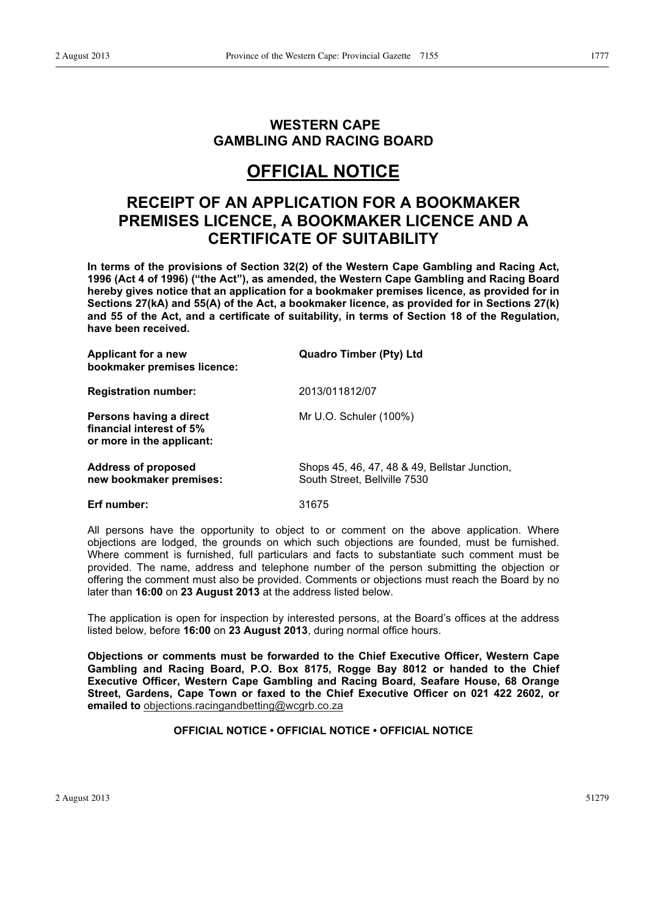# WESTERN CAPE GAMBLING AND RACING BOARD

## OFFICIAL NOTICE

## RECEIPT OF AN APPLICATION FOR A BOOKMAKER PREMISES LICENCE, A BOOKMAKER LICENCE AND A CERTIFICATE OF SUITABILITY

**In terms of the provisions of Section 32(2) of the Western Cape Gambling and Racing Act, 1996 (Act 4 of 1996) ("the Act"), as amended, the Western Cape Gambling and Racing Board hereby gives notice that an application for a bookmaker premises licence, as provided for in Sections 27(kA) and 55(A) of the Act, a bookmaker licence, as provided for in Sections 27(k) and 55 of the Act, and a certificate of suitability, in terms of Section 18 of the Regulation, have been received.**

| | |
|---|---|
| **Applicant for a new bookmaker premises licence:** | **Quadro Timber (Pty) Ltd** |
| **Registration number:** | 2013/011812/07 |
| **Persons having a direct financial interest of 5% or more in the applicant:** | Mr U.O. Schuler (100%) |
| **Address of proposed new bookmaker premises:** | Shops 45, 46, 47, 48 & 49, Bellstar Junction, South Street, Bellville 7530 |
| **Erf number:** | 31675 |

All persons have the opportunity to object to or comment on the above application. Where objections are lodged, the grounds on which such objections are founded, must be furnished. Where comment is furnished, full particulars and facts to substantiate such comment must be provided. The name, address and telephone number of the person submitting the objection or offering the comment must also be provided. Comments or objections must reach the Board by no later than **16:00** on **23 August 2013** at the address listed below.

The application is open for inspection by interested persons, at the Board's offices at the address listed below, before **16:00** on **23 August 2013**, during normal office hours.

**Objections or comments must be forwarded to the Chief Executive Officer, Western Cape Gambling and Racing Board, P.O. Box 8175, Rogge Bay 8012 or handed to the Chief Executive Officer, Western Cape Gambling and Racing Board, Seafare House, 68 Orange Street, Gardens, Cape Town or faxed to the Chief Executive Officer on 021 422 2602, or emailed to** objections.racingandbetting@wcgrb.co.za

**OFFICIAL NOTICE • OFFICIAL NOTICE • OFFICIAL NOTICE**

2 August 2013 51279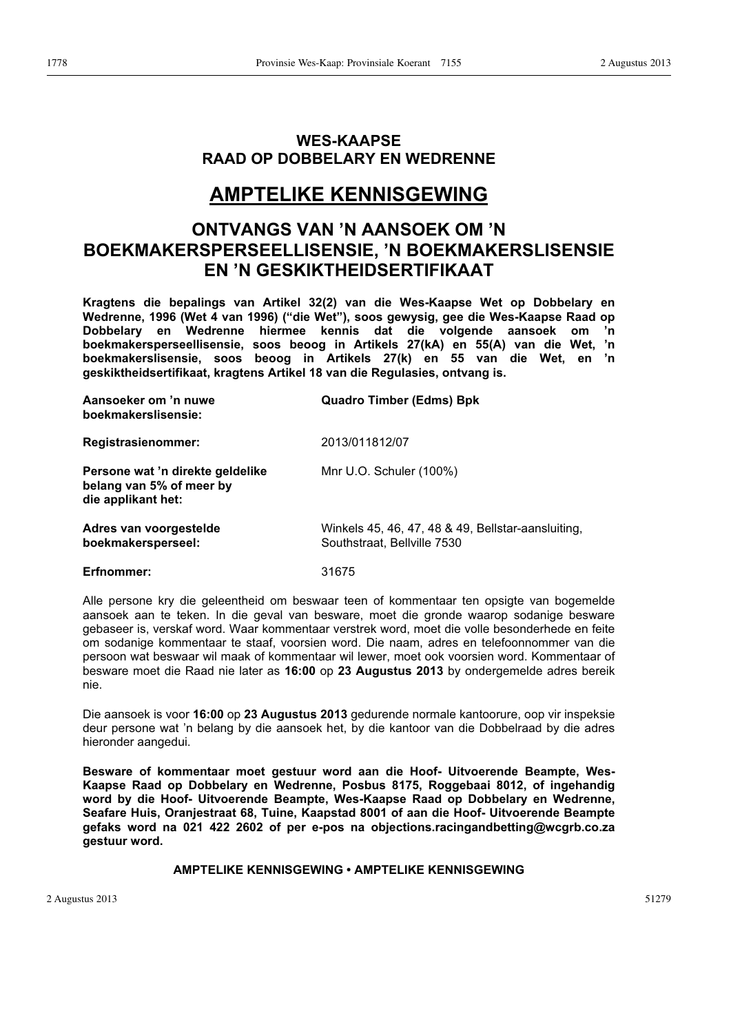## WES-KAAPSE RAAD OP DOBBELARY EN WEDRENNE

# AMPTELIKE KENNISGEWING

## ONTVANGS VAN 'N AANSOEK OM 'N BOEKMAKERSPERSEELLISENSIE, 'N BOEKMAKERSLISENSIE EN 'N GESKIKTHEIDSERTIFIKAAT

**Kragtens die bepalings van Artikel 32(2) van die Wes-Kaapse Wet op Dobbelary en Wedrenne, 1996 (Wet 4 van 1996) ("die Wet"), soos gewysig, gee die Wes-Kaapse Raad op Dobbelary en Wedrenne hiermee kennis dat die volgende aansoek om 'n boekmakersperseellisensie, soos beoog in Artikels 27(kA) en 55(A) van die Wet, 'n boekmakerslisensie, soos beoog in Artikels 27(k) en 55 van die Wet, en 'n geskiktheidsertifikaat, kragtens Artikel 18 van die Regulasies, ontvang is.**

| | |
|---|---|
| **Aansoeker om 'n nuwe boekmakerslisensie:** | **Quadro Timber (Edms) Bpk** |
| **Registrasienommer:** | 2013/011812/07 |
| **Persone wat 'n direkte geldelike belang van 5% of meer by die applikant het:** | Mnr U.O. Schuler (100%) |
| **Adres van voorgestelde boekmakersperseel:** | Winkels 45, 46, 47, 48 & 49, Bellstar-aansluiting, Southstraat, Bellville 7530 |
| **Erfnommer:** | 31675 |

Alle persone kry die geleentheid om beswaar teen of kommentaar ten opsigte van bogemelde aansoek aan te teken. In die geval van besware, moet die gronde waarop sodanige besware gebaseer is, verskaf word. Waar kommentaar verstrek word, moet die volle besonderhede en feite om sodanige kommentaar te staaf, voorsien word. Die naam, adres en telefoonnommer van die persoon wat beswaar wil maak of kommentaar wil lewer, moet ook voorsien word. Kommentaar of besware moet die Raad nie later as **16:00** op **23 Augustus 2013** by ondergemelde adres bereik nie.

Die aansoek is voor **16:00** op **23 Augustus 2013** gedurende normale kantoorure, oop vir inspeksie deur persone wat 'n belang by die aansoek het, by die kantoor van die Dobbelraad by die adres hieronder aangedui.

**Besware of kommentaar moet gestuur word aan die Hoof- Uitvoerende Beampte, Wes-Kaapse Raad op Dobbelary en Wedrenne, Posbus 8175, Roggebaai 8012, of ingehandig word by die Hoof- Uitvoerende Beampte, Wes-Kaapse Raad op Dobbelary en Wedrenne, Seafare Huis, Oranjestraat 68, Tuine, Kaapstad 8001 of aan die Hoof- Uitvoerende Beampte gefaks word na 021 422 2602 of per e-pos na objections.racingandbetting@wcgrb.co.za gestuur word.**

**AMPTELIKE KENNISGEWING • AMPTELIKE KENNISGEWING**

2 Augustus 2013 51279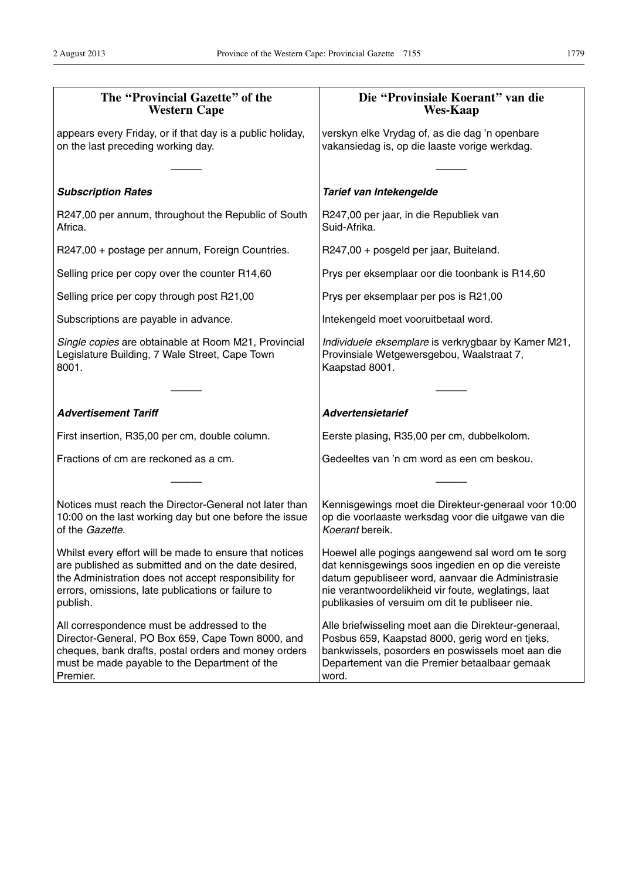## The "Provincial Gazette" of the Western Cape

appears every Friday, or if that day is a public holiday, on the last preceding working day.

---

***Subscription Rates***

R247,00 per annum, throughout the Republic of South Africa.

R247,00 + postage per annum, Foreign Countries.

Selling price per copy over the counter R14,60

Selling price per copy through post R21,00

Subscriptions are payable in advance.

*Single copies* are obtainable at Room M21, Provincial Legislature Building, 7 Wale Street, Cape Town 8001.

---

***Advertisement Tariff***

First insertion, R35,00 per cm, double column.

Fractions of cm are reckoned as a cm.

---

Notices must reach the Director-General not later than 10:00 on the last working day but one before the issue of the *Gazette*.

Whilst every effort will be made to ensure that notices are published as submitted and on the date desired, the Administration does not accept responsibility for errors, omissions, late publications or failure to publish.

All correspondence must be addressed to the Director-General, PO Box 659, Cape Town 8000, and cheques, bank drafts, postal orders and money orders must be made payable to the Department of the Premier.

## Die "Provinsiale Koerant" van die Wes-Kaap

verskyn elke Vrydag of, as die dag 'n openbare vakansiedag is, op die laaste vorige werkdag.

---

***Tarief van Intekengelde***

R247,00 per jaar, in die Republiek van Suid-Afrika.

R247,00 + posgeld per jaar, Buiteland.

Prys per eksemplaar oor die toonbank is R14,60

Prys per eksemplaar per pos is R21,00

Intekengeld moet vooruitbetaal word.

*Individuele eksemplare* is verkrygbaar by Kamer M21, Provinsiale Wetgewersgebou, Waalstraat 7, Kaapstad 8001.

---

***Advertensietarief***

Eerste plasing, R35,00 per cm, dubbelkolom.

Gedeeltes van 'n cm word as een cm beskou.

---

Kennisgewings moet die Direkteur-generaal voor 10:00 op die voorlaaste werksdag voor die uitgawe van die *Koerant* bereik.

Hoewel alle pogings aangewend sal word om te sorg dat kennisgewings soos ingedien en op die vereiste datum gepubliseer word, aanvaar die Administrasie nie verantwoordelikheid vir foute, weglatings, laat publikasies of versuim om dit te publiseer nie.

Alle briefwisseling moet aan die Direkteur-generaal, Posbus 659, Kaapstad 8000, gerig word en tjeks, bankwissels, posorders en poswissels moet aan die Departement van die Premier betaalbaar gemaak word.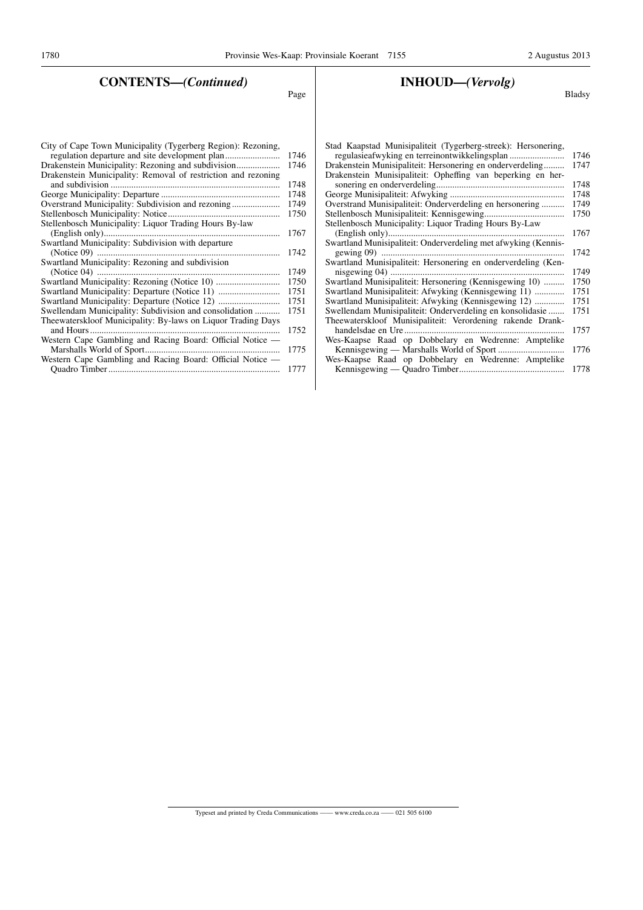## CONTENTS—*(Continued)*

| | Page |
|---|---|
| City of Cape Town Municipality (Tygerberg Region): Rezoning, regulation departure and site development plan | 1746 |
| Drakenstein Municipality: Rezoning and subdivision | 1746 |
| Drakenstein Municipality: Removal of restriction and rezoning and subdivision | 1748 |
| George Municipality: Departure | 1748 |
| Overstrand Municipality: Subdivision and rezoning | 1749 |
| Stellenbosch Municipality: Notice | 1750 |
| Stellenbosch Municipality: Liquor Trading Hours By-law (English only) | 1767 |
| Swartland Municipality: Subdivision with departure (Notice 09) | 1742 |
| Swartland Municipality: Rezoning and subdivision (Notice 04) | 1749 |
| Swartland Municipality: Rezoning (Notice 10) | 1750 |
| Swartland Municipality: Departure (Notice 11) | 1751 |
| Swartland Municipality: Departure (Notice 12) | 1751 |
| Swellendam Municipality: Subdivision and consolidation | 1751 |
| Theewaterskloof Municipality: By-laws on Liquor Trading Days and Hours | 1752 |
| Western Cape Gambling and Racing Board: Official Notice — Marshalls World of Sport | 1775 |
| Western Cape Gambling and Racing Board: Official Notice — Quadro Timber | 1777 |

## INHOUD—*(Vervolg)*

| | Bladsy |
|---|---|
| Stad Kaapstad Munisipaliteit (Tygerberg-streek): Hersonering, regulasieafwyking en terreinontwikkelingsplan | 1746 |
| Drakenstein Munisipaliteit: Hersonering en onderverdeling | 1747 |
| Drakenstein Munisipaliteit: Opheffing van beperking en hersonering en onderverdeling | 1748 |
| George Munisipaliteit: Afwyking | 1748 |
| Overstrand Munisipaliteit: Onderverdeling en hersonering | 1749 |
| Stellenbosch Munisipaliteit: Kennisgewing | 1750 |
| Stellenbosch Municipality: Liquor Trading Hours By-Law (English only) | 1767 |
| Swartland Munisipaliteit: Onderverdeling met afwyking (Kennisgewing 09) | 1742 |
| Swartland Munisipaliteit: Hersonering en onderverdeling (Kennisgewing 04) | 1749 |
| Swartland Munisipaliteit: Hersonering (Kennisgewing 10) | 1750 |
| Swartland Munisipaliteit: Afwyking (Kennisgewing 11) | 1751 |
| Swartland Munisipaliteit: Afwyking (Kennisgewing 12) | 1751 |
| Swellendam Munisipaliteit: Onderverdeling en konsolidasie | 1751 |
| Theewaterskloof Munisipaliteit: Verordening rakende Drankhandelsdae en Ure | 1757 |
| Wes-Kaapse Raad op Dobbelary en Wedrenne: Amptelike Kennisgewing — Marshalls World of Sport | 1776 |
| Wes-Kaapse Raad op Dobbelary en Wedrenne: Amptelike Kennisgewing — Quadro Timber | 1778 |

Typeset and printed by Creda Communications —— www.creda.co.za —— 021 505 6100